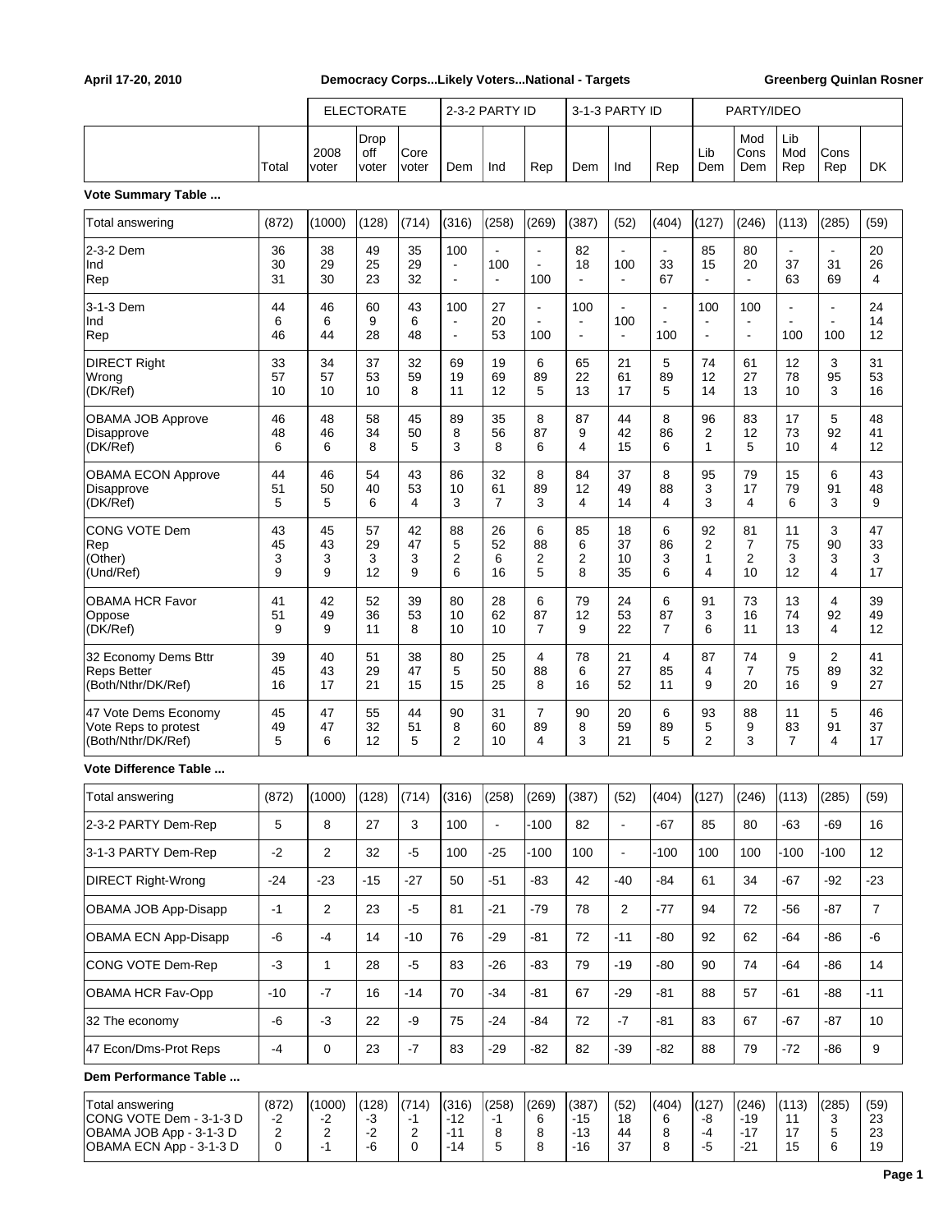April 17-20, 2010 — Democracy Corps...Likely Voters...National - Targets — Greenberg Quinlan Rosner

| | | ELECTORATE | | | 2-3-2 PARTY ID | | | 3-1-3 PARTY ID | | | PARTY/IDEO | | | | |
|---|---|---|---|---|---|---|---|---|---|---|---|---|---|---|---|
| | Total | 2008 voter | Drop off voter | Core voter | Dem | Ind | Rep | Dem | Ind | Rep | Lib Dem | Mod Cons Dem | Lib Mod Rep | Cons Rep | DK |

**Vote Summary Table ...**

| | Total | 2008 voter | Drop off voter | Core voter | Dem | Ind | Rep | Dem | Ind | Rep | Lib Dem | Mod Cons Dem | Lib Mod Rep | Cons Rep | DK |
|---|---|---|---|---|---|---|---|---|---|---|---|---|---|---|---|
| Total answering | (872) | (1000) | (128) | (714) | (316) | (258) | (269) | (387) | (52) | (404) | (127) | (246) | (113) | (285) | (59) |
| 2-3-2 Dem | 36 | 38 | 49 | 35 | 100 | - | - | 82 | - | - | 85 | 80 | - | - | 20 |
| Ind | 30 | 29 | 25 | 29 | - | 100 | - | 18 | 100 | 33 | 15 | 20 | 37 | 31 | 26 |
| Rep | 31 | 30 | 23 | 32 | - | - | 100 | - | - | 67 | - | - | 63 | 69 | 4 |
| 3-1-3 Dem | 44 | 46 | 60 | 43 | 100 | 27 | - | 100 | - | - | 100 | 100 | - | - | 24 |
| Ind | 6 | 6 | 9 | 6 | - | 20 | - | - | 100 | - | - | - | - | - | 14 |
| Rep | 46 | 44 | 28 | 48 | - | 53 | 100 | - | - | 100 | - | - | 100 | 100 | 12 |
| DIRECT Right | 33 | 34 | 37 | 32 | 69 | 19 | 6 | 65 | 21 | 5 | 74 | 61 | 12 | 3 | 31 |
| Wrong | 57 | 57 | 53 | 59 | 19 | 69 | 89 | 22 | 61 | 89 | 12 | 27 | 78 | 95 | 53 |
| (DK/Ref) | 10 | 10 | 10 | 8 | 11 | 12 | 5 | 13 | 17 | 5 | 14 | 13 | 10 | 3 | 16 |
| OBAMA JOB Approve | 46 | 48 | 58 | 45 | 89 | 35 | 8 | 87 | 44 | 8 | 96 | 83 | 17 | 5 | 48 |
| Disapprove | 48 | 46 | 34 | 50 | 8 | 56 | 87 | 9 | 42 | 86 | 2 | 12 | 73 | 92 | 41 |
| (DK/Ref) | 6 | 6 | 8 | 5 | 3 | 8 | 6 | 4 | 15 | 6 | 1 | 5 | 10 | 4 | 12 |
| OBAMA ECON Approve | 44 | 46 | 54 | 43 | 86 | 32 | 8 | 84 | 37 | 8 | 95 | 79 | 15 | 6 | 43 |
| Disapprove | 51 | 50 | 40 | 53 | 10 | 61 | 89 | 12 | 49 | 88 | 3 | 17 | 79 | 91 | 48 |
| (DK/Ref) | 5 | 5 | 6 | 4 | 3 | 7 | 3 | 4 | 14 | 4 | 3 | 4 | 6 | 3 | 9 |
| CONG VOTE Dem | 43 | 45 | 57 | 42 | 88 | 26 | 6 | 85 | 18 | 6 | 92 | 81 | 11 | 3 | 47 |
| Rep | 45 | 43 | 29 | 47 | 5 | 52 | 88 | 6 | 37 | 86 | 2 | 7 | 75 | 90 | 33 |
| (Other) | 3 | 3 | 3 | 3 | 2 | 6 | 2 | 2 | 10 | 3 | 1 | 2 | 3 | 3 | 3 |
| (Und/Ref) | 9 | 9 | 12 | 9 | 6 | 16 | 5 | 8 | 35 | 6 | 4 | 10 | 12 | 4 | 17 |
| OBAMA HCR Favor | 41 | 42 | 52 | 39 | 80 | 28 | 6 | 79 | 24 | 6 | 91 | 73 | 13 | 4 | 39 |
| Oppose | 51 | 49 | 36 | 53 | 10 | 62 | 87 | 12 | 53 | 87 | 3 | 16 | 74 | 92 | 49 |
| (DK/Ref) | 9 | 9 | 11 | 8 | 10 | 10 | 7 | 9 | 22 | 7 | 6 | 11 | 13 | 4 | 12 |
| 32 Economy Dems Bttr | 39 | 40 | 51 | 38 | 80 | 25 | 4 | 78 | 21 | 4 | 87 | 74 | 9 | 2 | 41 |
| Reps Better | 45 | 43 | 29 | 47 | 5 | 50 | 88 | 6 | 27 | 85 | 4 | 7 | 75 | 89 | 32 |
| (Both/Nthr/DK/Ref) | 16 | 17 | 21 | 15 | 15 | 25 | 8 | 16 | 52 | 11 | 9 | 20 | 16 | 9 | 27 |
| 47 Vote Dems Economy | 45 | 47 | 55 | 44 | 90 | 31 | 7 | 90 | 20 | 6 | 93 | 88 | 11 | 5 | 46 |
| Vote Reps to protest | 49 | 47 | 32 | 51 | 8 | 60 | 89 | 8 | 59 | 89 | 5 | 9 | 83 | 91 | 37 |
| (Both/Nthr/DK/Ref) | 5 | 6 | 12 | 5 | 2 | 10 | 4 | 3 | 21 | 5 | 2 | 3 | 7 | 4 | 17 |

**Vote Difference Table ...**

| | Total | 2008 voter | Drop off voter | Core voter | Dem | Ind | Rep | Dem | Ind | Rep | Lib Dem | Mod Cons Dem | Lib Mod Rep | Cons Rep | DK |
|---|---|---|---|---|---|---|---|---|---|---|---|---|---|---|---|
| Total answering | (872) | (1000) | (128) | (714) | (316) | (258) | (269) | (387) | (52) | (404) | (127) | (246) | (113) | (285) | (59) |
| 2-3-2 PARTY Dem-Rep | 5 | 8 | 27 | 3 | 100 | - | -100 | 82 | - | -67 | 85 | 80 | -63 | -69 | 16 |
| 3-1-3 PARTY Dem-Rep | -2 | 2 | 32 | -5 | 100 | -25 | -100 | 100 | - | -100 | 100 | 100 | -100 | -100 | 12 |
| DIRECT Right-Wrong | -24 | -23 | -15 | -27 | 50 | -51 | -83 | 42 | -40 | -84 | 61 | 34 | -67 | -92 | -23 |
| OBAMA JOB App-Disapp | -1 | 2 | 23 | -5 | 81 | -21 | -79 | 78 | 2 | -77 | 94 | 72 | -56 | -87 | 7 |
| OBAMA ECN App-Disapp | -6 | -4 | 14 | -10 | 76 | -29 | -81 | 72 | -11 | -80 | 92 | 62 | -64 | -86 | -6 |
| CONG VOTE Dem-Rep | -3 | 1 | 28 | -5 | 83 | -26 | -83 | 79 | -19 | -80 | 90 | 74 | -64 | -86 | 14 |
| OBAMA HCR Fav-Opp | -10 | -7 | 16 | -14 | 70 | -34 | -81 | 67 | -29 | -81 | 88 | 57 | -61 | -88 | -11 |
| 32 The economy | -6 | -3 | 22 | -9 | 75 | -24 | -84 | 72 | -7 | -81 | 83 | 67 | -67 | -87 | 10 |
| 47 Econ/Dms-Prot Reps | -4 | 0 | 23 | -7 | 83 | -29 | -82 | 82 | -39 | -82 | 88 | 79 | -72 | -86 | 9 |

**Dem Performance Table ...**

| | Total | 2008 voter | Drop off voter | Core voter | Dem | Ind | Rep | Dem | Ind | Rep | Lib Dem | Mod Cons Dem | Lib Mod Rep | Cons Rep | DK |
|---|---|---|---|---|---|---|---|---|---|---|---|---|---|---|---|
| Total answering | (872) | (1000) | (128) | (714) | (316) | (258) | (269) | (387) | (52) | (404) | (127) | (246) | (113) | (285) | (59) |
| CONG VOTE Dem - 3-1-3 D | -2 | -2 | -3 | -1 | -12 | -1 | 6 | -15 | 18 | 6 | -8 | -19 | 11 | 3 | 23 |
| OBAMA JOB App - 3-1-3 D | 2 | 2 | -2 | 2 | -11 | 8 | 8 | -13 | 44 | 8 | -4 | -17 | 17 | 5 | 23 |
| OBAMA ECN App - 3-1-3 D | 0 | -1 | -6 | 0 | -14 | 5 | 8 | -16 | 37 | 8 | -5 | -21 | 15 | 6 | 19 |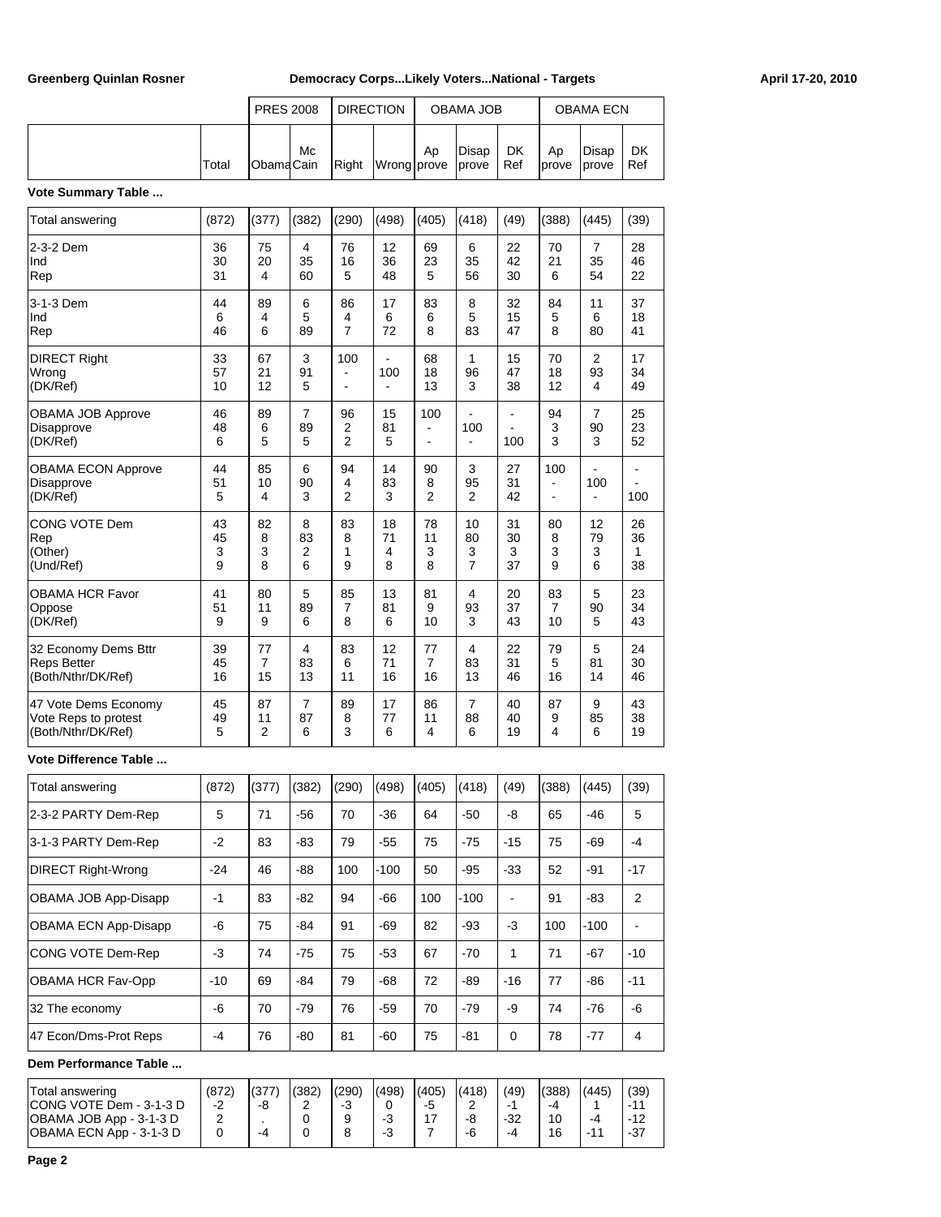Greenberg Quinlan Rosner | Democracy Corps...Likely Voters...National - Targets | April 17-20, 2010

| | | PRES 2008 | | DIRECTION | | OBAMA JOB | | | OBAMA ECN | | |
|---|---|---|---|---|---|---|---|---|---|---|---|
| | Total | Obama | McCain | Right | Wrong | Approve | Disapprove | DK Ref | Approve | Disapprove | DK Ref |
| **Vote Summary Table ...** | | | | | | | | | | | |
| Total answering | (872) | (377) | (382) | (290) | (498) | (405) | (418) | (49) | (388) | (445) | (39) |
| 2-3-2 Dem | 36 | 75 | 4 | 76 | 12 | 69 | 6 | 22 | 70 | 7 | 28 |
| Ind | 30 | 20 | 35 | 16 | 36 | 23 | 35 | 42 | 21 | 35 | 46 |
| Rep | 31 | 4 | 60 | 5 | 48 | 5 | 56 | 30 | 6 | 54 | 22 |
| 3-1-3 Dem | 44 | 89 | 6 | 86 | 17 | 83 | 8 | 32 | 84 | 11 | 37 |
| Ind | 6 | 4 | 5 | 4 | 6 | 6 | 5 | 15 | 5 | 6 | 18 |
| Rep | 46 | 6 | 89 | 7 | 72 | 8 | 83 | 47 | 8 | 80 | 41 |
| DIRECT Right | 33 | 67 | 3 | 100 | - | 68 | 1 | 15 | 70 | 2 | 17 |
| Wrong | 57 | 21 | 91 | - | 100 | 18 | 96 | 47 | 18 | 93 | 34 |
| (DK/Ref) | 10 | 12 | 5 | - | - | 13 | 3 | 38 | 12 | 4 | 49 |
| OBAMA JOB Approve | 46 | 89 | 7 | 96 | 15 | 100 | - | - | 94 | 7 | 25 |
| Disapprove | 48 | 6 | 89 | 2 | 81 | - | 100 | - | 3 | 90 | 23 |
| (DK/Ref) | 6 | 5 | 5 | 2 | 5 | - | - | 100 | 3 | 3 | 52 |
| OBAMA ECON Approve | 44 | 85 | 6 | 94 | 14 | 90 | 3 | 27 | 100 | - | - |
| Disapprove | 51 | 10 | 90 | 4 | 83 | 8 | 95 | 31 | - | 100 | - |
| (DK/Ref) | 5 | 4 | 3 | 2 | 3 | 2 | 2 | 42 | - | - | 100 |
| CONG VOTE Dem | 43 | 82 | 8 | 83 | 18 | 78 | 10 | 31 | 80 | 12 | 26 |
| Rep | 45 | 8 | 83 | 8 | 71 | 11 | 80 | 30 | 8 | 79 | 36 |
| (Other) | 3 | 3 | 2 | 1 | 4 | 3 | 3 | 3 | 3 | 3 | 1 |
| (Und/Ref) | 9 | 8 | 6 | 9 | 8 | 8 | 7 | 37 | 9 | 6 | 38 |
| OBAMA HCR Favor | 41 | 80 | 5 | 85 | 13 | 81 | 4 | 20 | 83 | 5 | 23 |
| Oppose | 51 | 11 | 89 | 7 | 81 | 9 | 93 | 37 | 7 | 90 | 34 |
| (DK/Ref) | 9 | 9 | 6 | 8 | 6 | 10 | 3 | 43 | 10 | 5 | 43 |
| 32 Economy Dems Bttr | 39 | 77 | 4 | 83 | 12 | 77 | 4 | 22 | 79 | 5 | 24 |
| Reps Better | 45 | 7 | 83 | 6 | 71 | 7 | 83 | 31 | 5 | 81 | 30 |
| (Both/Nthr/DK/Ref) | 16 | 15 | 13 | 11 | 16 | 16 | 13 | 46 | 16 | 14 | 46 |
| 47 Vote Dems Economy | 45 | 87 | 7 | 89 | 17 | 86 | 7 | 40 | 87 | 9 | 43 |
| Vote Reps to protest | 49 | 11 | 87 | 8 | 77 | 11 | 88 | 40 | 9 | 85 | 38 |
| (Both/Nthr/DK/Ref) | 5 | 2 | 6 | 3 | 6 | 4 | 6 | 19 | 4 | 6 | 19 |
| **Vote Difference Table ...** | | | | | | | | | | | |
| Total answering | (872) | (377) | (382) | (290) | (498) | (405) | (418) | (49) | (388) | (445) | (39) |
| 2-3-2 PARTY Dem-Rep | 5 | 71 | -56 | 70 | -36 | 64 | -50 | -8 | 65 | -46 | 5 |
| 3-1-3 PARTY Dem-Rep | -2 | 83 | -83 | 79 | -55 | 75 | -75 | -15 | 75 | -69 | -4 |
| DIRECT Right-Wrong | -24 | 46 | -88 | 100 | -100 | 50 | -95 | -33 | 52 | -91 | -17 |
| OBAMA JOB App-Disapp | -1 | 83 | -82 | 94 | -66 | 100 | -100 | - | 91 | -83 | 2 |
| OBAMA ECN App-Disapp | -6 | 75 | -84 | 91 | -69 | 82 | -93 | -3 | 100 | -100 | - |
| CONG VOTE Dem-Rep | -3 | 74 | -75 | 75 | -53 | 67 | -70 | 1 | 71 | -67 | -10 |
| OBAMA HCR Fav-Opp | -10 | 69 | -84 | 79 | -68 | 72 | -89 | -16 | 77 | -86 | -11 |
| 32 The economy | -6 | 70 | -79 | 76 | -59 | 70 | -79 | -9 | 74 | -76 | -6 |
| 47 Econ/Dms-Prot Reps | -4 | 76 | -80 | 81 | -60 | 75 | -81 | 0 | 78 | -77 | 4 |
| **Dem Performance Table ...** | | | | | | | | | | | |
| Total answering | (872) | (377) | (382) | (290) | (498) | (405) | (418) | (49) | (388) | (445) | (39) |
| CONG VOTE Dem - 3-1-3 D | -2 | -8 | 2 | -3 | 0 | -5 | 2 | -1 | -4 | 1 | -11 |
| OBAMA JOB App - 3-1-3 D | 2 | . | 0 | 9 | -3 | 17 | -8 | -32 | 10 | -4 | -12 |
| OBAMA ECN App - 3-1-3 D | 0 | -4 | 0 | 8 | -3 | 7 | -6 | -4 | 16 | -11 | -37 |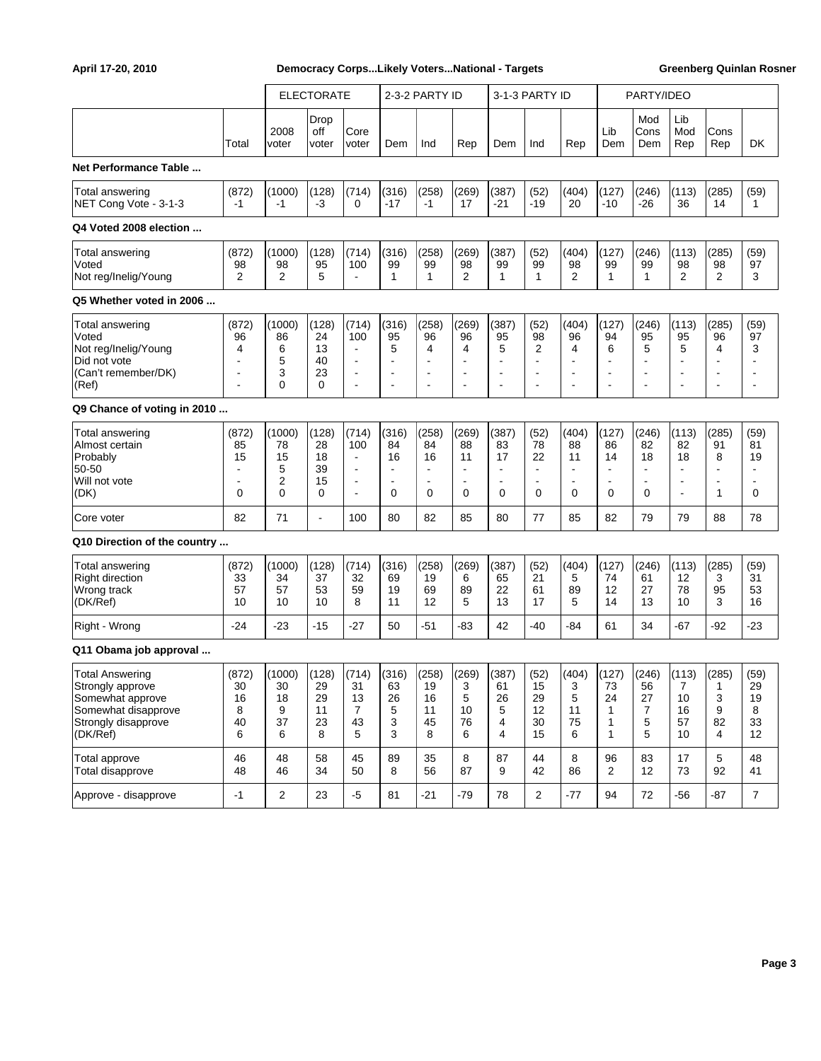| | Total | ELECTORATE | | | 2-3-2 PARTY ID | | | 3-1-3 PARTY ID | | | PARTY/IDEO | | | | |
|---|---|---|---|---|---|---|---|---|---|---|---|---|---|---|---|
| | | 2008 voter | Drop off voter | Core voter | Dem | Ind | Rep | Dem | Ind | Rep | Lib Dem | Mod Cons Dem | Lib Mod Rep | Cons Rep | DK |
| **Net Performance Table ...** | | | | | | | | | | | | | | | |
| Total answering | (872) | (1000) | (128) | (714) | (316) | (258) | (269) | (387) | (52) | (404) | (127) | (246) | (113) | (285) | (59) |
| NET Cong Vote - 3-1-3 | -1 | -1 | -3 | 0 | -17 | -1 | 17 | -21 | -19 | 20 | -10 | -26 | 36 | 14 | 1 |
| **Q4 Voted 2008 election ...** | | | | | | | | | | | | | | | |
| Total answering | (872) | (1000) | (128) | (714) | (316) | (258) | (269) | (387) | (52) | (404) | (127) | (246) | (113) | (285) | (59) |
| Voted | 98 | 98 | 95 | 100 | 99 | 99 | 98 | 99 | 99 | 98 | 99 | 99 | 98 | 98 | 97 |
| Not reg/Inelig/Young | 2 | 2 | 5 | - | 1 | 1 | 2 | 1 | 1 | 2 | 1 | 1 | 2 | 2 | 3 |
| **Q5 Whether voted in 2006 ...** | | | | | | | | | | | | | | | |
| Total answering | (872) | (1000) | (128) | (714) | (316) | (258) | (269) | (387) | (52) | (404) | (127) | (246) | (113) | (285) | (59) |
| Voted | 96 | 86 | 24 | 100 | 95 | 96 | 96 | 95 | 98 | 96 | 94 | 95 | 95 | 96 | 97 |
| Not reg/Inelig/Young | 4 | 6 | 13 | - | 5 | 4 | 4 | 5 | 2 | 4 | 6 | 5 | 5 | 4 | 3 |
| Did not vote | - | 5 | 40 | - | - | - | - | - | - | - | - | - | - | - | - |
| (Can't remember/DK) | - | 3 | 23 | - | - | - | - | - | - | - | - | - | - | - | - |
| (Ref) | - | 0 | 0 | - | - | - | - | - | - | - | - | - | - | - | - |
| **Q9 Chance of voting in 2010 ...** | | | | | | | | | | | | | | | |
| Total answering | (872) | (1000) | (128) | (714) | (316) | (258) | (269) | (387) | (52) | (404) | (127) | (246) | (113) | (285) | (59) |
| Almost certain | 85 | 78 | 28 | 100 | 84 | 84 | 88 | 83 | 78 | 88 | 86 | 82 | 82 | 91 | 81 |
| Probably | 15 | 15 | 18 | - | 16 | 16 | 11 | 17 | 22 | 11 | 14 | 18 | 18 | 8 | 19 |
| 50-50 | - | 5 | 39 | - | - | - | - | - | - | - | - | - | - | - | - |
| Will not vote | - | 2 | 15 | - | - | - | - | - | - | - | - | - | - | - | - |
| (DK) | 0 | 0 | 0 | - | 0 | 0 | 0 | 0 | 0 | 0 | 0 | 0 | - | 1 | 0 |
| Core voter | 82 | 71 | - | 100 | 80 | 82 | 85 | 80 | 77 | 85 | 82 | 79 | 79 | 88 | 78 |
| **Q10 Direction of the country ...** | | | | | | | | | | | | | | | |
| Total answering | (872) | (1000) | (128) | (714) | (316) | (258) | (269) | (387) | (52) | (404) | (127) | (246) | (113) | (285) | (59) |
| Right direction | 33 | 34 | 37 | 32 | 69 | 19 | 6 | 65 | 21 | 5 | 74 | 61 | 12 | 3 | 31 |
| Wrong track | 57 | 57 | 53 | 59 | 19 | 69 | 89 | 22 | 61 | 89 | 12 | 27 | 78 | 95 | 53 |
| (DK/Ref) | 10 | 10 | 10 | 8 | 11 | 12 | 5 | 13 | 17 | 5 | 14 | 13 | 10 | 3 | 16 |
| Right - Wrong | -24 | -23 | -15 | -27 | 50 | -51 | -83 | 42 | -40 | -84 | 61 | 34 | -67 | -92 | -23 |
| **Q11 Obama job approval ...** | | | | | | | | | | | | | | | |
| Total Answering | (872) | (1000) | (128) | (714) | (316) | (258) | (269) | (387) | (52) | (404) | (127) | (246) | (113) | (285) | (59) |
| Strongly approve | 30 | 30 | 29 | 31 | 63 | 19 | 3 | 61 | 15 | 3 | 73 | 56 | 7 | 1 | 29 |
| Somewhat approve | 16 | 18 | 29 | 13 | 26 | 16 | 5 | 26 | 29 | 5 | 24 | 27 | 10 | 3 | 19 |
| Somewhat disapprove | 8 | 9 | 11 | 7 | 5 | 11 | 10 | 5 | 12 | 11 | 1 | 7 | 16 | 9 | 8 |
| Strongly disapprove | 40 | 37 | 23 | 43 | 3 | 45 | 76 | 4 | 30 | 75 | 1 | 5 | 57 | 82 | 33 |
| (DK/Ref) | 6 | 6 | 8 | 5 | 3 | 8 | 6 | 4 | 15 | 6 | 1 | 5 | 10 | 4 | 12 |
| Total approve | 46 | 48 | 58 | 45 | 89 | 35 | 8 | 87 | 44 | 8 | 96 | 83 | 17 | 5 | 48 |
| Total disapprove | 48 | 46 | 34 | 50 | 8 | 56 | 87 | 9 | 42 | 86 | 2 | 12 | 73 | 92 | 41 |
| Approve - disapprove | -1 | 2 | 23 | -5 | 81 | -21 | -79 | 78 | 2 | -77 | 94 | 72 | -56 | -87 | 7 |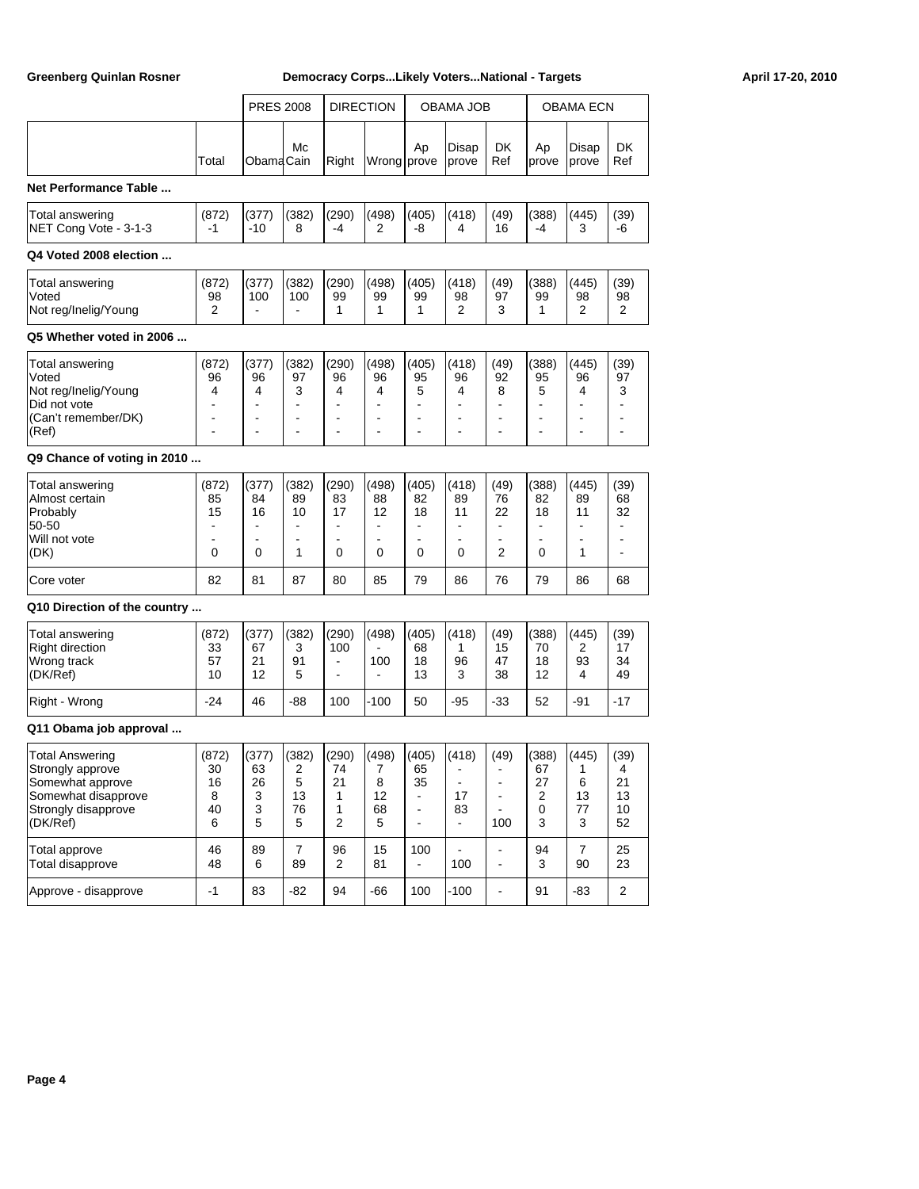| | Total | PRES 2008 Obama | PRES 2008 McCain | DIRECTION Right | DIRECTION Wrong | OBAMA JOB Approve | OBAMA JOB Disapprove | OBAMA JOB DK Ref | OBAMA ECN Approve | OBAMA ECN Disapprove | OBAMA ECN DK Ref |
|---|---|---|---|---|---|---|---|---|---|---|---|
| **Net Performance Table ...** | | | | | | | | | | | |
| Total answering | (872) | (377) | (382) | (290) | (498) | (405) | (418) | (49) | (388) | (445) | (39) |
| NET Cong Vote - 3-1-3 | -1 | -10 | 8 | -4 | 2 | -8 | 4 | 16 | -4 | 3 | -6 |
| **Q4 Voted 2008 election ...** | | | | | | | | | | | |
| Total answering | (872) | (377) | (382) | (290) | (498) | (405) | (418) | (49) | (388) | (445) | (39) |
| Voted | 98 | 100 | 100 | 99 | 99 | 99 | 98 | 97 | 99 | 98 | 98 |
| Not reg/Inelig/Young | 2 | - | - | 1 | 1 | 1 | 2 | 3 | 1 | 2 | 2 |
| **Q5 Whether voted in 2006 ...** | | | | | | | | | | | |
| Total answering | (872) | (377) | (382) | (290) | (498) | (405) | (418) | (49) | (388) | (445) | (39) |
| Voted | 96 | 96 | 97 | 96 | 96 | 95 | 96 | 92 | 95 | 96 | 97 |
| Not reg/Inelig/Young | 4 | 4 | 3 | 4 | 4 | 5 | 4 | 8 | 5 | 4 | 3 |
| Did not vote | - | - | - | - | - | - | - | - | - | - | - |
| (Can't remember/DK) | - | - | - | - | - | - | - | - | - | - | - |
| (Ref) | - | - | - | - | - | - | - | - | - | - | - |
| **Q9 Chance of voting in 2010 ...** | | | | | | | | | | | |
| Total answering | (872) | (377) | (382) | (290) | (498) | (405) | (418) | (49) | (388) | (445) | (39) |
| Almost certain | 85 | 84 | 89 | 83 | 88 | 82 | 89 | 76 | 82 | 89 | 68 |
| Probably | 15 | 16 | 10 | 17 | 12 | 18 | 11 | 22 | 18 | 11 | 32 |
| 50-50 | - | - | - | - | - | - | - | - | - | - | - |
| Will not vote | - | - | - | - | - | - | - | - | - | - | - |
| (DK) | 0 | 0 | 1 | 0 | 0 | 0 | 0 | 2 | 0 | 1 | - |
| Core voter | 82 | 81 | 87 | 80 | 85 | 79 | 86 | 76 | 79 | 86 | 68 |
| **Q10 Direction of the country ...** | | | | | | | | | | | |
| Total answering | (872) | (377) | (382) | (290) | (498) | (405) | (418) | (49) | (388) | (445) | (39) |
| Right direction | 33 | 67 | 3 | 100 | - | 68 | 1 | 15 | 70 | 2 | 17 |
| Wrong track | 57 | 21 | 91 | - | 100 | 18 | 96 | 47 | 18 | 93 | 34 |
| (DK/Ref) | 10 | 12 | 5 | - | - | 13 | 3 | 38 | 12 | 4 | 49 |
| Right - Wrong | -24 | 46 | -88 | 100 | -100 | 50 | -95 | -33 | 52 | -91 | -17 |
| **Q11 Obama job approval ...** | | | | | | | | | | | |
| Total Answering | (872) | (377) | (382) | (290) | (498) | (405) | (418) | (49) | (388) | (445) | (39) |
| Strongly approve | 30 | 63 | 2 | 74 | 7 | 65 | - | - | 67 | 1 | 4 |
| Somewhat approve | 16 | 26 | 5 | 21 | 8 | 35 | - | - | 27 | 6 | 21 |
| Somewhat disapprove | 8 | 3 | 13 | 1 | 12 | - | 17 | - | 2 | 13 | 13 |
| Strongly disapprove | 40 | 3 | 76 | 1 | 68 | - | 83 | - | 0 | 77 | 10 |
| (DK/Ref) | 6 | 5 | 5 | 2 | 5 | - | - | 100 | 3 | 3 | 52 |
| Total approve | 46 | 89 | 7 | 96 | 15 | 100 | - | - | 94 | 7 | 25 |
| Total disapprove | 48 | 6 | 89 | 2 | 81 | - | 100 | - | 3 | 90 | 23 |
| Approve - disapprove | -1 | 83 | -82 | 94 | -66 | 100 | -100 | - | 91 | -83 | 2 |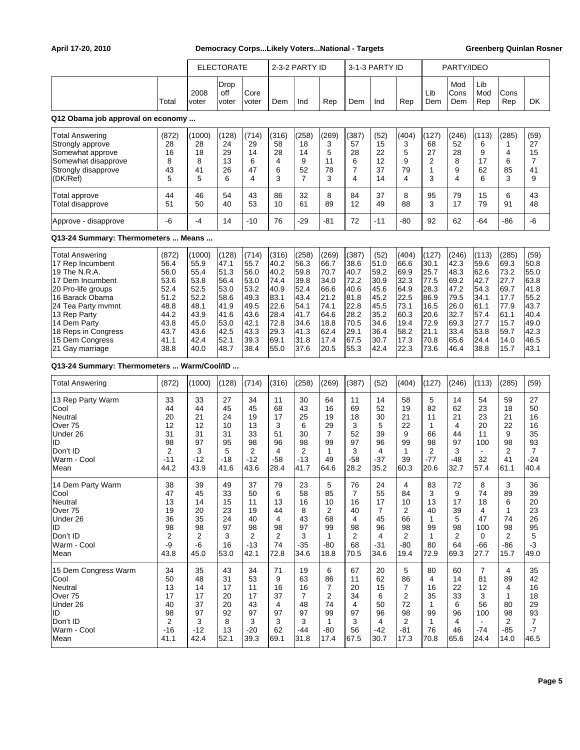|  |  | ELECTORATE |  |  | 2-3-2 PARTY ID |  |  | 3-1-3 PARTY ID |  |  | PARTY/IDEO |  |  |  |  |
|---|---|---|---|---|---|---|---|---|---|---|---|---|---|---|---|
|  | Total | 2008 voter | Drop off voter | Core voter | Dem | Ind | Rep | Dem | Ind | Rep | Lib Dem | Mod Cons Dem | Lib Mod Rep | Cons Rep | DK |

**Q12 Obama job approval on economy ...**

|  | Total | 2008 voter | Drop off voter | Core voter | Dem | Ind | Rep | Dem | Ind | Rep | Lib Dem | Mod Cons Dem | Lib Mod Rep | Cons Rep | DK |
|---|---|---|---|---|---|---|---|---|---|---|---|---|---|---|---|
| Total Answering | (872) | (1000) | (128) | (714) | (316) | (258) | (269) | (387) | (52) | (404) | (127) | (246) | (113) | (285) | (59) |
| Strongly approve | 28 | 28 | 24 | 29 | 58 | 18 | 3 | 57 | 15 | 3 | 68 | 52 | 6 | 1 | 27 |
| Somewhat approve | 16 | 18 | 29 | 14 | 28 | 14 | 5 | 28 | 22 | 5 | 27 | 28 | 9 | 4 | 15 |
| Somewhat disapprove | 8 | 8 | 13 | 6 | 4 | 9 | 11 | 6 | 12 | 9 | 2 | 8 | 17 | 6 | 7 |
| Strongly disapprove | 43 | 41 | 26 | 47 | 6 | 52 | 78 | 7 | 37 | 79 | 1 | 9 | 62 | 85 | 41 |
| (DK/Ref) | 5 | 5 | 6 | 4 | 3 | 7 | 3 | 4 | 14 | 4 | 3 | 4 | 6 | 3 | 9 |
| Total approve | 44 | 46 | 54 | 43 | 86 | 32 | 8 | 84 | 37 | 8 | 95 | 79 | 15 | 6 | 43 |
| Total disapprove | 51 | 50 | 40 | 53 | 10 | 61 | 89 | 12 | 49 | 88 | 3 | 17 | 79 | 91 | 48 |
| Approve - disapprove | -6 | -4 | 14 | -10 | 76 | -29 | -81 | 72 | -11 | -80 | 92 | 62 | -64 | -86 | -6 |

**Q13-24 Summary: Thermometers ... Means ...**

|  | Total | 2008 voter | Drop off voter | Core voter | Dem | Ind | Rep | Dem | Ind | Rep | Lib Dem | Mod Cons Dem | Lib Mod Rep | Cons Rep | DK |
|---|---|---|---|---|---|---|---|---|---|---|---|---|---|---|---|
| Total Answering | (872) | (1000) | (128) | (714) | (316) | (258) | (269) | (387) | (52) | (404) | (127) | (246) | (113) | (285) | (59) |
| 17 Rep Incumbent | 56.4 | 55.9 | 47.1 | 55.7 | 40.2 | 56.3 | 66.7 | 38.6 | 51.0 | 66.6 | 30.1 | 42.3 | 59.6 | 69.3 | 50.8 |
| 19 The N.R.A. | 56.0 | 55.4 | 51.3 | 56.0 | 40.2 | 59.8 | 70.7 | 40.7 | 59.2 | 69.9 | 25.7 | 48.3 | 62.6 | 73.2 | 55.0 |
| 17 Dem Incumbent | 53.6 | 53.8 | 56.4 | 53.0 | 74.4 | 39.8 | 34.0 | 72.2 | 30.9 | 32.3 | 77.5 | 69.2 | 42.7 | 27.7 | 63.8 |
| 20 Pro-life groups | 52.4 | 52.5 | 53.0 | 53.2 | 40.9 | 52.4 | 66.6 | 40.6 | 45.6 | 64.9 | 28.3 | 47.2 | 54.3 | 69.7 | 41.8 |
| 16 Barack Obama | 51.2 | 52.2 | 58.6 | 49.3 | 83.1 | 43.4 | 21.2 | 81.8 | 45.2 | 22.5 | 86.9 | 79.5 | 34.1 | 17.7 | 55.2 |
| 24 Tea Party mvmnt | 48.8 | 48.1 | 41.9 | 49.5 | 22.6 | 54.1 | 74.1 | 22.8 | 45.5 | 73.1 | 16.5 | 26.0 | 61.1 | 77.9 | 43.7 |
| 13 Rep Party | 44.2 | 43.9 | 41.6 | 43.6 | 28.4 | 41.7 | 64.6 | 28.2 | 35.2 | 60.3 | 20.6 | 32.7 | 57.4 | 61.1 | 40.4 |
| 14 Dem Party | 43.8 | 45.0 | 53.0 | 42.1 | 72.8 | 34.6 | 18.8 | 70.5 | 34.6 | 19.4 | 72.9 | 69.3 | 27.7 | 15.7 | 49.0 |
| 18 Reps in Congress | 43.7 | 43.6 | 42.5 | 43.3 | 29.3 | 41.3 | 62.4 | 29.1 | 36.4 | 58.2 | 21.1 | 33.4 | 53.8 | 59.7 | 42.3 |
| 15 Dem Congress | 41.1 | 42.4 | 52.1 | 39.3 | 69.1 | 31.8 | 17.4 | 67.5 | 30.7 | 17.3 | 70.8 | 65.6 | 24.4 | 14.0 | 46.5 |
| 21 Gay marriage | 38.8 | 40.0 | 48.7 | 38.4 | 55.0 | 37.6 | 20.5 | 55.3 | 42.4 | 22.3 | 73.6 | 46.4 | 38.8 | 15.7 | 43.1 |

**Q13-24 Summary: Thermometers ... Warm/Cool/ID ...**

|  | Total | 2008 voter | Drop off voter | Core voter | Dem | Ind | Rep | Dem | Ind | Rep | Lib Dem | Mod Cons Dem | Lib Mod Rep | Cons Rep | DK |
|---|---|---|---|---|---|---|---|---|---|---|---|---|---|---|---|
| Total Answering | (872) | (1000) | (128) | (714) | (316) | (258) | (269) | (387) | (52) | (404) | (127) | (246) | (113) | (285) | (59) |
| 13 Rep Party Warm | 33 | 33 | 27 | 34 | 11 | 30 | 64 | 11 | 14 | 58 | 5 | 14 | 54 | 59 | 27 |
| Cool | 44 | 44 | 45 | 45 | 68 | 43 | 16 | 69 | 52 | 19 | 82 | 62 | 23 | 18 | 50 |
| Neutral | 20 | 21 | 24 | 19 | 17 | 25 | 19 | 18 | 30 | 21 | 11 | 21 | 23 | 21 | 16 |
| Over 75 | 12 | 12 | 10 | 13 | 3 | 6 | 29 | 3 | 5 | 22 | 1 | 4 | 20 | 22 | 16 |
| Under 26 | 31 | 31 | 31 | 33 | 51 | 30 | 7 | 52 | 39 | 9 | 66 | 44 | 11 | 9 | 35 |
| ID | 98 | 97 | 95 | 98 | 96 | 98 | 99 | 97 | 96 | 99 | 98 | 97 | 100 | 98 | 93 |
| Don't ID | 2 | 3 | 5 | 2 | 4 | 2 | 1 | 3 | 4 | 1 | 2 | 3 | - | 2 | 7 |
| Warm - Cool | -11 | -12 | -18 | -12 | -58 | -13 | 49 | -58 | -37 | 39 | -77 | -48 | 32 | 41 | -24 |
| Mean | 44.2 | 43.9 | 41.6 | 43.6 | 28.4 | 41.7 | 64.6 | 28.2 | 35.2 | 60.3 | 20.6 | 32.7 | 57.4 | 61.1 | 40.4 |
| 14 Dem Party Warm | 38 | 39 | 49 | 37 | 79 | 23 | 5 | 76 | 24 | 4 | 83 | 72 | 8 | 3 | 36 |
| Cool | 47 | 45 | 33 | 50 | 6 | 58 | 85 | 7 | 55 | 84 | 3 | 9 | 74 | 89 | 39 |
| Neutral | 13 | 14 | 15 | 11 | 13 | 16 | 10 | 16 | 17 | 10 | 13 | 17 | 18 | 6 | 20 |
| Over 75 | 19 | 20 | 23 | 19 | 44 | 8 | 2 | 40 | 7 | 2 | 40 | 39 | 4 | 1 | 23 |
| Under 26 | 36 | 35 | 24 | 40 | 4 | 43 | 68 | 4 | 45 | 66 | 1 | 5 | 47 | 74 | 26 |
| ID | 98 | 98 | 97 | 98 | 98 | 97 | 99 | 98 | 96 | 98 | 99 | 98 | 100 | 98 | 95 |
| Don't ID | 2 | 2 | 3 | 2 | 2 | 3 | 1 | 2 | 4 | 2 | 1 | 2 | 0 | 2 | 5 |
| Warm - Cool | -9 | -6 | 16 | -13 | 74 | -35 | -80 | 68 | -31 | -80 | 80 | 64 | -66 | -86 | -3 |
| Mean | 43.8 | 45.0 | 53.0 | 42.1 | 72.8 | 34.6 | 18.8 | 70.5 | 34.6 | 19.4 | 72.9 | 69.3 | 27.7 | 15.7 | 49.0 |
| 15 Dem Congress Warm | 34 | 35 | 43 | 34 | 71 | 19 | 6 | 67 | 20 | 5 | 80 | 60 | 7 | 4 | 35 |
| Cool | 50 | 48 | 31 | 53 | 9 | 63 | 86 | 11 | 62 | 86 | 4 | 14 | 81 | 89 | 42 |
| Neutral | 13 | 14 | 17 | 11 | 16 | 16 | 7 | 20 | 15 | 7 | 16 | 22 | 12 | 4 | 16 |
| Over 75 | 17 | 17 | 20 | 17 | 37 | 7 | 2 | 34 | 6 | 2 | 35 | 33 | 3 | 1 | 18 |
| Under 26 | 40 | 37 | 20 | 43 | 4 | 48 | 74 | 4 | 50 | 72 | 1 | 6 | 56 | 80 | 29 |
| ID | 98 | 97 | 92 | 97 | 97 | 97 | 99 | 97 | 96 | 98 | 99 | 96 | 100 | 98 | 93 |
| Don't ID | 2 | 3 | 8 | 3 | 3 | 3 | 1 | 3 | 4 | 2 | 1 | 4 | - | 2 | 7 |
| Warm - Cool | -16 | -12 | 13 | -20 | 62 | -44 | -80 | 56 | -42 | -81 | 76 | 46 | -74 | -85 | -7 |
| Mean | 41.1 | 42.4 | 52.1 | 39.3 | 69.1 | 31.8 | 17.4 | 67.5 | 30.7 | 17.3 | 70.8 | 65.6 | 24.4 | 14.0 | 46.5 |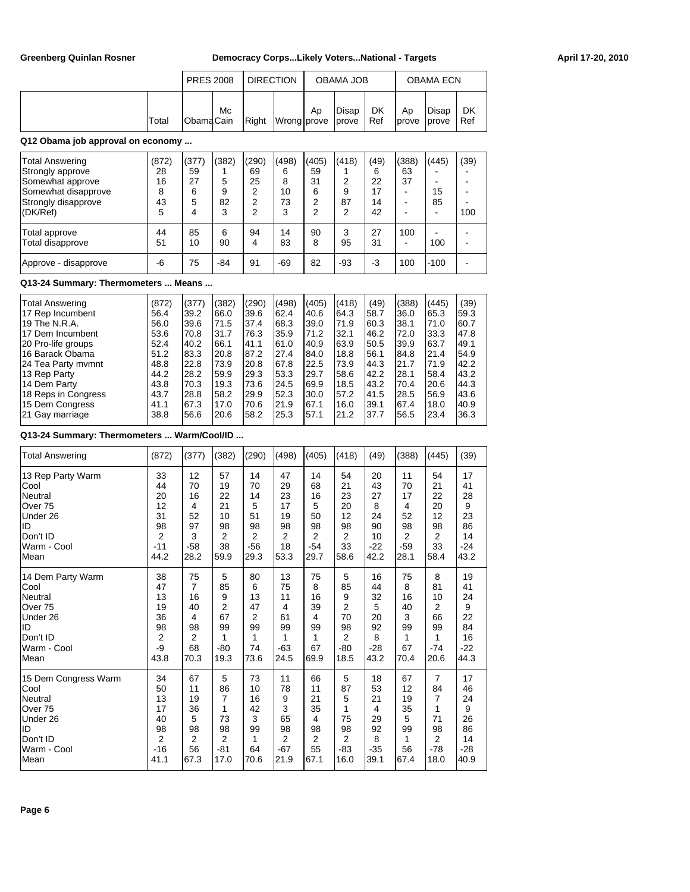| | Total | PRES 2008 | | DIRECTION | | OBAMA JOB | | | OBAMA ECN | | |
|---|---|---|---|---|---|---|---|---|---|---|---|
| | | Obama | McCain | Right | Wrong | Approve | Disapprove | DK Ref | Approve | Disapprove | DK Ref |

## Q12 Obama job approval on economy ...

| | Total | Obama | McCain | Right | Wrong | Approve | Disapprove | DK Ref | Approve | Disapprove | DK Ref |
|---|---|---|---|---|---|---|---|---|---|---|---|
| Total Answering | (872) | (377) | (382) | (290) | (498) | (405) | (418) | (49) | (388) | (445) | (39) |
| Strongly approve | 28 | 59 | 1 | 69 | 6 | 59 | 1 | 6 | 63 | - | - |
| Somewhat approve | 16 | 27 | 5 | 25 | 8 | 31 | 2 | 22 | 37 | - | - |
| Somewhat disapprove | 8 | 6 | 9 | 2 | 10 | 6 | 9 | 17 | - | 15 | - |
| Strongly disapprove | 43 | 5 | 82 | 2 | 73 | 2 | 87 | 14 | - | 85 | - |
| (DK/Ref) | 5 | 4 | 3 | 2 | 3 | 2 | 2 | 42 | - | - | 100 |
| Total approve | 44 | 85 | 6 | 94 | 14 | 90 | 3 | 27 | 100 | - | - |
| Total disapprove | 51 | 10 | 90 | 4 | 83 | 8 | 95 | 31 | - | 100 | - |
| Approve - disapprove | -6 | 75 | -84 | 91 | -69 | 82 | -93 | -3 | 100 | -100 | - |

## Q13-24 Summary: Thermometers ... Means ...

| | Total | Obama | McCain | Right | Wrong | Approve | Disapprove | DK Ref | Approve | Disapprove | DK Ref |
|---|---|---|---|---|---|---|---|---|---|---|---|
| Total Answering | (872) | (377) | (382) | (290) | (498) | (405) | (418) | (49) | (388) | (445) | (39) |
| 17 Rep Incumbent | 56.4 | 39.2 | 66.0 | 39.6 | 62.4 | 40.6 | 64.3 | 58.7 | 36.0 | 65.3 | 59.3 |
| 19 The N.R.A. | 56.0 | 39.6 | 71.5 | 37.4 | 68.3 | 39.0 | 71.9 | 60.3 | 38.1 | 71.0 | 60.7 |
| 17 Dem Incumbent | 53.6 | 70.8 | 31.7 | 76.3 | 35.9 | 71.2 | 32.1 | 46.2 | 72.0 | 33.3 | 47.8 |
| 20 Pro-life groups | 52.4 | 40.2 | 66.1 | 41.1 | 61.0 | 40.9 | 63.9 | 50.5 | 39.9 | 63.7 | 49.1 |
| 16 Barack Obama | 51.2 | 83.3 | 20.8 | 87.2 | 27.4 | 84.0 | 18.8 | 56.1 | 84.8 | 21.4 | 54.9 |
| 24 Tea Party mvmnt | 48.8 | 22.8 | 73.9 | 20.8 | 67.8 | 22.5 | 73.9 | 44.3 | 21.7 | 71.9 | 42.2 |
| 13 Rep Party | 44.2 | 28.2 | 59.9 | 29.3 | 53.3 | 29.7 | 58.6 | 42.2 | 28.1 | 58.4 | 43.2 |
| 14 Dem Party | 43.8 | 70.3 | 19.3 | 73.6 | 24.5 | 69.9 | 18.5 | 43.2 | 70.4 | 20.6 | 44.3 |
| 18 Reps in Congress | 43.7 | 28.8 | 58.2 | 29.9 | 52.3 | 30.0 | 57.2 | 41.5 | 28.5 | 56.9 | 43.6 |
| 15 Dem Congress | 41.1 | 67.3 | 17.0 | 70.6 | 21.9 | 67.1 | 16.0 | 39.1 | 67.4 | 18.0 | 40.9 |
| 21 Gay marriage | 38.8 | 56.6 | 20.6 | 58.2 | 25.3 | 57.1 | 21.2 | 37.7 | 56.5 | 23.4 | 36.3 |

## Q13-24 Summary: Thermometers ... Warm/Cool/ID ...

| | Total | Obama | McCain | Right | Wrong | Approve | Disapprove | DK Ref | Approve | Disapprove | DK Ref |
|---|---|---|---|---|---|---|---|---|---|---|---|
| Total Answering | (872) | (377) | (382) | (290) | (498) | (405) | (418) | (49) | (388) | (445) | (39) |
| 13 Rep Party Warm | 33 | 12 | 57 | 14 | 47 | 14 | 54 | 20 | 11 | 54 | 17 |
| Cool | 44 | 70 | 19 | 70 | 29 | 68 | 21 | 43 | 70 | 21 | 41 |
| Neutral | 20 | 16 | 22 | 14 | 23 | 16 | 23 | 27 | 17 | 22 | 28 |
| Over 75 | 12 | 4 | 21 | 5 | 17 | 5 | 20 | 8 | 4 | 20 | 9 |
| Under 26 | 31 | 52 | 10 | 51 | 19 | 50 | 12 | 24 | 52 | 12 | 23 |
| ID | 98 | 97 | 98 | 98 | 98 | 98 | 98 | 90 | 98 | 98 | 86 |
| Don't ID | 2 | 3 | 2 | 2 | 2 | 2 | 2 | 10 | 2 | 2 | 14 |
| Warm - Cool | -11 | -58 | 38 | -56 | 18 | -54 | 33 | -22 | -59 | 33 | -24 |
| Mean | 44.2 | 28.2 | 59.9 | 29.3 | 53.3 | 29.7 | 58.6 | 42.2 | 28.1 | 58.4 | 43.2 |
| 14 Dem Party Warm | 38 | 75 | 5 | 80 | 13 | 75 | 5 | 16 | 75 | 8 | 19 |
| Cool | 47 | 7 | 85 | 6 | 75 | 8 | 85 | 44 | 8 | 81 | 41 |
| Neutral | 13 | 16 | 9 | 13 | 11 | 16 | 9 | 32 | 16 | 10 | 24 |
| Over 75 | 19 | 40 | 2 | 47 | 4 | 39 | 2 | 5 | 40 | 2 | 9 |
| Under 26 | 36 | 4 | 67 | 2 | 61 | 4 | 70 | 20 | 3 | 66 | 22 |
| ID | 98 | 98 | 99 | 99 | 99 | 99 | 98 | 92 | 99 | 99 | 84 |
| Don't ID | 2 | 2 | 1 | 1 | 1 | 1 | 2 | 8 | 1 | 1 | 16 |
| Warm - Cool | -9 | 68 | -80 | 74 | -63 | 67 | -80 | -28 | 67 | -74 | -22 |
| Mean | 43.8 | 70.3 | 19.3 | 73.6 | 24.5 | 69.9 | 18.5 | 43.2 | 70.4 | 20.6 | 44.3 |
| 15 Dem Congress Warm | 34 | 67 | 5 | 73 | 11 | 66 | 5 | 18 | 67 | 7 | 17 |
| Cool | 50 | 11 | 86 | 10 | 78 | 11 | 87 | 53 | 12 | 84 | 46 |
| Neutral | 13 | 19 | 7 | 16 | 9 | 21 | 5 | 21 | 19 | 7 | 24 |
| Over 75 | 17 | 36 | 1 | 42 | 3 | 35 | 1 | 4 | 35 | 1 | 9 |
| Under 26 | 40 | 5 | 73 | 3 | 65 | 4 | 75 | 29 | 5 | 71 | 26 |
| ID | 98 | 98 | 98 | 99 | 98 | 98 | 98 | 92 | 99 | 98 | 86 |
| Don't ID | 2 | 2 | 2 | 1 | 2 | 2 | 2 | 8 | 1 | 2 | 14 |
| Warm - Cool | -16 | 56 | -81 | 64 | -67 | 55 | -83 | -35 | 56 | -78 | -28 |
| Mean | 41.1 | 67.3 | 17.0 | 70.6 | 21.9 | 67.1 | 16.0 | 39.1 | 67.4 | 18.0 | 40.9 |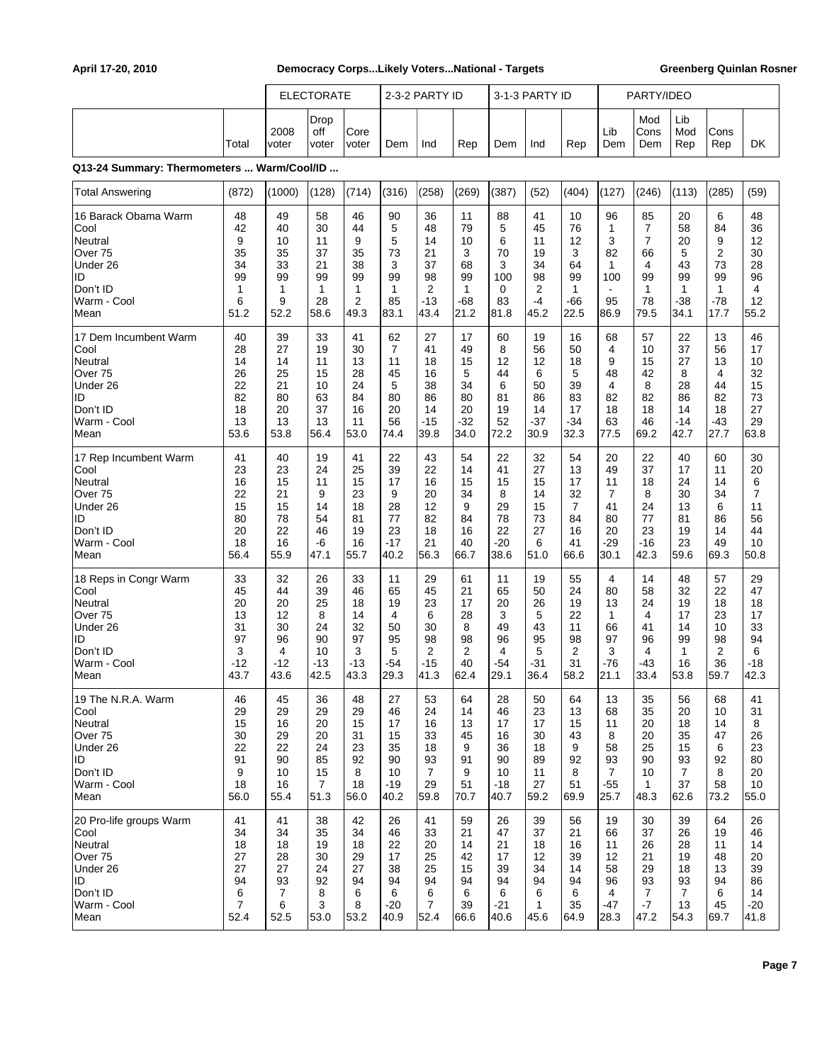**Q13-24 Summary: Thermometers ... Warm/Cool/ID ...**

| | | ELECTORATE | | | 2-3-2 PARTY ID | | | 3-1-3 PARTY ID | | | PARTY/IDEO | | | | |
|---|---|---|---|---|---|---|---|---|---|---|---|---|---|---|---|
| | Total | 2008 voter | Drop off voter | Core voter | Dem | Ind | Rep | Dem | Ind | Rep | Lib Dem | Mod Cons Dem | Lib Mod Rep | Cons Rep | DK |
| Total Answering | (872) | (1000) | (128) | (714) | (316) | (258) | (269) | (387) | (52) | (404) | (127) | (246) | (113) | (285) | (59) |
| 16 Barack Obama Warm | 48 | 49 | 58 | 46 | 90 | 36 | 11 | 88 | 41 | 10 | 96 | 85 | 20 | 6 | 48 |
| Cool | 42 | 40 | 30 | 44 | 5 | 48 | 79 | 5 | 45 | 76 | 1 | 7 | 58 | 84 | 36 |
| Neutral | 9 | 10 | 11 | 9 | 5 | 14 | 10 | 6 | 11 | 12 | 3 | 7 | 20 | 9 | 12 |
| Over 75 | 35 | 35 | 37 | 35 | 73 | 21 | 3 | 70 | 19 | 3 | 82 | 66 | 5 | 2 | 30 |
| Under 26 | 34 | 33 | 21 | 38 | 3 | 37 | 68 | 3 | 34 | 64 | 1 | 4 | 43 | 73 | 28 |
| ID | 99 | 99 | 99 | 99 | 99 | 98 | 99 | 100 | 98 | 99 | 100 | 99 | 99 | 99 | 96 |
| Don't ID | 1 | 1 | 1 | 1 | 1 | 2 | 1 | 0 | 2 | 1 | - | 1 | 1 | 1 | 4 |
| Warm - Cool | 6 | 9 | 28 | 2 | 85 | -13 | -68 | 83 | -4 | -66 | 95 | 78 | -38 | -78 | 12 |
| Mean | 51.2 | 52.2 | 58.6 | 49.3 | 83.1 | 43.4 | 21.2 | 81.8 | 45.2 | 22.5 | 86.9 | 79.5 | 34.1 | 17.7 | 55.2 |
| 17 Dem Incumbent Warm | 40 | 39 | 33 | 41 | 62 | 27 | 17 | 60 | 19 | 16 | 68 | 57 | 22 | 13 | 46 |
| Cool | 28 | 27 | 19 | 30 | 7 | 41 | 49 | 8 | 56 | 50 | 4 | 10 | 37 | 56 | 17 |
| Neutral | 14 | 14 | 11 | 13 | 11 | 18 | 15 | 12 | 12 | 18 | 9 | 15 | 27 | 13 | 10 |
| Over 75 | 26 | 25 | 15 | 28 | 45 | 16 | 5 | 44 | 6 | 5 | 48 | 42 | 8 | 4 | 32 |
| Under 26 | 22 | 21 | 10 | 24 | 5 | 38 | 34 | 6 | 50 | 39 | 4 | 8 | 28 | 44 | 15 |
| ID | 82 | 80 | 63 | 84 | 80 | 86 | 80 | 81 | 86 | 83 | 82 | 82 | 86 | 82 | 73 |
| Don't ID | 18 | 20 | 37 | 16 | 20 | 14 | 20 | 19 | 14 | 17 | 18 | 18 | 14 | 18 | 27 |
| Warm - Cool | 13 | 13 | 13 | 11 | 56 | -15 | -32 | 52 | -37 | -34 | 63 | 46 | -14 | -43 | 29 |
| Mean | 53.6 | 53.8 | 56.4 | 53.0 | 74.4 | 39.8 | 34.0 | 72.2 | 30.9 | 32.3 | 77.5 | 69.2 | 42.7 | 27.7 | 63.8 |
| 17 Rep Incumbent Warm | 41 | 40 | 19 | 41 | 22 | 43 | 54 | 22 | 32 | 54 | 20 | 22 | 40 | 60 | 30 |
| Cool | 23 | 23 | 24 | 25 | 39 | 22 | 14 | 41 | 27 | 13 | 49 | 37 | 17 | 11 | 20 |
| Neutral | 16 | 15 | 11 | 15 | 17 | 16 | 15 | 15 | 15 | 17 | 11 | 18 | 24 | 14 | 6 |
| Over 75 | 22 | 21 | 9 | 23 | 9 | 20 | 34 | 8 | 14 | 32 | 7 | 8 | 30 | 34 | 7 |
| Under 26 | 15 | 15 | 14 | 18 | 28 | 12 | 9 | 29 | 15 | 7 | 41 | 24 | 13 | 6 | 11 |
| ID | 80 | 78 | 54 | 81 | 77 | 82 | 84 | 78 | 73 | 84 | 80 | 77 | 81 | 86 | 56 |
| Don't ID | 20 | 22 | 46 | 19 | 23 | 18 | 16 | 22 | 27 | 16 | 20 | 23 | 19 | 14 | 44 |
| Warm - Cool | 18 | 16 | -6 | 16 | -17 | 21 | 40 | -20 | 6 | 41 | -29 | -16 | 23 | 49 | 10 |
| Mean | 56.4 | 55.9 | 47.1 | 55.7 | 40.2 | 56.3 | 66.7 | 38.6 | 51.0 | 66.6 | 30.1 | 42.3 | 59.6 | 69.3 | 50.8 |
| 18 Reps in Congr Warm | 33 | 32 | 26 | 33 | 11 | 29 | 61 | 11 | 19 | 55 | 4 | 14 | 48 | 57 | 29 |
| Cool | 45 | 44 | 39 | 46 | 65 | 45 | 21 | 65 | 50 | 24 | 80 | 58 | 32 | 22 | 47 |
| Neutral | 20 | 20 | 25 | 18 | 19 | 23 | 17 | 20 | 26 | 19 | 13 | 24 | 19 | 18 | 18 |
| Over 75 | 13 | 12 | 8 | 14 | 4 | 6 | 28 | 3 | 5 | 22 | 1 | 4 | 17 | 23 | 17 |
| Under 26 | 31 | 30 | 24 | 32 | 50 | 30 | 8 | 49 | 43 | 11 | 66 | 41 | 14 | 10 | 33 |
| ID | 97 | 96 | 90 | 97 | 95 | 98 | 98 | 96 | 95 | 98 | 97 | 96 | 99 | 98 | 94 |
| Don't ID | 3 | 4 | 10 | 3 | 5 | 2 | 2 | 4 | 5 | 2 | 3 | 4 | 1 | 2 | 6 |
| Warm - Cool | -12 | -12 | -13 | -13 | -54 | -15 | 40 | -54 | -31 | 31 | -76 | -43 | 16 | 36 | -18 |
| Mean | 43.7 | 43.6 | 42.5 | 43.3 | 29.3 | 41.3 | 62.4 | 29.1 | 36.4 | 58.2 | 21.1 | 33.4 | 53.8 | 59.7 | 42.3 |
| 19 The N.R.A. Warm | 46 | 45 | 36 | 48 | 27 | 53 | 64 | 28 | 50 | 64 | 13 | 35 | 56 | 68 | 41 |
| Cool | 29 | 29 | 29 | 29 | 46 | 24 | 14 | 46 | 23 | 13 | 68 | 35 | 20 | 10 | 31 |
| Neutral | 15 | 16 | 20 | 15 | 17 | 16 | 13 | 17 | 17 | 15 | 11 | 20 | 18 | 14 | 8 |
| Over 75 | 30 | 29 | 20 | 31 | 15 | 33 | 45 | 16 | 30 | 43 | 8 | 20 | 35 | 47 | 26 |
| Under 26 | 22 | 22 | 24 | 23 | 35 | 18 | 9 | 36 | 18 | 9 | 58 | 25 | 15 | 6 | 23 |
| ID | 91 | 90 | 85 | 92 | 90 | 93 | 91 | 90 | 89 | 92 | 93 | 90 | 93 | 92 | 80 |
| Don't ID | 9 | 10 | 15 | 8 | 10 | 7 | 9 | 10 | 11 | 8 | 7 | 10 | 7 | 8 | 20 |
| Warm - Cool | 18 | 16 | 7 | 18 | -19 | 29 | 51 | -18 | 27 | 51 | -55 | 1 | 37 | 58 | 10 |
| Mean | 56.0 | 55.4 | 51.3 | 56.0 | 40.2 | 59.8 | 70.7 | 40.7 | 59.2 | 69.9 | 25.7 | 48.3 | 62.6 | 73.2 | 55.0 |
| 20 Pro-life groups Warm | 41 | 41 | 38 | 42 | 26 | 41 | 59 | 26 | 39 | 56 | 19 | 30 | 39 | 64 | 26 |
| Cool | 34 | 34 | 35 | 34 | 46 | 33 | 21 | 47 | 37 | 21 | 66 | 37 | 26 | 19 | 46 |
| Neutral | 18 | 18 | 19 | 18 | 22 | 20 | 14 | 21 | 18 | 16 | 11 | 26 | 28 | 11 | 14 |
| Over 75 | 27 | 28 | 30 | 29 | 17 | 25 | 42 | 17 | 12 | 39 | 12 | 21 | 19 | 48 | 20 |
| Under 26 | 27 | 27 | 24 | 27 | 38 | 25 | 15 | 39 | 34 | 14 | 58 | 29 | 18 | 13 | 39 |
| ID | 94 | 93 | 92 | 94 | 94 | 94 | 94 | 94 | 94 | 94 | 96 | 93 | 93 | 94 | 86 |
| Don't ID | 6 | 7 | 8 | 6 | 6 | 6 | 6 | 6 | 6 | 6 | 4 | 7 | 7 | 6 | 14 |
| Warm - Cool | 7 | 6 | 3 | 8 | -20 | 7 | 39 | -21 | 1 | 35 | -47 | -7 | 13 | 45 | -20 |
| Mean | 52.4 | 52.5 | 53.0 | 53.2 | 40.9 | 52.4 | 66.6 | 40.6 | 45.6 | 64.9 | 28.3 | 47.2 | 54.3 | 69.7 | 41.8 |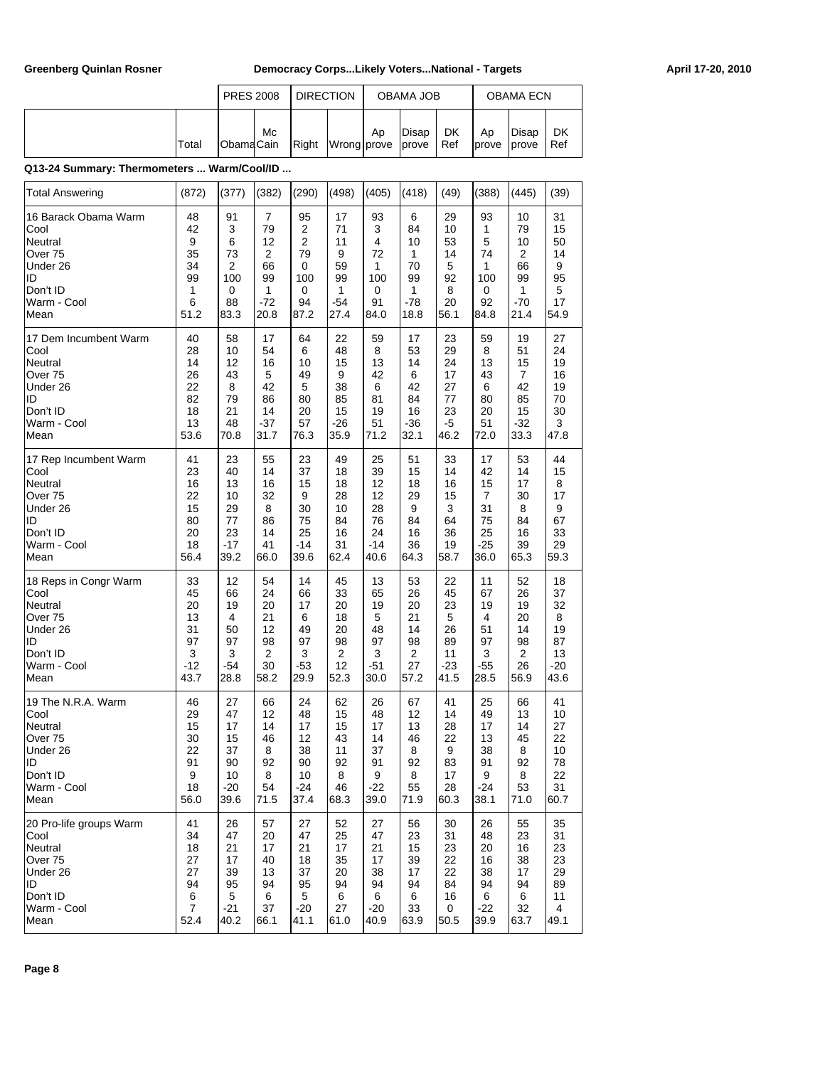## Q13-24 Summary: Thermometers ... Warm/Cool/ID ...

| | Total | PRES 2008 Obama | PRES 2008 McCain | DIRECTION Right | DIRECTION Wrong | OBAMA JOB Approve | OBAMA JOB Disapprove | OBAMA JOB DK Ref | OBAMA ECN Approve | OBAMA ECN Disapprove | OBAMA ECN DK Ref |
|---|---|---|---|---|---|---|---|---|---|---|---|
| Total Answering | (872) | (377) | (382) | (290) | (498) | (405) | (418) | (49) | (388) | (445) | (39) |
| 16 Barack Obama Warm | 48 | 91 | 7 | 95 | 17 | 93 | 6 | 29 | 93 | 10 | 31 |
| Cool | 42 | 3 | 79 | 2 | 71 | 3 | 84 | 10 | 1 | 79 | 15 |
| Neutral | 9 | 6 | 12 | 2 | 11 | 4 | 10 | 53 | 5 | 10 | 50 |
| Over 75 | 35 | 73 | 2 | 79 | 9 | 72 | 1 | 14 | 74 | 2 | 14 |
| Under 26 | 34 | 2 | 66 | 0 | 59 | 1 | 70 | 5 | 1 | 66 | 9 |
| ID | 99 | 100 | 99 | 100 | 99 | 100 | 99 | 92 | 100 | 99 | 95 |
| Don't ID | 1 | 0 | 1 | 0 | 1 | 0 | 1 | 8 | 0 | 1 | 5 |
| Warm - Cool | 6 | 88 | -72 | 94 | -54 | 91 | -78 | 20 | 92 | -70 | 17 |
| Mean | 51.2 | 83.3 | 20.8 | 87.2 | 27.4 | 84.0 | 18.8 | 56.1 | 84.8 | 21.4 | 54.9 |
| 17 Dem Incumbent Warm | 40 | 58 | 17 | 64 | 22 | 59 | 17 | 23 | 59 | 19 | 27 |
| Cool | 28 | 10 | 54 | 6 | 48 | 8 | 53 | 29 | 8 | 51 | 24 |
| Neutral | 14 | 12 | 16 | 10 | 15 | 13 | 14 | 24 | 13 | 15 | 19 |
| Over 75 | 26 | 43 | 5 | 49 | 9 | 42 | 6 | 17 | 43 | 7 | 16 |
| Under 26 | 22 | 8 | 42 | 5 | 38 | 6 | 42 | 27 | 6 | 42 | 19 |
| ID | 82 | 79 | 86 | 80 | 85 | 81 | 84 | 77 | 80 | 85 | 70 |
| Don't ID | 18 | 21 | 14 | 20 | 15 | 19 | 16 | 23 | 20 | 15 | 30 |
| Warm - Cool | 13 | 48 | -37 | 57 | -26 | 51 | -36 | -5 | 51 | -32 | 3 |
| Mean | 53.6 | 70.8 | 31.7 | 76.3 | 35.9 | 71.2 | 32.1 | 46.2 | 72.0 | 33.3 | 47.8 |
| 17 Rep Incumbent Warm | 41 | 23 | 55 | 23 | 49 | 25 | 51 | 33 | 17 | 53 | 44 |
| Cool | 23 | 40 | 14 | 37 | 18 | 39 | 15 | 14 | 42 | 14 | 15 |
| Neutral | 16 | 13 | 16 | 15 | 18 | 12 | 18 | 16 | 15 | 17 | 8 |
| Over 75 | 22 | 10 | 32 | 9 | 28 | 12 | 29 | 15 | 7 | 30 | 17 |
| Under 26 | 15 | 29 | 8 | 30 | 10 | 28 | 9 | 3 | 31 | 8 | 9 |
| ID | 80 | 77 | 86 | 75 | 84 | 76 | 84 | 64 | 75 | 84 | 67 |
| Don't ID | 20 | 23 | 14 | 25 | 16 | 24 | 16 | 36 | 25 | 16 | 33 |
| Warm - Cool | 18 | -17 | 41 | -14 | 31 | -14 | 36 | 19 | -25 | 39 | 29 |
| Mean | 56.4 | 39.2 | 66.0 | 39.6 | 62.4 | 40.6 | 64.3 | 58.7 | 36.0 | 65.3 | 59.3 |
| 18 Reps in Congr Warm | 33 | 12 | 54 | 14 | 45 | 13 | 53 | 22 | 11 | 52 | 18 |
| Cool | 45 | 66 | 24 | 66 | 33 | 65 | 26 | 45 | 67 | 26 | 37 |
| Neutral | 20 | 19 | 20 | 17 | 20 | 19 | 20 | 23 | 19 | 19 | 32 |
| Over 75 | 13 | 4 | 21 | 6 | 18 | 5 | 21 | 5 | 4 | 20 | 8 |
| Under 26 | 31 | 50 | 12 | 49 | 20 | 48 | 14 | 26 | 51 | 14 | 19 |
| ID | 97 | 97 | 98 | 97 | 98 | 97 | 98 | 89 | 97 | 98 | 87 |
| Don't ID | 3 | 3 | 2 | 3 | 2 | 3 | 2 | 11 | 3 | 2 | 13 |
| Warm - Cool | -12 | -54 | 30 | -53 | 12 | -51 | 27 | -23 | -55 | 26 | -20 |
| Mean | 43.7 | 28.8 | 58.2 | 29.9 | 52.3 | 30.0 | 57.2 | 41.5 | 28.5 | 56.9 | 43.6 |
| 19 The N.R.A. Warm | 46 | 27 | 66 | 24 | 62 | 26 | 67 | 41 | 25 | 66 | 41 |
| Cool | 29 | 47 | 12 | 48 | 15 | 48 | 12 | 14 | 49 | 13 | 10 |
| Neutral | 15 | 17 | 14 | 17 | 15 | 17 | 13 | 28 | 17 | 14 | 27 |
| Over 75 | 30 | 15 | 46 | 12 | 43 | 14 | 46 | 22 | 13 | 45 | 22 |
| Under 26 | 22 | 37 | 8 | 38 | 11 | 37 | 8 | 9 | 38 | 8 | 10 |
| ID | 91 | 90 | 92 | 90 | 92 | 91 | 92 | 83 | 91 | 92 | 78 |
| Don't ID | 9 | 10 | 8 | 10 | 8 | 9 | 8 | 17 | 9 | 8 | 22 |
| Warm - Cool | 18 | -20 | 54 | -24 | 46 | -22 | 55 | 28 | -24 | 53 | 31 |
| Mean | 56.0 | 39.6 | 71.5 | 37.4 | 68.3 | 39.0 | 71.9 | 60.3 | 38.1 | 71.0 | 60.7 |
| 20 Pro-life groups Warm | 41 | 26 | 57 | 27 | 52 | 27 | 56 | 30 | 26 | 55 | 35 |
| Cool | 34 | 47 | 20 | 47 | 25 | 47 | 23 | 31 | 48 | 23 | 31 |
| Neutral | 18 | 21 | 17 | 21 | 17 | 21 | 15 | 23 | 20 | 16 | 23 |
| Over 75 | 27 | 17 | 40 | 18 | 35 | 17 | 39 | 22 | 16 | 38 | 23 |
| Under 26 | 27 | 39 | 13 | 37 | 20 | 38 | 17 | 22 | 38 | 17 | 29 |
| ID | 94 | 95 | 94 | 95 | 94 | 94 | 94 | 84 | 94 | 94 | 89 |
| Don't ID | 6 | 5 | 6 | 5 | 6 | 6 | 6 | 16 | 6 | 6 | 11 |
| Warm - Cool | 7 | -21 | 37 | -20 | 27 | -20 | 33 | 0 | -22 | 32 | 4 |
| Mean | 52.4 | 40.2 | 66.1 | 41.1 | 61.0 | 40.9 | 63.9 | 50.5 | 39.9 | 63.7 | 49.1 |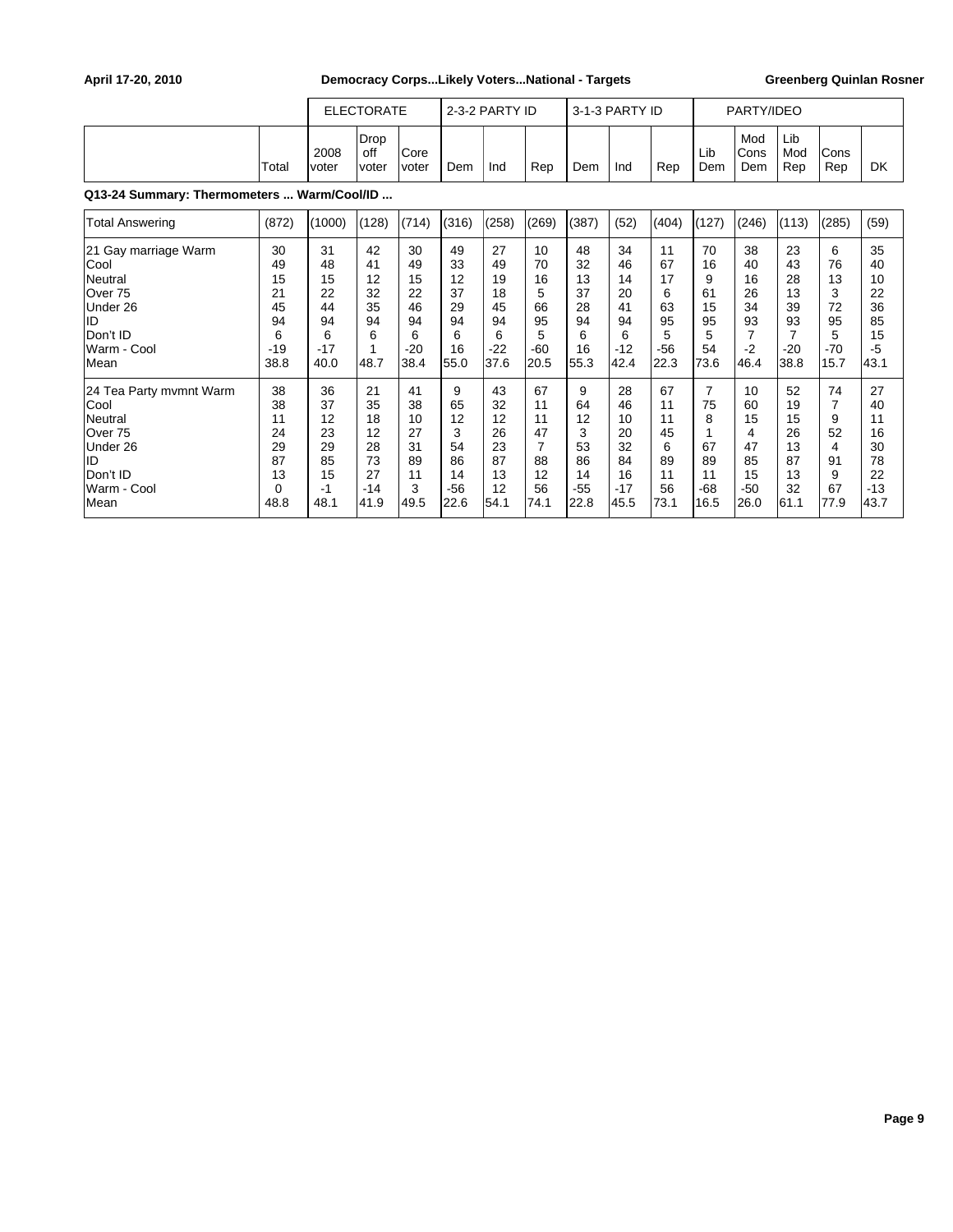**Q13-24 Summary: Thermometers ... Warm/Cool/ID ...**

| | | ELECTORATE | | | 2-3-2 PARTY ID | | | 3-1-3 PARTY ID | | | PARTY/IDEO | | | | |
|---|---|---|---|---|---|---|---|---|---|---|---|---|---|---|---|
| | Total | 2008 voter | Drop off voter | Core voter | Dem | Ind | Rep | Dem | Ind | Rep | Lib Dem | Mod Cons Dem | Lib Mod Rep | Cons Rep | DK |
| Total Answering | (872) | (1000) | (128) | (714) | (316) | (258) | (269) | (387) | (52) | (404) | (127) | (246) | (113) | (285) | (59) |
| 21 Gay marriage Warm | 30 | 31 | 42 | 30 | 49 | 27 | 10 | 48 | 34 | 11 | 70 | 38 | 23 | 6 | 35 |
| Cool | 49 | 48 | 41 | 49 | 33 | 49 | 70 | 32 | 46 | 67 | 16 | 40 | 43 | 76 | 40 |
| Neutral | 15 | 15 | 12 | 15 | 12 | 19 | 16 | 13 | 14 | 17 | 9 | 16 | 28 | 13 | 10 |
| Over 75 | 21 | 22 | 32 | 22 | 37 | 18 | 5 | 37 | 20 | 6 | 61 | 26 | 13 | 3 | 22 |
| Under 26 | 45 | 44 | 35 | 46 | 29 | 45 | 66 | 28 | 41 | 63 | 15 | 34 | 39 | 72 | 36 |
| ID | 94 | 94 | 94 | 94 | 94 | 94 | 95 | 94 | 94 | 95 | 95 | 93 | 93 | 95 | 85 |
| Don't ID | 6 | 6 | 6 | 6 | 6 | 6 | 5 | 6 | 6 | 5 | 5 | 7 | 7 | 5 | 15 |
| Warm - Cool | -19 | -17 | 1 | -20 | 16 | -22 | -60 | 16 | -12 | -56 | 54 | -2 | -20 | -70 | -5 |
| Mean | 38.8 | 40.0 | 48.7 | 38.4 | 55.0 | 37.6 | 20.5 | 55.3 | 42.4 | 22.3 | 73.6 | 46.4 | 38.8 | 15.7 | 43.1 |
| 24 Tea Party mvmnt Warm | 38 | 36 | 21 | 41 | 9 | 43 | 67 | 9 | 28 | 67 | 7 | 10 | 52 | 74 | 27 |
| Cool | 38 | 37 | 35 | 38 | 65 | 32 | 11 | 64 | 46 | 11 | 75 | 60 | 19 | 7 | 40 |
| Neutral | 11 | 12 | 18 | 10 | 12 | 12 | 11 | 12 | 10 | 11 | 8 | 15 | 15 | 9 | 11 |
| Over 75 | 24 | 23 | 12 | 27 | 3 | 26 | 47 | 3 | 20 | 45 | 1 | 4 | 26 | 52 | 16 |
| Under 26 | 29 | 29 | 28 | 31 | 54 | 23 | 7 | 53 | 32 | 6 | 67 | 47 | 13 | 4 | 30 |
| ID | 87 | 85 | 73 | 89 | 86 | 87 | 88 | 86 | 84 | 89 | 89 | 85 | 87 | 91 | 78 |
| Don't ID | 13 | 15 | 27 | 11 | 14 | 13 | 12 | 14 | 16 | 11 | 11 | 15 | 13 | 9 | 22 |
| Warm - Cool | 0 | -1 | -14 | 3 | -56 | 12 | 56 | -55 | -17 | 56 | -68 | -50 | 32 | 67 | -13 |
| Mean | 48.8 | 48.1 | 41.9 | 49.5 | 22.6 | 54.1 | 74.1 | 22.8 | 45.5 | 73.1 | 16.5 | 26.0 | 61.1 | 77.9 | 43.7 |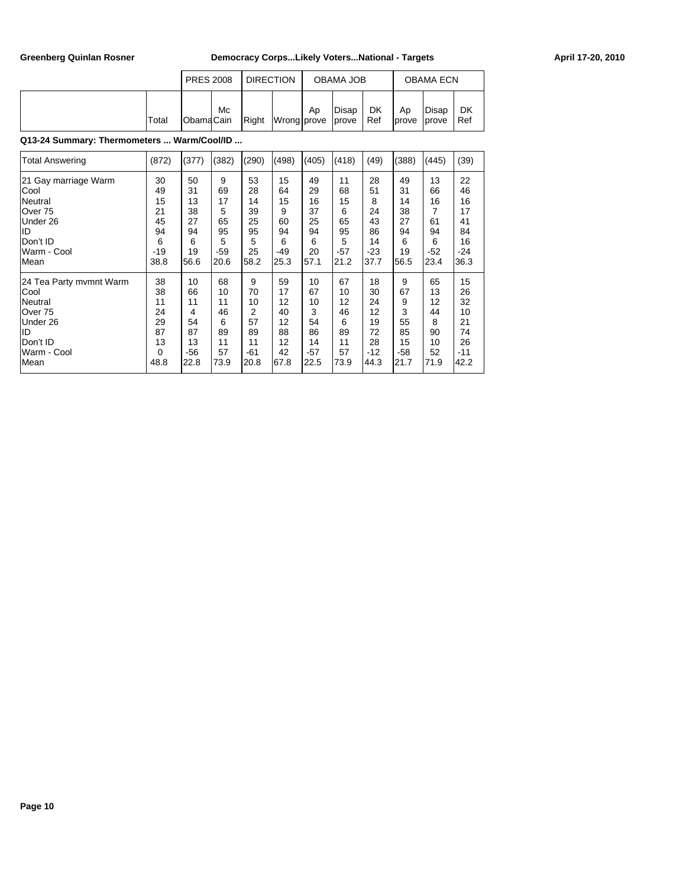Greenberg Quinlan Rosner — Democracy Corps...Likely Voters...National - Targets — April 17-20, 2010

### Q13-24 Summary: Thermometers ... Warm/Cool/ID ...

| | | PRES 2008 | | DIRECTION | | OBAMA JOB | | | OBAMA ECN | | |
|---|---|---|---|---|---|---|---|---|---|---|---|
| | Total | Obama | Mc Cain | Right | Wrong | Ap prove | Disap prove | DK Ref | Ap prove | Disap prove | DK Ref |
| Total Answering | (872) | (377) | (382) | (290) | (498) | (405) | (418) | (49) | (388) | (445) | (39) |
| 21 Gay marriage Warm | 30 | 50 | 9 | 53 | 15 | 49 | 11 | 28 | 49 | 13 | 22 |
| Cool | 49 | 31 | 69 | 28 | 64 | 29 | 68 | 51 | 31 | 66 | 46 |
| Neutral | 15 | 13 | 17 | 14 | 15 | 16 | 15 | 8 | 14 | 16 | 16 |
| Over 75 | 21 | 38 | 5 | 39 | 9 | 37 | 6 | 24 | 38 | 7 | 17 |
| Under 26 | 45 | 27 | 65 | 25 | 60 | 25 | 65 | 43 | 27 | 61 | 41 |
| ID | 94 | 94 | 95 | 95 | 94 | 94 | 95 | 86 | 94 | 94 | 84 |
| Don't ID | 6 | 6 | 5 | 5 | 6 | 6 | 5 | 14 | 6 | 6 | 16 |
| Warm - Cool | -19 | 19 | -59 | 25 | -49 | 20 | -57 | -23 | 19 | -52 | -24 |
| Mean | 38.8 | 56.6 | 20.6 | 58.2 | 25.3 | 57.1 | 21.2 | 37.7 | 56.5 | 23.4 | 36.3 |
| 24 Tea Party mvmnt Warm | 38 | 10 | 68 | 9 | 59 | 10 | 67 | 18 | 9 | 65 | 15 |
| Cool | 38 | 66 | 10 | 70 | 17 | 67 | 10 | 30 | 67 | 13 | 26 |
| Neutral | 11 | 11 | 11 | 10 | 12 | 10 | 12 | 24 | 9 | 12 | 32 |
| Over 75 | 24 | 4 | 46 | 2 | 40 | 3 | 46 | 12 | 3 | 44 | 10 |
| Under 26 | 29 | 54 | 6 | 57 | 12 | 54 | 6 | 19 | 55 | 8 | 21 |
| ID | 87 | 87 | 89 | 89 | 88 | 86 | 89 | 72 | 85 | 90 | 74 |
| Don't ID | 13 | 13 | 11 | 11 | 12 | 14 | 11 | 28 | 15 | 10 | 26 |
| Warm - Cool | 0 | -56 | 57 | -61 | 42 | -57 | 57 | -12 | -58 | 52 | -11 |
| Mean | 48.8 | 22.8 | 73.9 | 20.8 | 67.8 | 22.5 | 73.9 | 44.3 | 21.7 | 71.9 | 42.2 |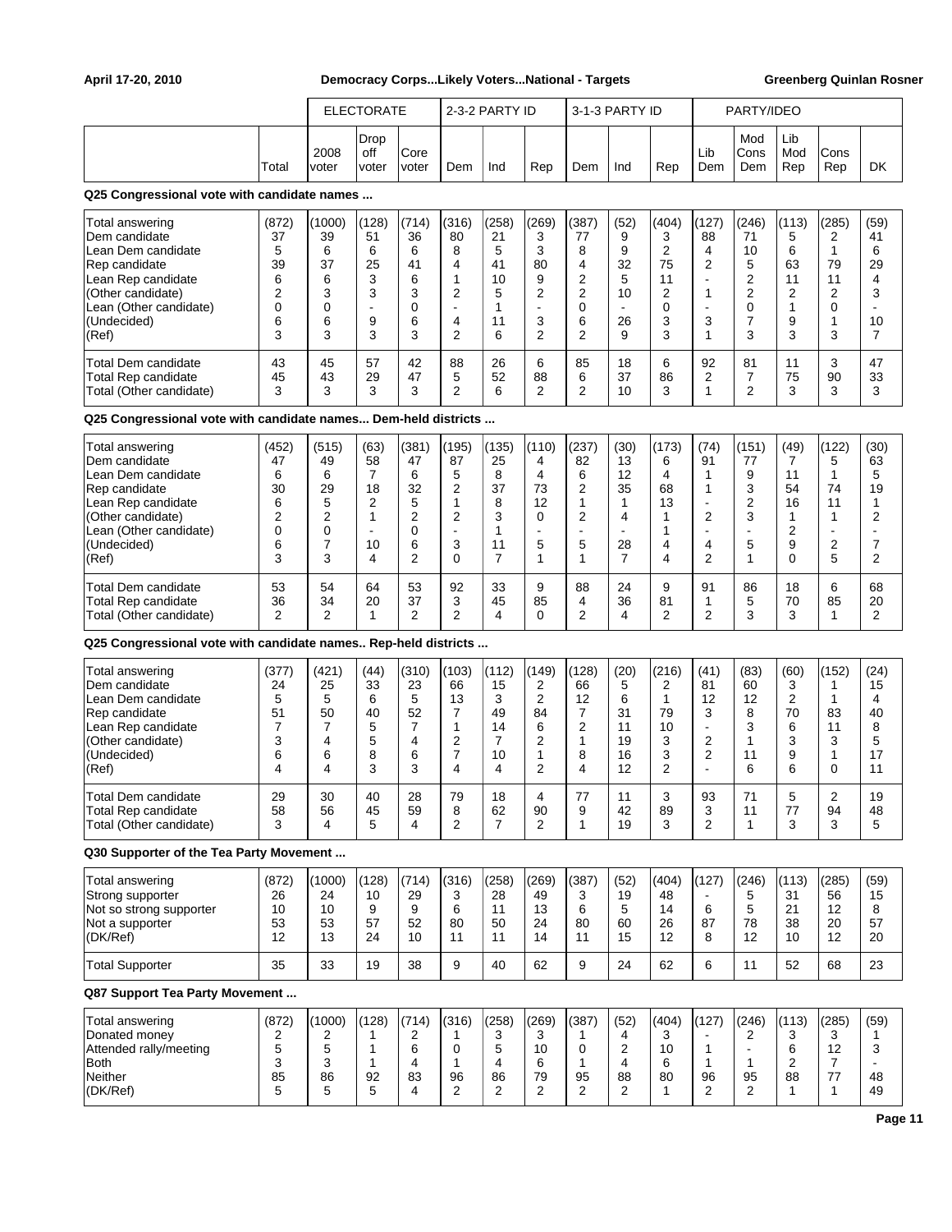| | | ELECTORATE | | | 2-3-2 PARTY ID | | | 3-1-3 PARTY ID | | | PARTY/IDEO | | | | |
|---|---|---|---|---|---|---|---|---|---|---|---|---|---|---|---|
| | Total | 2008 voter | Drop off voter | Core voter | Dem | Ind | Rep | Dem | Ind | Rep | Lib Dem | Mod Cons Dem | Lib Mod Rep | Cons Rep | DK |

**Q25 Congressional vote with candidate names ...**

| | Total | 2008 voter | Drop off voter | Core voter | Dem | Ind | Rep | Dem | Ind | Rep | Lib Dem | Mod Cons Dem | Lib Mod Rep | Cons Rep | DK |
|---|---|---|---|---|---|---|---|---|---|---|---|---|---|---|---|
| Total answering | (872) | (1000) | (128) | (714) | (316) | (258) | (269) | (387) | (52) | (404) | (127) | (246) | (113) | (285) | (59) |
| Dem candidate | 37 | 39 | 51 | 36 | 80 | 21 | 3 | 77 | 9 | 3 | 88 | 71 | 5 | 2 | 41 |
| Lean Dem candidate | 5 | 6 | 6 | 6 | 8 | 5 | 3 | 8 | 9 | 2 | 4 | 10 | 6 | 1 | 6 |
| Rep candidate | 39 | 37 | 25 | 41 | 4 | 41 | 80 | 4 | 32 | 75 | 2 | 5 | 63 | 79 | 29 |
| Lean Rep candidate | 6 | 6 | 3 | 6 | 1 | 10 | 9 | 2 | 5 | 11 | - | 2 | 11 | 11 | 4 |
| (Other candidate) | 2 | 3 | 3 | 3 | 2 | 5 | 2 | 2 | 10 | 2 | 1 | 2 | 2 | 2 | 3 |
| Lean (Other candidate) | 0 | 0 | - | 0 | - | 1 | - | 0 | - | 0 | - | 0 | 1 | 0 | - |
| (Undecided) | 6 | 6 | 9 | 6 | 4 | 11 | 3 | 6 | 26 | 3 | 3 | 7 | 9 | 1 | 10 |
| (Ref) | 3 | 3 | 3 | 3 | 2 | 6 | 2 | 2 | 9 | 3 | 1 | 3 | 3 | 3 | 7 |
| Total Dem candidate | 43 | 45 | 57 | 42 | 88 | 26 | 6 | 85 | 18 | 6 | 92 | 81 | 11 | 3 | 47 |
| Total Rep candidate | 45 | 43 | 29 | 47 | 5 | 52 | 88 | 6 | 37 | 86 | 2 | 7 | 75 | 90 | 33 |
| Total (Other candidate) | 3 | 3 | 3 | 3 | 2 | 6 | 2 | 2 | 10 | 3 | 1 | 2 | 3 | 3 | 3 |

**Q25 Congressional vote with candidate names... Dem-held districts ...**

| | Total | 2008 voter | Drop off voter | Core voter | Dem | Ind | Rep | Dem | Ind | Rep | Lib Dem | Mod Cons Dem | Lib Mod Rep | Cons Rep | DK |
|---|---|---|---|---|---|---|---|---|---|---|---|---|---|---|---|
| Total answering | (452) | (515) | (63) | (381) | (195) | (135) | (110) | (237) | (30) | (173) | (74) | (151) | (49) | (122) | (30) |
| Dem candidate | 47 | 49 | 58 | 47 | 87 | 25 | 4 | 82 | 13 | 6 | 91 | 77 | 7 | 5 | 63 |
| Lean Dem candidate | 6 | 6 | 7 | 6 | 5 | 8 | 4 | 6 | 12 | 4 | 1 | 9 | 11 | 1 | 5 |
| Rep candidate | 30 | 29 | 18 | 32 | 2 | 37 | 73 | 2 | 35 | 68 | 1 | 3 | 54 | 74 | 19 |
| Lean Rep candidate | 6 | 5 | 2 | 5 | 1 | 8 | 12 | 1 | 1 | 13 | - | 2 | 16 | 11 | 1 |
| (Other candidate) | 2 | 2 | 1 | 2 | 2 | 3 | 0 | 2 | 4 | 1 | 2 | 3 | 1 | 1 | 2 |
| Lean (Other candidate) | 0 | 0 | - | 0 | - | 1 | - | - | - | 1 | - | - | 2 | - | - |
| (Undecided) | 6 | 7 | 10 | 6 | 3 | 11 | 5 | 5 | 28 | 4 | 4 | 5 | 9 | 2 | 7 |
| (Ref) | 3 | 3 | 4 | 2 | 0 | 7 | 1 | 1 | 7 | 4 | 2 | 1 | 0 | 5 | 2 |
| Total Dem candidate | 53 | 54 | 64 | 53 | 92 | 33 | 9 | 88 | 24 | 9 | 91 | 86 | 18 | 6 | 68 |
| Total Rep candidate | 36 | 34 | 20 | 37 | 3 | 45 | 85 | 4 | 36 | 81 | 1 | 5 | 70 | 85 | 20 |
| Total (Other candidate) | 2 | 2 | 1 | 2 | 2 | 4 | 0 | 2 | 4 | 2 | 2 | 3 | 3 | 1 | 2 |

**Q25 Congressional vote with candidate names.. Rep-held districts ...**

| | Total | 2008 voter | Drop off voter | Core voter | Dem | Ind | Rep | Dem | Ind | Rep | Lib Dem | Mod Cons Dem | Lib Mod Rep | Cons Rep | DK |
|---|---|---|---|---|---|---|---|---|---|---|---|---|---|---|---|
| Total answering | (377) | (421) | (44) | (310) | (103) | (112) | (149) | (128) | (20) | (216) | (41) | (83) | (60) | (152) | (24) |
| Dem candidate | 24 | 25 | 33 | 23 | 66 | 15 | 2 | 66 | 5 | 2 | 81 | 60 | 3 | 1 | 15 |
| Lean Dem candidate | 5 | 5 | 6 | 5 | 13 | 3 | 2 | 12 | 6 | 1 | 12 | 12 | 2 | 1 | 4 |
| Rep candidate | 51 | 50 | 40 | 52 | 7 | 49 | 84 | 7 | 31 | 79 | 3 | 8 | 70 | 83 | 40 |
| Lean Rep candidate | 7 | 7 | 5 | 7 | 1 | 14 | 6 | 2 | 11 | 10 | - | 3 | 6 | 11 | 8 |
| (Other candidate) | 3 | 4 | 5 | 4 | 2 | 7 | 2 | 1 | 19 | 3 | 2 | 1 | 3 | 3 | 5 |
| (Undecided) | 6 | 6 | 8 | 6 | 7 | 10 | 1 | 8 | 16 | 3 | 2 | 11 | 9 | 1 | 17 |
| (Ref) | 4 | 4 | 3 | 3 | 4 | 4 | 2 | 4 | 12 | 2 | - | 6 | 6 | 0 | 11 |
| Total Dem candidate | 29 | 30 | 40 | 28 | 79 | 18 | 4 | 77 | 11 | 3 | 93 | 71 | 5 | 2 | 19 |
| Total Rep candidate | 58 | 56 | 45 | 59 | 8 | 62 | 90 | 9 | 42 | 89 | 3 | 11 | 77 | 94 | 48 |
| Total (Other candidate) | 3 | 4 | 5 | 4 | 2 | 7 | 2 | 1 | 19 | 3 | 2 | 1 | 3 | 3 | 5 |

**Q30 Supporter of the Tea Party Movement ...**

| | Total | 2008 voter | Drop off voter | Core voter | Dem | Ind | Rep | Dem | Ind | Rep | Lib Dem | Mod Cons Dem | Lib Mod Rep | Cons Rep | DK |
|---|---|---|---|---|---|---|---|---|---|---|---|---|---|---|---|
| Total answering | (872) | (1000) | (128) | (714) | (316) | (258) | (269) | (387) | (52) | (404) | (127) | (246) | (113) | (285) | (59) |
| Strong supporter | 26 | 24 | 10 | 29 | 3 | 28 | 49 | 3 | 19 | 48 | - | 5 | 31 | 56 | 15 |
| Not so strong supporter | 10 | 10 | 9 | 9 | 6 | 11 | 13 | 6 | 5 | 14 | 6 | 5 | 21 | 12 | 8 |
| Not a supporter | 53 | 53 | 57 | 52 | 80 | 50 | 24 | 80 | 60 | 26 | 87 | 78 | 38 | 20 | 57 |
| (DK/Ref) | 12 | 13 | 24 | 10 | 11 | 11 | 14 | 11 | 15 | 12 | 8 | 12 | 10 | 12 | 20 |
| Total Supporter | 35 | 33 | 19 | 38 | 9 | 40 | 62 | 9 | 24 | 62 | 6 | 11 | 52 | 68 | 23 |

**Q87 Support Tea Party Movement ...**

| | Total | 2008 voter | Drop off voter | Core voter | Dem | Ind | Rep | Dem | Ind | Rep | Lib Dem | Mod Cons Dem | Lib Mod Rep | Cons Rep | DK |
|---|---|---|---|---|---|---|---|---|---|---|---|---|---|---|---|
| Total answering | (872) | (1000) | (128) | (714) | (316) | (258) | (269) | (387) | (52) | (404) | (127) | (246) | (113) | (285) | (59) |
| Donated money | 2 | 2 | 1 | 2 | 1 | 3 | 3 | 1 | 4 | 3 | - | 2 | 3 | 3 | 1 |
| Attended rally/meeting | 5 | 5 | 1 | 6 | 0 | 5 | 10 | 0 | 2 | 10 | 1 | - | 6 | 12 | 3 |
| Both | 3 | 3 | 1 | 4 | 1 | 4 | 6 | 1 | 4 | 6 | 1 | 1 | 2 | 7 | - |
| Neither | 85 | 86 | 92 | 83 | 96 | 86 | 79 | 95 | 88 | 80 | 96 | 95 | 88 | 77 | 48 |
| (DK/Ref) | 5 | 5 | 5 | 4 | 2 | 2 | 2 | 2 | 2 | 1 | 2 | 2 | 1 | 1 | 49 |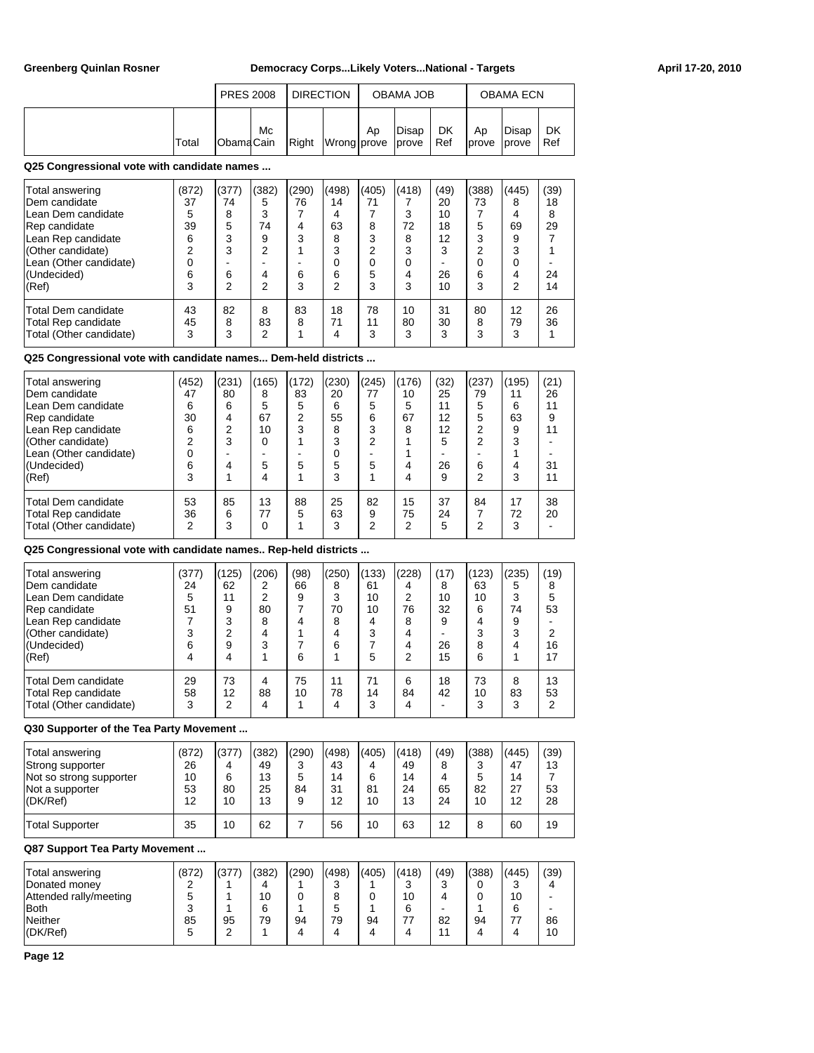| | Total | PRES 2008 Obama | McCain | DIRECTION Right | Wrong | OBAMA JOB Approve | Disapprove | DK Ref | OBAMA ECN Approve | Disapprove | DK Ref |
|---|---|---|---|---|---|---|---|---|---|---|---|

**Q25 Congressional vote with candidate names ...**

| | Total | Obama | McCain | Right | Wrong | Approve | Disapprove | DK Ref | Approve | Disapprove | DK Ref |
|---|---|---|---|---|---|---|---|---|---|---|---|
| Total answering | (872) | (377) | (382) | (290) | (498) | (405) | (418) | (49) | (388) | (445) | (39) |
| Dem candidate | 37 | 74 | 5 | 76 | 14 | 71 | 7 | 20 | 73 | 8 | 18 |
| Lean Dem candidate | 5 | 8 | 3 | 7 | 4 | 7 | 3 | 10 | 7 | 4 | 8 |
| Rep candidate | 39 | 5 | 74 | 4 | 63 | 8 | 72 | 18 | 5 | 69 | 29 |
| Lean Rep candidate | 6 | 3 | 9 | 3 | 8 | 3 | 8 | 12 | 3 | 9 | 7 |
| (Other candidate) | 2 | 3 | 2 | 1 | 3 | 2 | 3 | 3 | 2 | 3 | 1 |
| Lean (Other candidate) | 0 | - | - | - | 0 | 0 | 0 | - | 0 | 0 | - |
| (Undecided) | 6 | 6 | 4 | 6 | 6 | 5 | 4 | 26 | 6 | 4 | 24 |
| (Ref) | 3 | 2 | 2 | 3 | 2 | 3 | 3 | 10 | 3 | 2 | 14 |
| Total Dem candidate | 43 | 82 | 8 | 83 | 18 | 78 | 10 | 31 | 80 | 12 | 26 |
| Total Rep candidate | 45 | 8 | 83 | 8 | 71 | 11 | 80 | 30 | 8 | 79 | 36 |
| Total (Other candidate) | 3 | 3 | 2 | 1 | 4 | 3 | 3 | 3 | 3 | 3 | 1 |

**Q25 Congressional vote with candidate names... Dem-held districts ...**

| | Total | Obama | McCain | Right | Wrong | Approve | Disapprove | DK Ref | Approve | Disapprove | DK Ref |
|---|---|---|---|---|---|---|---|---|---|---|---|
| Total answering | (452) | (231) | (165) | (172) | (230) | (245) | (176) | (32) | (237) | (195) | (21) |
| Dem candidate | 47 | 80 | 8 | 83 | 20 | 77 | 10 | 25 | 79 | 11 | 26 |
| Lean Dem candidate | 6 | 6 | 5 | 5 | 6 | 5 | 5 | 11 | 5 | 6 | 11 |
| Rep candidate | 30 | 4 | 67 | 2 | 55 | 6 | 67 | 12 | 5 | 63 | 9 |
| Lean Rep candidate | 6 | 2 | 10 | 3 | 8 | 3 | 8 | 12 | 2 | 9 | 11 |
| (Other candidate) | 2 | 3 | 0 | 1 | 3 | 2 | 1 | 5 | 2 | 3 | - |
| Lean (Other candidate) | 0 | - | - | - | 0 | - | 1 | - | - | 1 | - |
| (Undecided) | 6 | 4 | 5 | 5 | 5 | 5 | 4 | 26 | 6 | 4 | 31 |
| (Ref) | 3 | 1 | 4 | 1 | 3 | 1 | 4 | 9 | 2 | 3 | 11 |
| Total Dem candidate | 53 | 85 | 13 | 88 | 25 | 82 | 15 | 37 | 84 | 17 | 38 |
| Total Rep candidate | 36 | 6 | 77 | 5 | 63 | 9 | 75 | 24 | 7 | 72 | 20 |
| Total (Other candidate) | 2 | 3 | 0 | 1 | 3 | 2 | 2 | 5 | 2 | 3 | - |

**Q25 Congressional vote with candidate names.. Rep-held districts ...**

| | Total | Obama | McCain | Right | Wrong | Approve | Disapprove | DK Ref | Approve | Disapprove | DK Ref |
|---|---|---|---|---|---|---|---|---|---|---|---|
| Total answering | (377) | (125) | (206) | (98) | (250) | (133) | (228) | (17) | (123) | (235) | (19) |
| Dem candidate | 24 | 62 | 2 | 66 | 8 | 61 | 4 | 8 | 63 | 5 | 8 |
| Lean Dem candidate | 5 | 11 | 2 | 9 | 3 | 10 | 2 | 10 | 10 | 3 | 5 |
| Rep candidate | 51 | 9 | 80 | 7 | 70 | 10 | 76 | 32 | 6 | 74 | 53 |
| Lean Rep candidate | 7 | 3 | 8 | 4 | 8 | 4 | 8 | 9 | 4 | 9 | - |
| (Other candidate) | 3 | 2 | 4 | 1 | 4 | 3 | 4 | - | 3 | 3 | 2 |
| (Undecided) | 6 | 9 | 3 | 7 | 6 | 7 | 4 | 26 | 8 | 4 | 16 |
| (Ref) | 4 | 4 | 1 | 6 | 1 | 5 | 2 | 15 | 6 | 1 | 17 |
| Total Dem candidate | 29 | 73 | 4 | 75 | 11 | 71 | 6 | 18 | 73 | 8 | 13 |
| Total Rep candidate | 58 | 12 | 88 | 10 | 78 | 14 | 84 | 42 | 10 | 83 | 53 |
| Total (Other candidate) | 3 | 2 | 4 | 1 | 4 | 3 | 4 | - | 3 | 3 | 2 |

**Q30 Supporter of the Tea Party Movement ...**

| | Total | Obama | McCain | Right | Wrong | Approve | Disapprove | DK Ref | Approve | Disapprove | DK Ref |
|---|---|---|---|---|---|---|---|---|---|---|---|
| Total answering | (872) | (377) | (382) | (290) | (498) | (405) | (418) | (49) | (388) | (445) | (39) |
| Strong supporter | 26 | 4 | 49 | 3 | 43 | 4 | 49 | 8 | 3 | 47 | 13 |
| Not so strong supporter | 10 | 6 | 13 | 5 | 14 | 6 | 14 | 4 | 5 | 14 | 7 |
| Not a supporter | 53 | 80 | 25 | 84 | 31 | 81 | 24 | 65 | 82 | 27 | 53 |
| (DK/Ref) | 12 | 10 | 13 | 9 | 12 | 10 | 13 | 24 | 10 | 12 | 28 |
| Total Supporter | 35 | 10 | 62 | 7 | 56 | 10 | 63 | 12 | 8 | 60 | 19 |

**Q87 Support Tea Party Movement ...**

| | Total | Obama | McCain | Right | Wrong | Approve | Disapprove | DK Ref | Approve | Disapprove | DK Ref |
|---|---|---|---|---|---|---|---|---|---|---|---|
| Total answering | (872) | (377) | (382) | (290) | (498) | (405) | (418) | (49) | (388) | (445) | (39) |
| Donated money | 2 | 1 | 4 | 1 | 3 | 1 | 3 | 3 | 0 | 3 | 4 |
| Attended rally/meeting | 5 | 1 | 10 | 0 | 8 | 0 | 10 | 4 | 0 | 10 | - |
| Both | 3 | 1 | 6 | 1 | 5 | 1 | 6 | - | 1 | 6 | - |
| Neither | 85 | 95 | 79 | 94 | 79 | 94 | 77 | 82 | 94 | 77 | 86 |
| (DK/Ref) | 5 | 2 | 1 | 4 | 4 | 4 | 4 | 11 | 4 | 4 | 10 |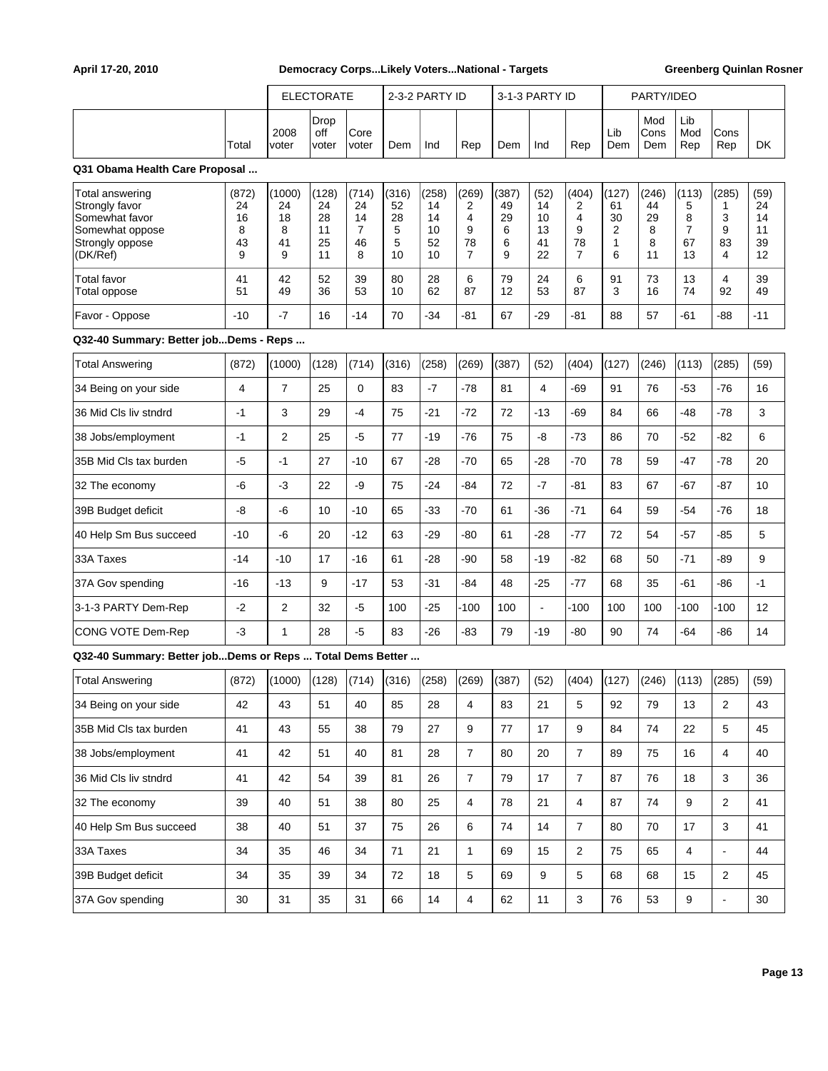April 17-20, 2010 — Democracy Corps...Likely Voters...National - Targets — Greenberg Quinlan Rosner

| | | ELECTORATE | | | 2-3-2 PARTY ID | | | 3-1-3 PARTY ID | | | PARTY/IDEO | | | | |
|---|---|---|---|---|---|---|---|---|---|---|---|---|---|---|---|
| | Total | 2008 voter | Drop off voter | Core voter | Dem | Ind | Rep | Dem | Ind | Rep | Lib Dem | Mod Cons Dem | Lib Mod Rep | Cons Rep | DK |
| **Q31 Obama Health Care Proposal ...** | | | | | | | | | | | | | | | |
| Total answering | (872) | (1000) | (128) | (714) | (316) | (258) | (269) | (387) | (52) | (404) | (127) | (246) | (113) | (285) | (59) |
| Strongly favor | 24 | 24 | 24 | 24 | 52 | 14 | 2 | 49 | 14 | 2 | 61 | 44 | 5 | 1 | 24 |
| Somewhat favor | 16 | 18 | 28 | 14 | 28 | 14 | 4 | 29 | 10 | 4 | 30 | 29 | 8 | 3 | 14 |
| Somewhat oppose | 8 | 8 | 11 | 7 | 5 | 10 | 9 | 6 | 13 | 9 | 2 | 8 | 7 | 9 | 11 |
| Strongly oppose | 43 | 41 | 25 | 46 | 5 | 52 | 78 | 6 | 41 | 78 | 1 | 8 | 67 | 83 | 39 |
| (DK/Ref) | 9 | 9 | 11 | 8 | 10 | 10 | 7 | 9 | 22 | 7 | 6 | 11 | 13 | 4 | 12 |
| Total favor | 41 | 42 | 52 | 39 | 80 | 28 | 6 | 79 | 24 | 6 | 91 | 73 | 13 | 4 | 39 |
| Total oppose | 51 | 49 | 36 | 53 | 10 | 62 | 87 | 12 | 53 | 87 | 3 | 16 | 74 | 92 | 49 |
| Favor - Oppose | -10 | -7 | 16 | -14 | 70 | -34 | -81 | 67 | -29 | -81 | 88 | 57 | -61 | -88 | -11 |
| **Q32-40 Summary: Better job...Dems - Reps ...** | | | | | | | | | | | | | | | |
| Total Answering | (872) | (1000) | (128) | (714) | (316) | (258) | (269) | (387) | (52) | (404) | (127) | (246) | (113) | (285) | (59) |
| 34 Being on your side | 4 | 7 | 25 | 0 | 83 | -7 | -78 | 81 | 4 | -69 | 91 | 76 | -53 | -76 | 16 |
| 36 Mid Cls liv stndrd | -1 | 3 | 29 | -4 | 75 | -21 | -72 | 72 | -13 | -69 | 84 | 66 | -48 | -78 | 3 |
| 38 Jobs/employment | -1 | 2 | 25 | -5 | 77 | -19 | -76 | 75 | -8 | -73 | 86 | 70 | -52 | -82 | 6 |
| 35B Mid Cls tax burden | -5 | -1 | 27 | -10 | 67 | -28 | -70 | 65 | -28 | -70 | 78 | 59 | -47 | -78 | 20 |
| 32 The economy | -6 | -3 | 22 | -9 | 75 | -24 | -84 | 72 | -7 | -81 | 83 | 67 | -67 | -87 | 10 |
| 39B Budget deficit | -8 | -6 | 10 | -10 | 65 | -33 | -70 | 61 | -36 | -71 | 64 | 59 | -54 | -76 | 18 |
| 40 Help Sm Bus succeed | -10 | -6 | 20 | -12 | 63 | -29 | -80 | 61 | -28 | -77 | 72 | 54 | -57 | -85 | 5 |
| 33A Taxes | -14 | -10 | 17 | -16 | 61 | -28 | -90 | 58 | -19 | -82 | 68 | 50 | -71 | -89 | 9 |
| 37A Gov spending | -16 | -13 | 9 | -17 | 53 | -31 | -84 | 48 | -25 | -77 | 68 | 35 | -61 | -86 | -1 |
| 3-1-3 PARTY Dem-Rep | -2 | 2 | 32 | -5 | 100 | -25 | -100 | 100 | - | -100 | 100 | 100 | -100 | -100 | 12 |
| CONG VOTE Dem-Rep | -3 | 1 | 28 | -5 | 83 | -26 | -83 | 79 | -19 | -80 | 90 | 74 | -64 | -86 | 14 |
| **Q32-40 Summary: Better job...Dems or Reps ... Total Dems Better ...** | | | | | | | | | | | | | | | |
| Total Answering | (872) | (1000) | (128) | (714) | (316) | (258) | (269) | (387) | (52) | (404) | (127) | (246) | (113) | (285) | (59) |
| 34 Being on your side | 42 | 43 | 51 | 40 | 85 | 28 | 4 | 83 | 21 | 5 | 92 | 79 | 13 | 2 | 43 |
| 35B Mid Cls tax burden | 41 | 43 | 55 | 38 | 79 | 27 | 9 | 77 | 17 | 9 | 84 | 74 | 22 | 5 | 45 |
| 38 Jobs/employment | 41 | 42 | 51 | 40 | 81 | 28 | 7 | 80 | 20 | 7 | 89 | 75 | 16 | 4 | 40 |
| 36 Mid Cls liv stndrd | 41 | 42 | 54 | 39 | 81 | 26 | 7 | 79 | 17 | 7 | 87 | 76 | 18 | 3 | 36 |
| 32 The economy | 39 | 40 | 51 | 38 | 80 | 25 | 4 | 78 | 21 | 4 | 87 | 74 | 9 | 2 | 41 |
| 40 Help Sm Bus succeed | 38 | 40 | 51 | 37 | 75 | 26 | 6 | 74 | 14 | 7 | 80 | 70 | 17 | 3 | 41 |
| 33A Taxes | 34 | 35 | 46 | 34 | 71 | 21 | 1 | 69 | 15 | 2 | 75 | 65 | 4 | - | 44 |
| 39B Budget deficit | 34 | 35 | 39 | 34 | 72 | 18 | 5 | 69 | 9 | 5 | 68 | 68 | 15 | 2 | 45 |
| 37A Gov spending | 30 | 31 | 35 | 31 | 66 | 14 | 4 | 62 | 11 | 3 | 76 | 53 | 9 | - | 30 |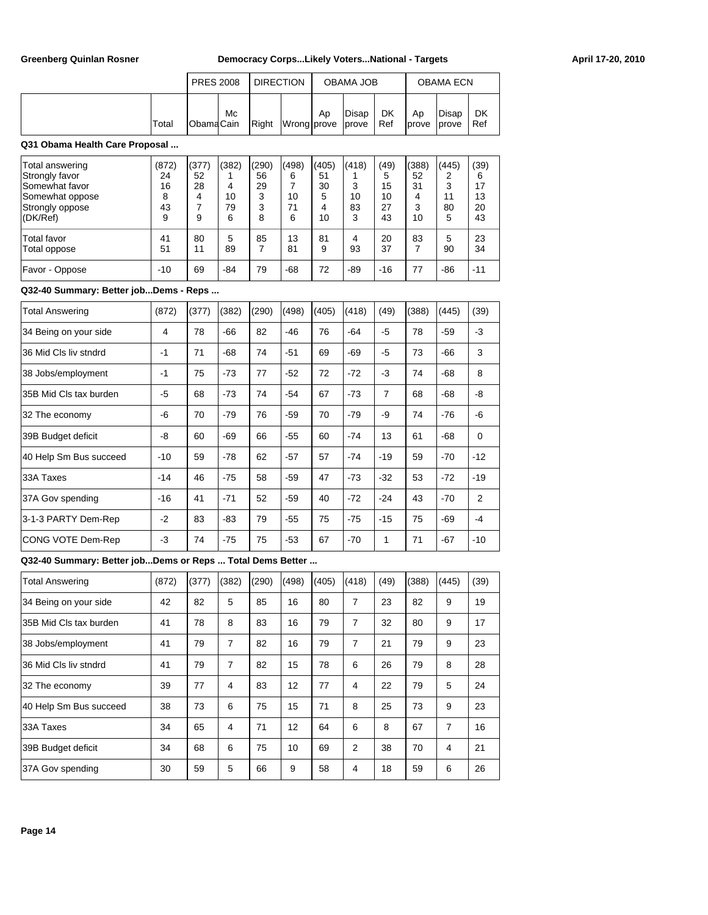| | | PRES 2008 | | DIRECTION | | OBAMA JOB | | | OBAMA ECN | | |
|---|---|---|---|---|---|---|---|---|---|---|---|
| | Total | Obama | Mc Cain | Right | Wrong | Ap prove | Disap prove | DK Ref | Ap prove | Disap prove | DK Ref |

**Q31 Obama Health Care Proposal ...**

| | Total | Obama | McCain | Right | Wrong | Approve | Disapprove | DK Ref | Approve | Disapprove | DK Ref |
|---|---|---|---|---|---|---|---|---|---|---|---|
| Total answering | (872) | (377) | (382) | (290) | (498) | (405) | (418) | (49) | (388) | (445) | (39) |
| Strongly favor | 24 | 52 | 1 | 56 | 6 | 51 | 1 | 5 | 52 | 2 | 6 |
| Somewhat favor | 16 | 28 | 4 | 29 | 7 | 30 | 3 | 15 | 31 | 3 | 17 |
| Somewhat oppose | 8 | 4 | 10 | 3 | 10 | 5 | 10 | 10 | 4 | 11 | 13 |
| Strongly oppose | 43 | 7 | 79 | 3 | 71 | 4 | 83 | 27 | 3 | 80 | 20 |
| (DK/Ref) | 9 | 9 | 6 | 8 | 6 | 10 | 3 | 43 | 10 | 5 | 43 |
| Total favor | 41 | 80 | 5 | 85 | 13 | 81 | 4 | 20 | 83 | 5 | 23 |
| Total oppose | 51 | 11 | 89 | 7 | 81 | 9 | 93 | 37 | 7 | 90 | 34 |
| Favor - Oppose | -10 | 69 | -84 | 79 | -68 | 72 | -89 | -16 | 77 | -86 | -11 |

**Q32-40 Summary: Better job...Dems - Reps ...**

| | Total | Obama | McCain | Right | Wrong | Approve | Disapprove | DK Ref | Approve | Disapprove | DK Ref |
|---|---|---|---|---|---|---|---|---|---|---|---|
| Total Answering | (872) | (377) | (382) | (290) | (498) | (405) | (418) | (49) | (388) | (445) | (39) |
| 34 Being on your side | 4 | 78 | -66 | 82 | -46 | 76 | -64 | -5 | 78 | -59 | -3 |
| 36 Mid Cls liv stndrd | -1 | 71 | -68 | 74 | -51 | 69 | -69 | -5 | 73 | -66 | 3 |
| 38 Jobs/employment | -1 | 75 | -73 | 77 | -52 | 72 | -72 | -3 | 74 | -68 | 8 |
| 35B Mid Cls tax burden | -5 | 68 | -73 | 74 | -54 | 67 | -73 | 7 | 68 | -68 | -8 |
| 32 The economy | -6 | 70 | -79 | 76 | -59 | 70 | -79 | -9 | 74 | -76 | -6 |
| 39B Budget deficit | -8 | 60 | -69 | 66 | -55 | 60 | -74 | 13 | 61 | -68 | 0 |
| 40 Help Sm Bus succeed | -10 | 59 | -78 | 62 | -57 | 57 | -74 | -19 | 59 | -70 | -12 |
| 33A Taxes | -14 | 46 | -75 | 58 | -59 | 47 | -73 | -32 | 53 | -72 | -19 |
| 37A Gov spending | -16 | 41 | -71 | 52 | -59 | 40 | -72 | -24 | 43 | -70 | 2 |
| 3-1-3 PARTY Dem-Rep | -2 | 83 | -83 | 79 | -55 | 75 | -75 | -15 | 75 | -69 | -4 |
| CONG VOTE Dem-Rep | -3 | 74 | -75 | 75 | -53 | 67 | -70 | 1 | 71 | -67 | -10 |

**Q32-40 Summary: Better job...Dems or Reps ... Total Dems Better ...**

| | Total | Obama | McCain | Right | Wrong | Approve | Disapprove | DK Ref | Approve | Disapprove | DK Ref |
|---|---|---|---|---|---|---|---|---|---|---|---|
| Total Answering | (872) | (377) | (382) | (290) | (498) | (405) | (418) | (49) | (388) | (445) | (39) |
| 34 Being on your side | 42 | 82 | 5 | 85 | 16 | 80 | 7 | 23 | 82 | 9 | 19 |
| 35B Mid Cls tax burden | 41 | 78 | 8 | 83 | 16 | 79 | 7 | 32 | 80 | 9 | 17 |
| 38 Jobs/employment | 41 | 79 | 7 | 82 | 16 | 79 | 7 | 21 | 79 | 9 | 23 |
| 36 Mid Cls liv stndrd | 41 | 79 | 7 | 82 | 15 | 78 | 6 | 26 | 79 | 8 | 28 |
| 32 The economy | 39 | 77 | 4 | 83 | 12 | 77 | 4 | 22 | 79 | 5 | 24 |
| 40 Help Sm Bus succeed | 38 | 73 | 6 | 75 | 15 | 71 | 8 | 25 | 73 | 9 | 23 |
| 33A Taxes | 34 | 65 | 4 | 71 | 12 | 64 | 6 | 8 | 67 | 7 | 16 |
| 39B Budget deficit | 34 | 68 | 6 | 75 | 10 | 69 | 2 | 38 | 70 | 4 | 21 |
| 37A Gov spending | 30 | 59 | 5 | 66 | 9 | 58 | 4 | 18 | 59 | 6 | 26 |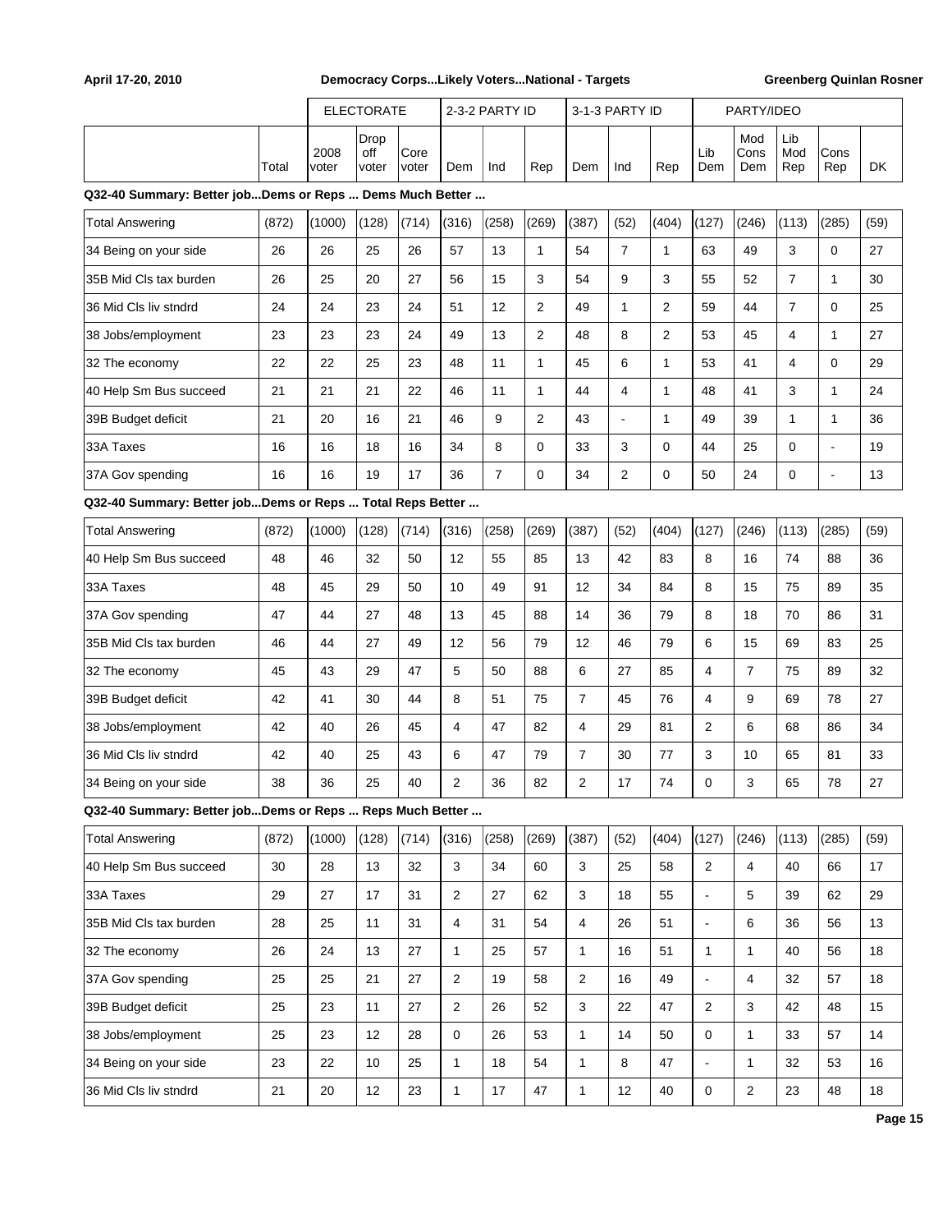| | Total | ELECTORATE | | | 2-3-2 PARTY ID | | | 3-1-3 PARTY ID | | | PARTY/IDEO | | | | |
|---|---|---|---|---|---|---|---|---|---|---|---|---|---|---|---|
| | | 2008 voter | Drop off voter | Core voter | Dem | Ind | Rep | Dem | Ind | Rep | Lib Dem | Mod Cons Dem | Lib Mod Rep | Cons Rep | DK |
| **Q32-40 Summary: Better job...Dems or Reps ... Dems Much Better ...** | | | | | | | | | | | | | | | |
| Total Answering | (872) | (1000) | (128) | (714) | (316) | (258) | (269) | (387) | (52) | (404) | (127) | (246) | (113) | (285) | (59) |
| 34 Being on your side | 26 | 26 | 25 | 26 | 57 | 13 | 1 | 54 | 7 | 1 | 63 | 49 | 3 | 0 | 27 |
| 35B Mid Cls tax burden | 26 | 25 | 20 | 27 | 56 | 15 | 3 | 54 | 9 | 3 | 55 | 52 | 7 | 1 | 30 |
| 36 Mid Cls liv stndrd | 24 | 24 | 23 | 24 | 51 | 12 | 2 | 49 | 1 | 2 | 59 | 44 | 7 | 0 | 25 |
| 38 Jobs/employment | 23 | 23 | 23 | 24 | 49 | 13 | 2 | 48 | 8 | 2 | 53 | 45 | 4 | 1 | 27 |
| 32 The economy | 22 | 22 | 25 | 23 | 48 | 11 | 1 | 45 | 6 | 1 | 53 | 41 | 4 | 0 | 29 |
| 40 Help Sm Bus succeed | 21 | 21 | 21 | 22 | 46 | 11 | 1 | 44 | 4 | 1 | 48 | 41 | 3 | 1 | 24 |
| 39B Budget deficit | 21 | 20 | 16 | 21 | 46 | 9 | 2 | 43 | - | 1 | 49 | 39 | 1 | 1 | 36 |
| 33A Taxes | 16 | 16 | 18 | 16 | 34 | 8 | 0 | 33 | 3 | 0 | 44 | 25 | 0 | - | 19 |
| 37A Gov spending | 16 | 16 | 19 | 17 | 36 | 7 | 0 | 34 | 2 | 0 | 50 | 24 | 0 | - | 13 |
| **Q32-40 Summary: Better job...Dems or Reps ... Total Reps Better ...** | | | | | | | | | | | | | | | |
| Total Answering | (872) | (1000) | (128) | (714) | (316) | (258) | (269) | (387) | (52) | (404) | (127) | (246) | (113) | (285) | (59) |
| 40 Help Sm Bus succeed | 48 | 46 | 32 | 50 | 12 | 55 | 85 | 13 | 42 | 83 | 8 | 16 | 74 | 88 | 36 |
| 33A Taxes | 48 | 45 | 29 | 50 | 10 | 49 | 91 | 12 | 34 | 84 | 8 | 15 | 75 | 89 | 35 |
| 37A Gov spending | 47 | 44 | 27 | 48 | 13 | 45 | 88 | 14 | 36 | 79 | 8 | 18 | 70 | 86 | 31 |
| 35B Mid Cls tax burden | 46 | 44 | 27 | 49 | 12 | 56 | 79 | 12 | 46 | 79 | 6 | 15 | 69 | 83 | 25 |
| 32 The economy | 45 | 43 | 29 | 47 | 5 | 50 | 88 | 6 | 27 | 85 | 4 | 7 | 75 | 89 | 32 |
| 39B Budget deficit | 42 | 41 | 30 | 44 | 8 | 51 | 75 | 7 | 45 | 76 | 4 | 9 | 69 | 78 | 27 |
| 38 Jobs/employment | 42 | 40 | 26 | 45 | 4 | 47 | 82 | 4 | 29 | 81 | 2 | 6 | 68 | 86 | 34 |
| 36 Mid Cls liv stndrd | 42 | 40 | 25 | 43 | 6 | 47 | 79 | 7 | 30 | 77 | 3 | 10 | 65 | 81 | 33 |
| 34 Being on your side | 38 | 36 | 25 | 40 | 2 | 36 | 82 | 2 | 17 | 74 | 0 | 3 | 65 | 78 | 27 |
| **Q32-40 Summary: Better job...Dems or Reps ... Reps Much Better ...** | | | | | | | | | | | | | | | |
| Total Answering | (872) | (1000) | (128) | (714) | (316) | (258) | (269) | (387) | (52) | (404) | (127) | (246) | (113) | (285) | (59) |
| 40 Help Sm Bus succeed | 30 | 28 | 13 | 32 | 3 | 34 | 60 | 3 | 25 | 58 | 2 | 4 | 40 | 66 | 17 |
| 33A Taxes | 29 | 27 | 17 | 31 | 2 | 27 | 62 | 3 | 18 | 55 | - | 5 | 39 | 62 | 29 |
| 35B Mid Cls tax burden | 28 | 25 | 11 | 31 | 4 | 31 | 54 | 4 | 26 | 51 | - | 6 | 36 | 56 | 13 |
| 32 The economy | 26 | 24 | 13 | 27 | 1 | 25 | 57 | 1 | 16 | 51 | 1 | 1 | 40 | 56 | 18 |
| 37A Gov spending | 25 | 25 | 21 | 27 | 2 | 19 | 58 | 2 | 16 | 49 | - | 4 | 32 | 57 | 18 |
| 39B Budget deficit | 25 | 23 | 11 | 27 | 2 | 26 | 52 | 3 | 22 | 47 | 2 | 3 | 42 | 48 | 15 |
| 38 Jobs/employment | 25 | 23 | 12 | 28 | 0 | 26 | 53 | 1 | 14 | 50 | 0 | 1 | 33 | 57 | 14 |
| 34 Being on your side | 23 | 22 | 10 | 25 | 1 | 18 | 54 | 1 | 8 | 47 | - | 1 | 32 | 53 | 16 |
| 36 Mid Cls liv stndrd | 21 | 20 | 12 | 23 | 1 | 17 | 47 | 1 | 12 | 40 | 0 | 2 | 23 | 48 | 18 |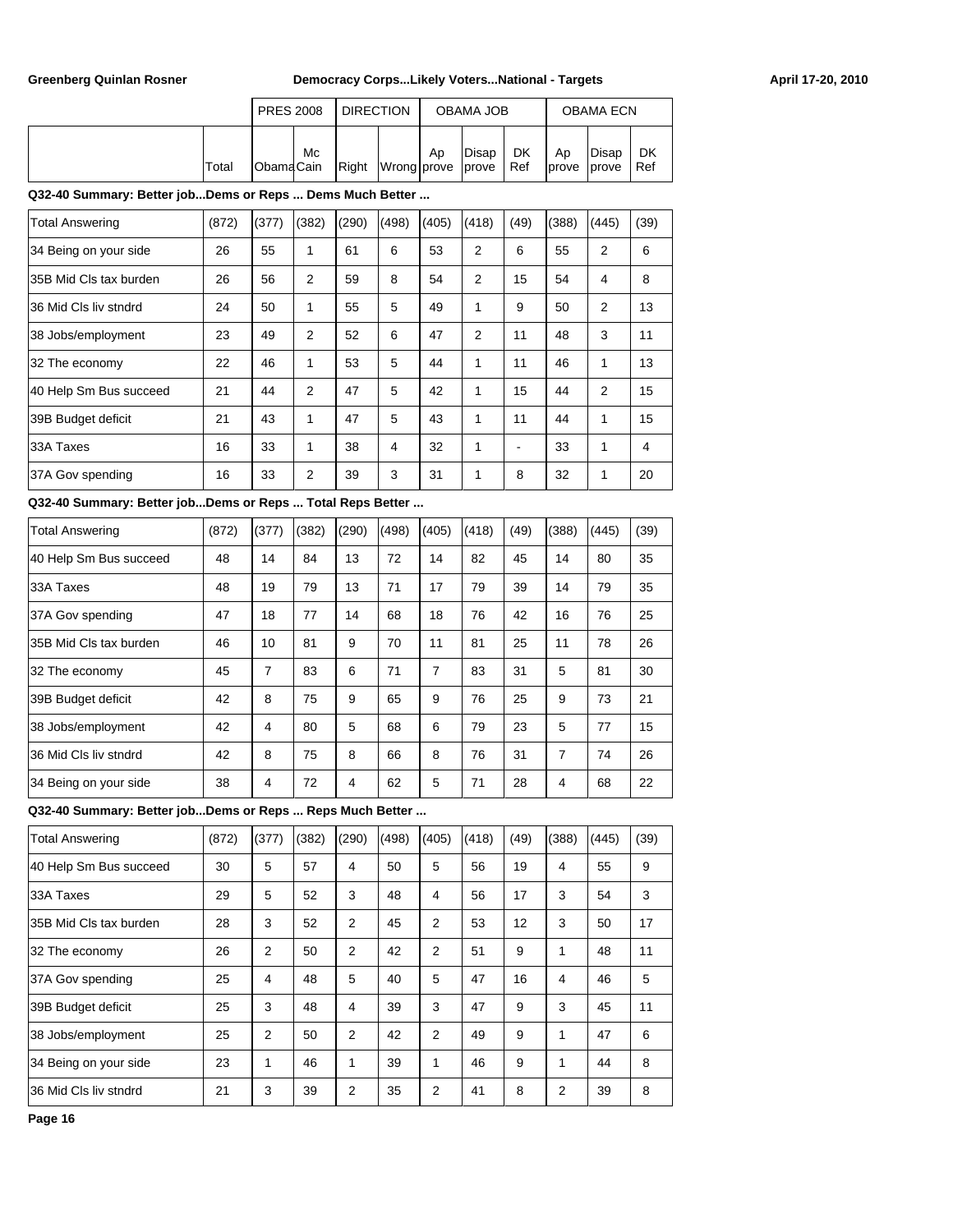| | Total | PRES 2008 | | DIRECTION | | OBAMA JOB | | | OBAMA ECN | | |
|---|---|---|---|---|---|---|---|---|---|---|---|
| | | Obama | McCain | Right | Wrong | Approve | Disapprove | DK Ref | Approve | Disapprove | DK Ref |
| **Q32-40 Summary: Better job...Dems or Reps ... Dems Much Better ...** | | | | | | | | | | | |
| Total Answering | (872) | (377) | (382) | (290) | (498) | (405) | (418) | (49) | (388) | (445) | (39) |
| 34 Being on your side | 26 | 55 | 1 | 61 | 6 | 53 | 2 | 6 | 55 | 2 | 6 |
| 35B Mid Cls tax burden | 26 | 56 | 2 | 59 | 8 | 54 | 2 | 15 | 54 | 4 | 8 |
| 36 Mid Cls liv stndrd | 24 | 50 | 1 | 55 | 5 | 49 | 1 | 9 | 50 | 2 | 13 |
| 38 Jobs/employment | 23 | 49 | 2 | 52 | 6 | 47 | 2 | 11 | 48 | 3 | 11 |
| 32 The economy | 22 | 46 | 1 | 53 | 5 | 44 | 1 | 11 | 46 | 1 | 13 |
| 40 Help Sm Bus succeed | 21 | 44 | 2 | 47 | 5 | 42 | 1 | 15 | 44 | 2 | 15 |
| 39B Budget deficit | 21 | 43 | 1 | 47 | 5 | 43 | 1 | 11 | 44 | 1 | 15 |
| 33A Taxes | 16 | 33 | 1 | 38 | 4 | 32 | 1 | - | 33 | 1 | 4 |
| 37A Gov spending | 16 | 33 | 2 | 39 | 3 | 31 | 1 | 8 | 32 | 1 | 20 |
| **Q32-40 Summary: Better job...Dems or Reps ... Total Reps Better ...** | | | | | | | | | | | |
| Total Answering | (872) | (377) | (382) | (290) | (498) | (405) | (418) | (49) | (388) | (445) | (39) |
| 40 Help Sm Bus succeed | 48 | 14 | 84 | 13 | 72 | 14 | 82 | 45 | 14 | 80 | 35 |
| 33A Taxes | 48 | 19 | 79 | 13 | 71 | 17 | 79 | 39 | 14 | 79 | 35 |
| 37A Gov spending | 47 | 18 | 77 | 14 | 68 | 18 | 76 | 42 | 16 | 76 | 25 |
| 35B Mid Cls tax burden | 46 | 10 | 81 | 9 | 70 | 11 | 81 | 25 | 11 | 78 | 26 |
| 32 The economy | 45 | 7 | 83 | 6 | 71 | 7 | 83 | 31 | 5 | 81 | 30 |
| 39B Budget deficit | 42 | 8 | 75 | 9 | 65 | 9 | 76 | 25 | 9 | 73 | 21 |
| 38 Jobs/employment | 42 | 4 | 80 | 5 | 68 | 6 | 79 | 23 | 5 | 77 | 15 |
| 36 Mid Cls liv stndrd | 42 | 8 | 75 | 8 | 66 | 8 | 76 | 31 | 7 | 74 | 26 |
| 34 Being on your side | 38 | 4 | 72 | 4 | 62 | 5 | 71 | 28 | 4 | 68 | 22 |
| **Q32-40 Summary: Better job...Dems or Reps ... Reps Much Better ...** | | | | | | | | | | | |
| Total Answering | (872) | (377) | (382) | (290) | (498) | (405) | (418) | (49) | (388) | (445) | (39) |
| 40 Help Sm Bus succeed | 30 | 5 | 57 | 4 | 50 | 5 | 56 | 19 | 4 | 55 | 9 |
| 33A Taxes | 29 | 5 | 52 | 3 | 48 | 4 | 56 | 17 | 3 | 54 | 3 |
| 35B Mid Cls tax burden | 28 | 3 | 52 | 2 | 45 | 2 | 53 | 12 | 3 | 50 | 17 |
| 32 The economy | 26 | 2 | 50 | 2 | 42 | 2 | 51 | 9 | 1 | 48 | 11 |
| 37A Gov spending | 25 | 4 | 48 | 5 | 40 | 5 | 47 | 16 | 4 | 46 | 5 |
| 39B Budget deficit | 25 | 3 | 48 | 4 | 39 | 3 | 47 | 9 | 3 | 45 | 11 |
| 38 Jobs/employment | 25 | 2 | 50 | 2 | 42 | 2 | 49 | 9 | 1 | 47 | 6 |
| 34 Being on your side | 23 | 1 | 46 | 1 | 39 | 1 | 46 | 9 | 1 | 44 | 8 |
| 36 Mid Cls liv stndrd | 21 | 3 | 39 | 2 | 35 | 2 | 41 | 8 | 2 | 39 | 8 |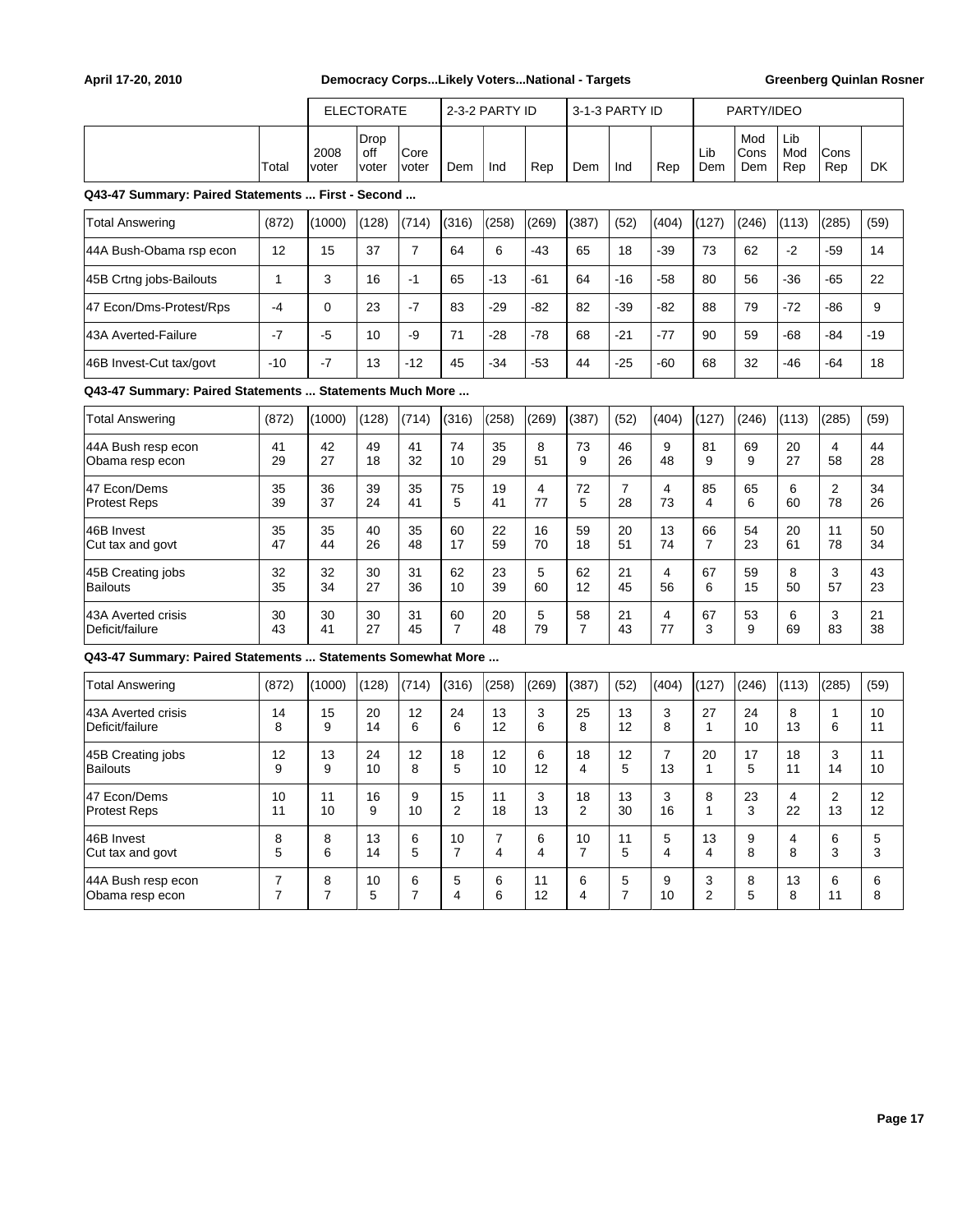| | | ELECTORATE | | | 2-3-2 PARTY ID | | | 3-1-3 PARTY ID | | | PARTY/IDEO | | | | |
|---|---|---|---|---|---|---|---|---|---|---|---|---|---|---|---|
| | Total | 2008 voter | Drop off voter | Core voter | Dem | Ind | Rep | Dem | Ind | Rep | Lib Dem | Mod Cons Dem | Lib Mod Rep | Cons Rep | DK |

**Q43-47 Summary: Paired Statements ... First - Second ...**

| | Total | 2008 voter | Drop off voter | Core voter | Dem | Ind | Rep | Dem | Ind | Rep | Lib Dem | Mod Cons Dem | Lib Mod Rep | Cons Rep | DK |
|---|---|---|---|---|---|---|---|---|---|---|---|---|---|---|---|
| Total Answering | (872) | (1000) | (128) | (714) | (316) | (258) | (269) | (387) | (52) | (404) | (127) | (246) | (113) | (285) | (59) |
| 44A Bush-Obama rsp econ | 12 | 15 | 37 | 7 | 64 | 6 | -43 | 65 | 18 | -39 | 73 | 62 | -2 | -59 | 14 |
| 45B Crtng jobs-Bailouts | 1 | 3 | 16 | -1 | 65 | -13 | -61 | 64 | -16 | -58 | 80 | 56 | -36 | -65 | 22 |
| 47 Econ/Dms-Protest/Rps | -4 | 0 | 23 | -7 | 83 | -29 | -82 | 82 | -39 | -82 | 88 | 79 | -72 | -86 | 9 |
| 43A Averted-Failure | -7 | -5 | 10 | -9 | 71 | -28 | -78 | 68 | -21 | -77 | 90 | 59 | -68 | -84 | -19 |
| 46B Invest-Cut tax/govt | -10 | -7 | 13 | -12 | 45 | -34 | -53 | 44 | -25 | -60 | 68 | 32 | -46 | -64 | 18 |

**Q43-47 Summary: Paired Statements ... Statements Much More ...**

| | Total | 2008 voter | Drop off voter | Core voter | Dem | Ind | Rep | Dem | Ind | Rep | Lib Dem | Mod Cons Dem | Lib Mod Rep | Cons Rep | DK |
|---|---|---|---|---|---|---|---|---|---|---|---|---|---|---|---|
| Total Answering | (872) | (1000) | (128) | (714) | (316) | (258) | (269) | (387) | (52) | (404) | (127) | (246) | (113) | (285) | (59) |
| 44A Bush resp econ | 41 | 42 | 49 | 41 | 74 | 35 | 8 | 73 | 46 | 9 | 81 | 69 | 20 | 4 | 44 |
| Obama resp econ | 29 | 27 | 18 | 32 | 10 | 29 | 51 | 9 | 26 | 48 | 9 | 9 | 27 | 58 | 28 |
| 47 Econ/Dems | 35 | 36 | 39 | 35 | 75 | 19 | 4 | 72 | 7 | 4 | 85 | 65 | 6 | 2 | 34 |
| Protest Reps | 39 | 37 | 24 | 41 | 5 | 41 | 77 | 5 | 28 | 73 | 4 | 6 | 60 | 78 | 26 |
| 46B Invest | 35 | 35 | 40 | 35 | 60 | 22 | 16 | 59 | 20 | 13 | 66 | 54 | 20 | 11 | 50 |
| Cut tax and govt | 47 | 44 | 26 | 48 | 17 | 59 | 70 | 18 | 51 | 74 | 7 | 23 | 61 | 78 | 34 |
| 45B Creating jobs | 32 | 32 | 30 | 31 | 62 | 23 | 5 | 62 | 21 | 4 | 67 | 59 | 8 | 3 | 43 |
| Bailouts | 35 | 34 | 27 | 36 | 10 | 39 | 60 | 12 | 45 | 56 | 6 | 15 | 50 | 57 | 23 |
| 43A Averted crisis | 30 | 30 | 30 | 31 | 60 | 20 | 5 | 58 | 21 | 4 | 67 | 53 | 6 | 3 | 21 |
| Deficit/failure | 43 | 41 | 27 | 45 | 7 | 48 | 79 | 7 | 43 | 77 | 3 | 9 | 69 | 83 | 38 |

**Q43-47 Summary: Paired Statements ... Statements Somewhat More ...**

| | Total | 2008 voter | Drop off voter | Core voter | Dem | Ind | Rep | Dem | Ind | Rep | Lib Dem | Mod Cons Dem | Lib Mod Rep | Cons Rep | DK |
|---|---|---|---|---|---|---|---|---|---|---|---|---|---|---|---|
| Total Answering | (872) | (1000) | (128) | (714) | (316) | (258) | (269) | (387) | (52) | (404) | (127) | (246) | (113) | (285) | (59) |
| 43A Averted crisis | 14 | 15 | 20 | 12 | 24 | 13 | 3 | 25 | 13 | 3 | 27 | 24 | 8 | 1 | 10 |
| Deficit/failure | 8 | 9 | 14 | 6 | 6 | 12 | 6 | 8 | 12 | 8 | 1 | 10 | 13 | 6 | 11 |
| 45B Creating jobs | 12 | 13 | 24 | 12 | 18 | 12 | 6 | 18 | 12 | 7 | 20 | 17 | 18 | 3 | 11 |
| Bailouts | 9 | 9 | 10 | 8 | 5 | 10 | 12 | 4 | 5 | 13 | 1 | 5 | 11 | 14 | 10 |
| 47 Econ/Dems | 10 | 11 | 16 | 9 | 15 | 11 | 3 | 18 | 13 | 3 | 8 | 23 | 4 | 2 | 12 |
| Protest Reps | 11 | 10 | 9 | 10 | 2 | 18 | 13 | 2 | 30 | 16 | 1 | 3 | 22 | 13 | 12 |
| 46B Invest | 8 | 8 | 13 | 6 | 10 | 7 | 6 | 10 | 11 | 5 | 13 | 9 | 4 | 6 | 5 |
| Cut tax and govt | 5 | 6 | 14 | 5 | 7 | 4 | 4 | 7 | 5 | 4 | 4 | 8 | 8 | 3 | 3 |
| 44A Bush resp econ | 7 | 8 | 10 | 6 | 5 | 6 | 11 | 6 | 5 | 9 | 3 | 8 | 13 | 6 | 6 |
| Obama resp econ | 7 | 7 | 5 | 7 | 4 | 6 | 12 | 4 | 7 | 10 | 2 | 5 | 8 | 11 | 8 |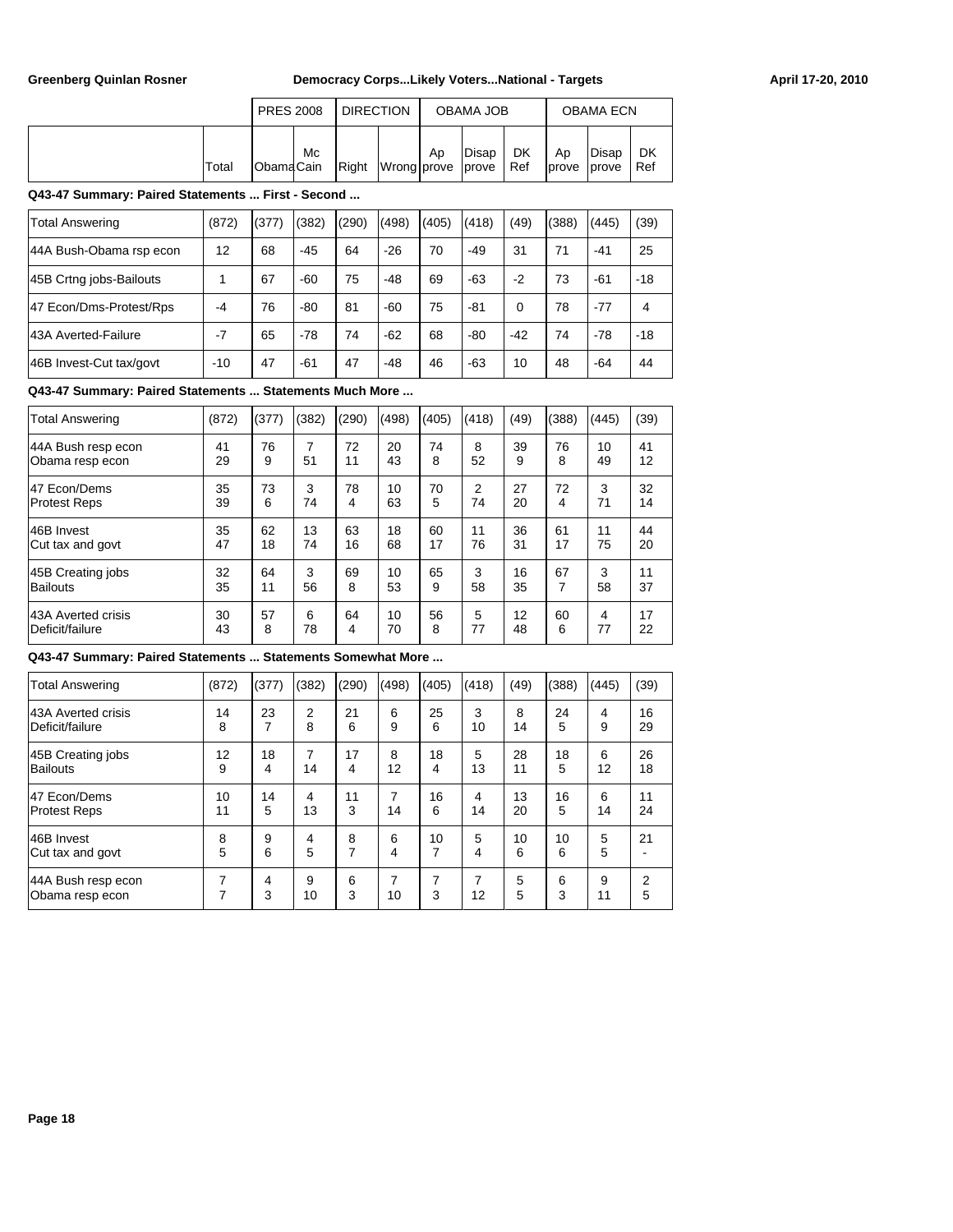Greenberg Quinlan Rosner — Democracy Corps...Likely Voters...National - Targets — April 17-20, 2010

| | Total | PRES 2008 Obama | McCain | DIRECTION Right | Wrong | OBAMA JOB Approve | Disapprove | DK Ref | OBAMA ECN Approve | Disapprove | DK Ref |
|---|---|---|---|---|---|---|---|---|---|---|---|

**Q43-47 Summary: Paired Statements ... First - Second ...**

| | Total | Obama | McCain | Right | Wrong | Approve | Disapprove | DK Ref | Approve | Disapprove | DK Ref |
|---|---|---|---|---|---|---|---|---|---|---|---|
| Total Answering | (872) | (377) | (382) | (290) | (498) | (405) | (418) | (49) | (388) | (445) | (39) |
| 44A Bush-Obama rsp econ | 12 | 68 | -45 | 64 | -26 | 70 | -49 | 31 | 71 | -41 | 25 |
| 45B Crtng jobs-Bailouts | 1 | 67 | -60 | 75 | -48 | 69 | -63 | -2 | 73 | -61 | -18 |
| 47 Econ/Dms-Protest/Rps | -4 | 76 | -80 | 81 | -60 | 75 | -81 | 0 | 78 | -77 | 4 |
| 43A Averted-Failure | -7 | 65 | -78 | 74 | -62 | 68 | -80 | -42 | 74 | -78 | -18 |
| 46B Invest-Cut tax/govt | -10 | 47 | -61 | 47 | -48 | 46 | -63 | 10 | 48 | -64 | 44 |

**Q43-47 Summary: Paired Statements ... Statements Much More ...**

| | Total | Obama | McCain | Right | Wrong | Approve | Disapprove | DK Ref | Approve | Disapprove | DK Ref |
|---|---|---|---|---|---|---|---|---|---|---|---|
| Total Answering | (872) | (377) | (382) | (290) | (498) | (405) | (418) | (49) | (388) | (445) | (39) |
| 44A Bush resp econ | 41 | 76 | 7 | 72 | 20 | 74 | 8 | 39 | 76 | 10 | 41 |
| Obama resp econ | 29 | 9 | 51 | 11 | 43 | 8 | 52 | 9 | 8 | 49 | 12 |
| 47 Econ/Dems | 35 | 73 | 3 | 78 | 10 | 70 | 2 | 27 | 72 | 3 | 32 |
| Protest Reps | 39 | 6 | 74 | 4 | 63 | 5 | 74 | 20 | 4 | 71 | 14 |
| 46B Invest | 35 | 62 | 13 | 63 | 18 | 60 | 11 | 36 | 61 | 11 | 44 |
| Cut tax and govt | 47 | 18 | 74 | 16 | 68 | 17 | 76 | 31 | 17 | 75 | 20 |
| 45B Creating jobs | 32 | 64 | 3 | 69 | 10 | 65 | 3 | 16 | 67 | 3 | 11 |
| Bailouts | 35 | 11 | 56 | 8 | 53 | 9 | 58 | 35 | 7 | 58 | 37 |
| 43A Averted crisis | 30 | 57 | 6 | 64 | 10 | 56 | 5 | 12 | 60 | 4 | 17 |
| Deficit/failure | 43 | 8 | 78 | 4 | 70 | 8 | 77 | 48 | 6 | 77 | 22 |

**Q43-47 Summary: Paired Statements ... Statements Somewhat More ...**

| | Total | Obama | McCain | Right | Wrong | Approve | Disapprove | DK Ref | Approve | Disapprove | DK Ref |
|---|---|---|---|---|---|---|---|---|---|---|---|
| Total Answering | (872) | (377) | (382) | (290) | (498) | (405) | (418) | (49) | (388) | (445) | (39) |
| 43A Averted crisis | 14 | 23 | 2 | 21 | 6 | 25 | 3 | 8 | 24 | 4 | 16 |
| Deficit/failure | 8 | 7 | 8 | 6 | 9 | 6 | 10 | 14 | 5 | 9 | 29 |
| 45B Creating jobs | 12 | 18 | 7 | 17 | 8 | 18 | 5 | 28 | 18 | 6 | 26 |
| Bailouts | 9 | 4 | 14 | 4 | 12 | 4 | 13 | 11 | 5 | 12 | 18 |
| 47 Econ/Dems | 10 | 14 | 4 | 11 | 7 | 16 | 4 | 13 | 16 | 6 | 11 |
| Protest Reps | 11 | 5 | 13 | 3 | 14 | 6 | 14 | 20 | 5 | 14 | 24 |
| 46B Invest | 8 | 9 | 4 | 8 | 6 | 10 | 5 | 10 | 10 | 5 | 21 |
| Cut tax and govt | 5 | 6 | 5 | 7 | 4 | 7 | 4 | 6 | 6 | 5 | - |
| 44A Bush resp econ | 7 | 4 | 9 | 6 | 7 | 7 | 7 | 5 | 6 | 9 | 2 |
| Obama resp econ | 7 | 3 | 10 | 3 | 10 | 3 | 12 | 5 | 3 | 11 | 5 |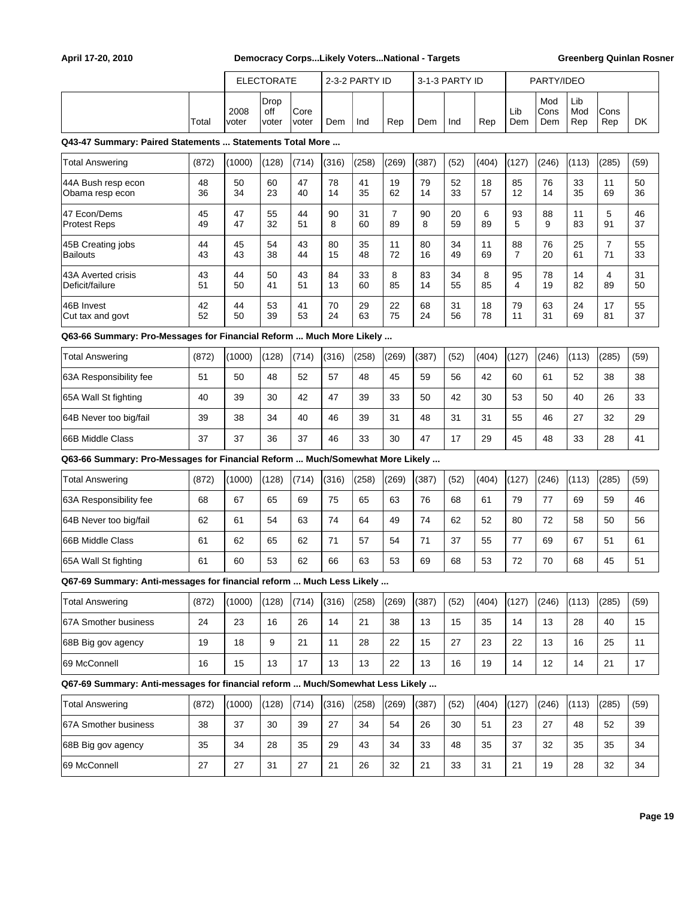| | Total | ELECTORATE 2008 voter | Drop off voter | Core voter | 2-3-2 PARTY ID Dem | Ind | Rep | 3-1-3 PARTY ID Dem | Ind | Rep | PARTY/IDEO Lib Dem | Mod Cons Dem | Lib Mod Rep | Cons Rep | DK |
|---|---|---|---|---|---|---|---|---|---|---|---|---|---|---|---|
| **Q43-47 Summary: Paired Statements ... Statements Total More ...** | | | | | | | | | | | | | | | |
| Total Answering | (872) | (1000) | (128) | (714) | (316) | (258) | (269) | (387) | (52) | (404) | (127) | (246) | (113) | (285) | (59) |
| 44A Bush resp econ | 48 | 50 | 60 | 47 | 78 | 41 | 19 | 79 | 52 | 18 | 85 | 76 | 33 | 11 | 50 |
| Obama resp econ | 36 | 34 | 23 | 40 | 14 | 35 | 62 | 14 | 33 | 57 | 12 | 14 | 35 | 69 | 36 |
| 47 Econ/Dems | 45 | 47 | 55 | 44 | 90 | 31 | 7 | 90 | 20 | 6 | 93 | 88 | 11 | 5 | 46 |
| Protest Reps | 49 | 47 | 32 | 51 | 8 | 60 | 89 | 8 | 59 | 89 | 5 | 9 | 83 | 91 | 37 |
| 45B Creating jobs | 44 | 45 | 54 | 43 | 80 | 35 | 11 | 80 | 34 | 11 | 88 | 76 | 25 | 7 | 55 |
| Bailouts | 43 | 43 | 38 | 44 | 15 | 48 | 72 | 16 | 49 | 69 | 7 | 20 | 61 | 71 | 33 |
| 43A Averted crisis | 43 | 44 | 50 | 43 | 84 | 33 | 8 | 83 | 34 | 8 | 95 | 78 | 14 | 4 | 31 |
| Deficit/failure | 51 | 50 | 41 | 51 | 13 | 60 | 85 | 14 | 55 | 85 | 4 | 19 | 82 | 89 | 50 |
| 46B Invest | 42 | 44 | 53 | 41 | 70 | 29 | 22 | 68 | 31 | 18 | 79 | 63 | 24 | 17 | 55 |
| Cut tax and govt | 52 | 50 | 39 | 53 | 24 | 63 | 75 | 24 | 56 | 78 | 11 | 31 | 69 | 81 | 37 |
| **Q63-66 Summary: Pro-Messages for Financial Reform ... Much More Likely ...** | | | | | | | | | | | | | | | |
| Total Answering | (872) | (1000) | (128) | (714) | (316) | (258) | (269) | (387) | (52) | (404) | (127) | (246) | (113) | (285) | (59) |
| 63A Responsibility fee | 51 | 50 | 48 | 52 | 57 | 48 | 45 | 59 | 56 | 42 | 60 | 61 | 52 | 38 | 38 |
| 65A Wall St fighting | 40 | 39 | 30 | 42 | 47 | 39 | 33 | 50 | 42 | 30 | 53 | 50 | 40 | 26 | 33 |
| 64B Never too big/fail | 39 | 38 | 34 | 40 | 46 | 39 | 31 | 48 | 31 | 31 | 55 | 46 | 27 | 32 | 29 |
| 66B Middle Class | 37 | 37 | 36 | 37 | 46 | 33 | 30 | 47 | 17 | 29 | 45 | 48 | 33 | 28 | 41 |
| **Q63-66 Summary: Pro-Messages for Financial Reform ... Much/Somewhat More Likely ...** | | | | | | | | | | | | | | | |
| Total Answering | (872) | (1000) | (128) | (714) | (316) | (258) | (269) | (387) | (52) | (404) | (127) | (246) | (113) | (285) | (59) |
| 63A Responsibility fee | 68 | 67 | 65 | 69 | 75 | 65 | 63 | 76 | 68 | 61 | 79 | 77 | 69 | 59 | 46 |
| 64B Never too big/fail | 62 | 61 | 54 | 63 | 74 | 64 | 49 | 74 | 62 | 52 | 80 | 72 | 58 | 50 | 56 |
| 66B Middle Class | 61 | 62 | 65 | 62 | 71 | 57 | 54 | 71 | 37 | 55 | 77 | 69 | 67 | 51 | 61 |
| 65A Wall St fighting | 61 | 60 | 53 | 62 | 66 | 63 | 53 | 69 | 68 | 53 | 72 | 70 | 68 | 45 | 51 |
| **Q67-69 Summary: Anti-messages for financial reform ... Much Less Likely ...** | | | | | | | | | | | | | | | |
| Total Answering | (872) | (1000) | (128) | (714) | (316) | (258) | (269) | (387) | (52) | (404) | (127) | (246) | (113) | (285) | (59) |
| 67A Smother business | 24 | 23 | 16 | 26 | 14 | 21 | 38 | 13 | 15 | 35 | 14 | 13 | 28 | 40 | 15 |
| 68B Big gov agency | 19 | 18 | 9 | 21 | 11 | 28 | 22 | 15 | 27 | 23 | 22 | 13 | 16 | 25 | 11 |
| 69 McConnell | 16 | 15 | 13 | 17 | 13 | 13 | 22 | 13 | 16 | 19 | 14 | 12 | 14 | 21 | 17 |
| **Q67-69 Summary: Anti-messages for financial reform ... Much/Somewhat Less Likely ...** | | | | | | | | | | | | | | | |
| Total Answering | (872) | (1000) | (128) | (714) | (316) | (258) | (269) | (387) | (52) | (404) | (127) | (246) | (113) | (285) | (59) |
| 67A Smother business | 38 | 37 | 30 | 39 | 27 | 34 | 54 | 26 | 30 | 51 | 23 | 27 | 48 | 52 | 39 |
| 68B Big gov agency | 35 | 34 | 28 | 35 | 29 | 43 | 34 | 33 | 48 | 35 | 37 | 32 | 35 | 35 | 34 |
| 69 McConnell | 27 | 27 | 31 | 27 | 21 | 26 | 32 | 21 | 33 | 31 | 21 | 19 | 28 | 32 | 34 |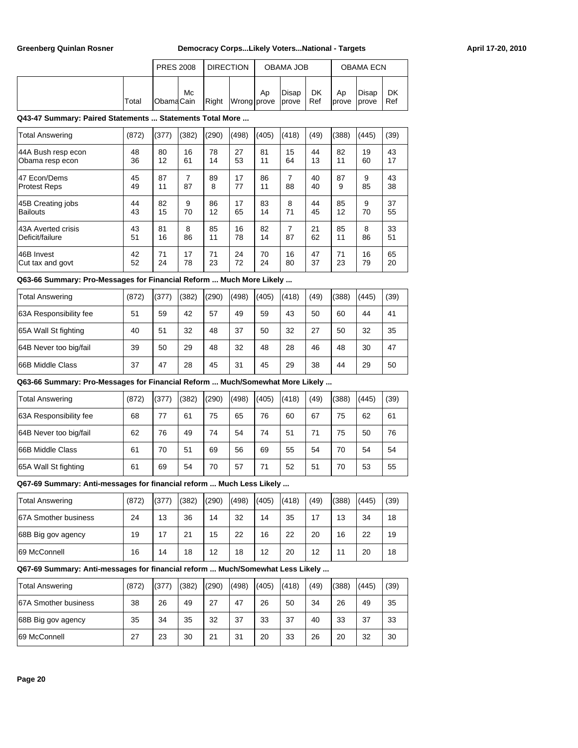| | Total | PRES 2008 | | DIRECTION | | OBAMA JOB | | | OBAMA ECN | | |
|---|---|---|---|---|---|---|---|---|---|---|---|
| | | Obama | McCain | Right | Wrong | Approve | Disapprove | DK Ref | Approve | Disapprove | DK Ref |

**Q43-47 Summary: Paired Statements ... Statements Total More ...**

| Total Answering | (872) | (377) | (382) | (290) | (498) | (405) | (418) | (49) | (388) | (445) | (39) |
|---|---|---|---|---|---|---|---|---|---|---|---|
| 44A Bush resp econ | 48 | 80 | 16 | 78 | 27 | 81 | 15 | 44 | 82 | 19 | 43 |
| Obama resp econ | 36 | 12 | 61 | 14 | 53 | 11 | 64 | 13 | 11 | 60 | 17 |
| 47 Econ/Dems | 45 | 87 | 7 | 89 | 17 | 86 | 7 | 40 | 87 | 9 | 43 |
| Protest Reps | 49 | 11 | 87 | 8 | 77 | 11 | 88 | 40 | 9 | 85 | 38 |
| 45B Creating jobs | 44 | 82 | 9 | 86 | 17 | 83 | 8 | 44 | 85 | 9 | 37 |
| Bailouts | 43 | 15 | 70 | 12 | 65 | 14 | 71 | 45 | 12 | 70 | 55 |
| 43A Averted crisis | 43 | 81 | 8 | 85 | 16 | 82 | 7 | 21 | 85 | 8 | 33 |
| Deficit/failure | 51 | 16 | 86 | 11 | 78 | 14 | 87 | 62 | 11 | 86 | 51 |
| 46B Invest | 42 | 71 | 17 | 71 | 24 | 70 | 16 | 47 | 71 | 16 | 65 |
| Cut tax and govt | 52 | 24 | 78 | 23 | 72 | 24 | 80 | 37 | 23 | 79 | 20 |

**Q63-66 Summary: Pro-Messages for Financial Reform ... Much More Likely ...**

| Total Answering | (872) | (377) | (382) | (290) | (498) | (405) | (418) | (49) | (388) | (445) | (39) |
|---|---|---|---|---|---|---|---|---|---|---|---|
| 63A Responsibility fee | 51 | 59 | 42 | 57 | 49 | 59 | 43 | 50 | 60 | 44 | 41 |
| 65A Wall St fighting | 40 | 51 | 32 | 48 | 37 | 50 | 32 | 27 | 50 | 32 | 35 |
| 64B Never too big/fail | 39 | 50 | 29 | 48 | 32 | 48 | 28 | 46 | 48 | 30 | 47 |
| 66B Middle Class | 37 | 47 | 28 | 45 | 31 | 45 | 29 | 38 | 44 | 29 | 50 |

**Q63-66 Summary: Pro-Messages for Financial Reform ... Much/Somewhat More Likely ...**

| Total Answering | (872) | (377) | (382) | (290) | (498) | (405) | (418) | (49) | (388) | (445) | (39) |
|---|---|---|---|---|---|---|---|---|---|---|---|
| 63A Responsibility fee | 68 | 77 | 61 | 75 | 65 | 76 | 60 | 67 | 75 | 62 | 61 |
| 64B Never too big/fail | 62 | 76 | 49 | 74 | 54 | 74 | 51 | 71 | 75 | 50 | 76 |
| 66B Middle Class | 61 | 70 | 51 | 69 | 56 | 69 | 55 | 54 | 70 | 54 | 54 |
| 65A Wall St fighting | 61 | 69 | 54 | 70 | 57 | 71 | 52 | 51 | 70 | 53 | 55 |

**Q67-69 Summary: Anti-messages for financial reform ... Much Less Likely ...**

| Total Answering | (872) | (377) | (382) | (290) | (498) | (405) | (418) | (49) | (388) | (445) | (39) |
|---|---|---|---|---|---|---|---|---|---|---|---|
| 67A Smother business | 24 | 13 | 36 | 14 | 32 | 14 | 35 | 17 | 13 | 34 | 18 |
| 68B Big gov agency | 19 | 17 | 21 | 15 | 22 | 16 | 22 | 20 | 16 | 22 | 19 |
| 69 McConnell | 16 | 14 | 18 | 12 | 18 | 12 | 20 | 12 | 11 | 20 | 18 |

**Q67-69 Summary: Anti-messages for financial reform ... Much/Somewhat Less Likely ...**

| Total Answering | (872) | (377) | (382) | (290) | (498) | (405) | (418) | (49) | (388) | (445) | (39) |
|---|---|---|---|---|---|---|---|---|---|---|---|
| 67A Smother business | 38 | 26 | 49 | 27 | 47 | 26 | 50 | 34 | 26 | 49 | 35 |
| 68B Big gov agency | 35 | 34 | 35 | 32 | 37 | 33 | 37 | 40 | 33 | 37 | 33 |
| 69 McConnell | 27 | 23 | 30 | 21 | 31 | 20 | 33 | 26 | 20 | 32 | 30 |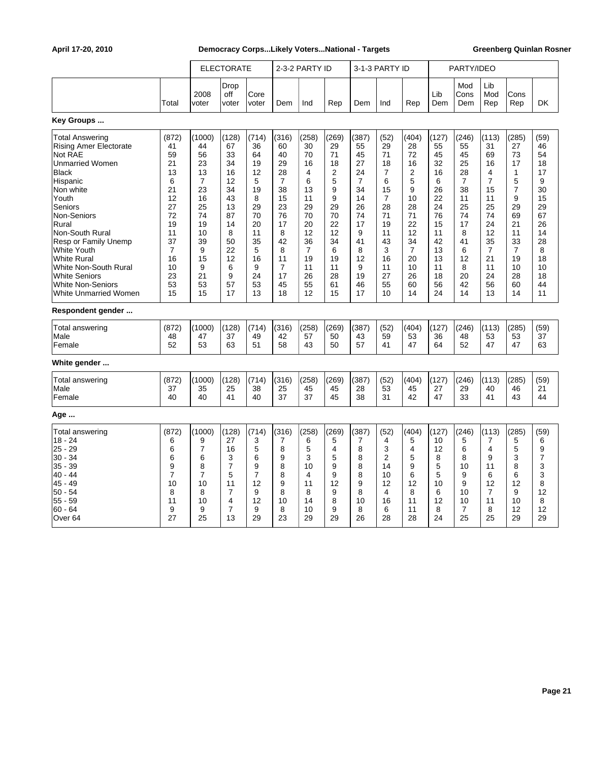| | Total | ELECTORATE 2008 voter | Drop off voter | Core voter | 2-3-2 PARTY ID Dem | Ind | Rep | 3-1-3 PARTY ID Dem | Ind | Rep | PARTY/IDEO Lib Dem | Mod Cons Dem | Lib Mod Rep | Cons Rep | DK |
|---|---|---|---|---|---|---|---|---|---|---|---|---|---|---|---|
| **Key Groups ...** | | | | | | | | | | | | | | | |
| Total Answering | (872) | (1000) | (128) | (714) | (316) | (258) | (269) | (387) | (52) | (404) | (127) | (246) | (113) | (285) | (59) |
| Rising Amer Electorate | 41 | 44 | 67 | 36 | 60 | 30 | 29 | 55 | 29 | 28 | 55 | 55 | 31 | 27 | 46 |
| Not RAE | 59 | 56 | 33 | 64 | 40 | 70 | 71 | 45 | 71 | 72 | 45 | 45 | 69 | 73 | 54 |
| Unmarried Women | 21 | 23 | 34 | 19 | 29 | 16 | 18 | 27 | 18 | 16 | 32 | 25 | 16 | 17 | 18 |
| Black | 13 | 13 | 16 | 12 | 28 | 4 | 2 | 24 | 7 | 2 | 16 | 28 | 4 | 1 | 17 |
| Hispanic | 6 | 7 | 12 | 5 | 7 | 6 | 5 | 7 | 6 | 5 | 6 | 7 | 7 | 5 | 9 |
| Non white | 21 | 23 | 34 | 19 | 38 | 13 | 9 | 34 | 15 | 9 | 26 | 38 | 15 | 7 | 30 |
| Youth | 12 | 16 | 43 | 8 | 15 | 11 | 9 | 14 | 7 | 10 | 22 | 11 | 11 | 9 | 15 |
| Seniors | 27 | 25 | 13 | 29 | 23 | 29 | 29 | 26 | 28 | 28 | 24 | 25 | 25 | 29 | 29 |
| Non-Seniors | 72 | 74 | 87 | 70 | 76 | 70 | 70 | 74 | 71 | 71 | 76 | 74 | 74 | 69 | 67 |
| Rural | 19 | 19 | 14 | 20 | 17 | 20 | 22 | 17 | 19 | 22 | 15 | 17 | 24 | 21 | 26 |
| Non-South Rural | 11 | 10 | 8 | 11 | 8 | 12 | 12 | 9 | 11 | 12 | 11 | 8 | 12 | 11 | 14 |
| Resp or Family Unemp | 37 | 39 | 50 | 35 | 42 | 36 | 34 | 41 | 43 | 34 | 42 | 41 | 35 | 33 | 28 |
| White Youth | 7 | 9 | 22 | 5 | 8 | 7 | 6 | 8 | 3 | 7 | 13 | 6 | 7 | 7 | 8 |
| White Rural | 16 | 15 | 12 | 16 | 11 | 19 | 19 | 12 | 16 | 20 | 13 | 12 | 21 | 19 | 18 |
| White Non-South Rural | 10 | 9 | 6 | 9 | 7 | 11 | 11 | 9 | 11 | 10 | 11 | 8 | 11 | 10 | 10 |
| White Seniors | 23 | 21 | 9 | 24 | 17 | 26 | 28 | 19 | 27 | 26 | 18 | 20 | 24 | 28 | 18 |
| White Non-Seniors | 53 | 53 | 57 | 53 | 45 | 55 | 61 | 46 | 55 | 60 | 56 | 42 | 56 | 60 | 44 |
| White Unmarried Women | 15 | 15 | 17 | 13 | 18 | 12 | 15 | 17 | 10 | 14 | 24 | 14 | 13 | 14 | 11 |
| **Respondent gender ...** | | | | | | | | | | | | | | | |
| Total answering | (872) | (1000) | (128) | (714) | (316) | (258) | (269) | (387) | (52) | (404) | (127) | (246) | (113) | (285) | (59) |
| Male | 48 | 47 | 37 | 49 | 42 | 57 | 50 | 43 | 59 | 53 | 36 | 48 | 53 | 53 | 37 |
| Female | 52 | 53 | 63 | 51 | 58 | 43 | 50 | 57 | 41 | 47 | 64 | 52 | 47 | 47 | 63 |
| **White gender ...** | | | | | | | | | | | | | | | |
| Total answering | (872) | (1000) | (128) | (714) | (316) | (258) | (269) | (387) | (52) | (404) | (127) | (246) | (113) | (285) | (59) |
| Male | 37 | 35 | 25 | 38 | 25 | 45 | 45 | 28 | 53 | 45 | 27 | 29 | 40 | 46 | 21 |
| Female | 40 | 40 | 41 | 40 | 37 | 37 | 45 | 38 | 31 | 42 | 47 | 33 | 41 | 43 | 44 |
| **Age ...** | | | | | | | | | | | | | | | |
| Total answering | (872) | (1000) | (128) | (714) | (316) | (258) | (269) | (387) | (52) | (404) | (127) | (246) | (113) | (285) | (59) |
| 18 - 24 | 6 | 9 | 27 | 3 | 7 | 6 | 5 | 7 | 4 | 5 | 10 | 5 | 7 | 5 | 6 |
| 25 - 29 | 6 | 7 | 16 | 5 | 8 | 5 | 4 | 8 | 3 | 4 | 12 | 6 | 4 | 5 | 9 |
| 30 - 34 | 6 | 6 | 3 | 6 | 9 | 3 | 5 | 8 | 2 | 5 | 8 | 8 | 9 | 3 | 7 |
| 35 - 39 | 9 | 8 | 7 | 9 | 8 | 10 | 9 | 8 | 14 | 9 | 5 | 10 | 11 | 8 | 3 |
| 40 - 44 | 7 | 7 | 5 | 7 | 8 | 4 | 9 | 8 | 10 | 6 | 5 | 9 | 6 | 6 | 3 |
| 45 - 49 | 10 | 10 | 11 | 12 | 9 | 11 | 12 | 9 | 12 | 12 | 10 | 9 | 12 | 12 | 8 |
| 50 - 54 | 8 | 8 | 7 | 9 | 8 | 8 | 9 | 8 | 4 | 8 | 6 | 10 | 7 | 9 | 12 |
| 55 - 59 | 11 | 10 | 4 | 12 | 10 | 14 | 8 | 10 | 16 | 11 | 12 | 10 | 11 | 10 | 8 |
| 60 - 64 | 9 | 9 | 7 | 9 | 8 | 10 | 9 | 8 | 6 | 11 | 8 | 7 | 8 | 12 | 12 |
| Over 64 | 27 | 25 | 13 | 29 | 23 | 29 | 29 | 26 | 28 | 28 | 24 | 25 | 25 | 29 | 29 |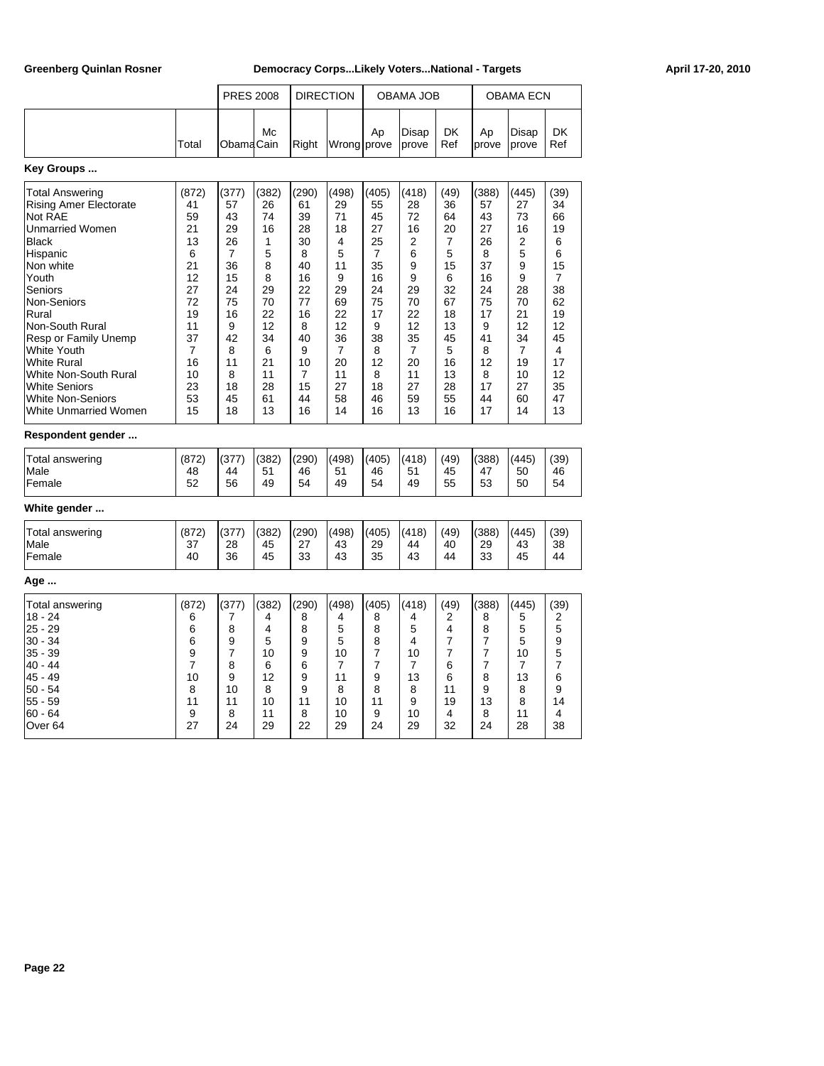Greenberg Quinlan Rosner | Democracy Corps...Likely Voters...National - Targets | April 17-20, 2010

| | | PRES 2008 | | DIRECTION | | OBAMA JOB | | | OBAMA ECN | | |
|---|---|---|---|---|---|---|---|---|---|---|---|
| | Total | Obama | Mc Cain | Right | Wrong | Ap prove | Disap prove | DK Ref | Ap prove | Disap prove | DK Ref |
| **Key Groups ...** | | | | | | | | | | | |
| Total Answering | (872) | (377) | (382) | (290) | (498) | (405) | (418) | (49) | (388) | (445) | (39) |
| Rising Amer Electorate | 41 | 57 | 26 | 61 | 29 | 55 | 28 | 36 | 57 | 27 | 34 |
| Not RAE | 59 | 43 | 74 | 39 | 71 | 45 | 72 | 64 | 43 | 73 | 66 |
| Unmarried Women | 21 | 29 | 16 | 28 | 18 | 27 | 16 | 20 | 27 | 16 | 19 |
| Black | 13 | 26 | 1 | 30 | 4 | 25 | 2 | 7 | 26 | 2 | 6 |
| Hispanic | 6 | 7 | 5 | 8 | 5 | 7 | 6 | 5 | 8 | 5 | 6 |
| Non white | 21 | 36 | 8 | 40 | 11 | 35 | 9 | 15 | 37 | 9 | 15 |
| Youth | 12 | 15 | 8 | 16 | 9 | 16 | 9 | 6 | 16 | 9 | 7 |
| Seniors | 27 | 24 | 29 | 22 | 29 | 24 | 29 | 32 | 24 | 28 | 38 |
| Non-Seniors | 72 | 75 | 70 | 77 | 69 | 75 | 70 | 67 | 75 | 70 | 62 |
| Rural | 19 | 16 | 22 | 16 | 22 | 17 | 22 | 18 | 17 | 21 | 19 |
| Non-South Rural | 11 | 9 | 12 | 8 | 12 | 9 | 12 | 13 | 9 | 12 | 12 |
| Resp or Family Unemp | 37 | 42 | 34 | 40 | 36 | 38 | 35 | 45 | 41 | 34 | 45 |
| White Youth | 7 | 8 | 6 | 9 | 7 | 8 | 7 | 5 | 8 | 7 | 4 |
| White Rural | 16 | 11 | 21 | 10 | 20 | 12 | 20 | 16 | 12 | 19 | 17 |
| White Non-South Rural | 10 | 8 | 11 | 7 | 11 | 8 | 11 | 13 | 8 | 10 | 12 |
| White Seniors | 23 | 18 | 28 | 15 | 27 | 18 | 27 | 28 | 17 | 27 | 35 |
| White Non-Seniors | 53 | 45 | 61 | 44 | 58 | 46 | 59 | 55 | 44 | 60 | 47 |
| White Unmarried Women | 15 | 18 | 13 | 16 | 14 | 16 | 13 | 16 | 17 | 14 | 13 |
| **Respondent gender ...** | | | | | | | | | | | |
| Total answering | (872) | (377) | (382) | (290) | (498) | (405) | (418) | (49) | (388) | (445) | (39) |
| Male | 48 | 44 | 51 | 46 | 51 | 46 | 51 | 45 | 47 | 50 | 46 |
| Female | 52 | 56 | 49 | 54 | 49 | 54 | 49 | 55 | 53 | 50 | 54 |
| **White gender ...** | | | | | | | | | | | |
| Total answering | (872) | (377) | (382) | (290) | (498) | (405) | (418) | (49) | (388) | (445) | (39) |
| Male | 37 | 28 | 45 | 27 | 43 | 29 | 44 | 40 | 29 | 43 | 38 |
| Female | 40 | 36 | 45 | 33 | 43 | 35 | 43 | 44 | 33 | 45 | 44 |
| **Age ...** | | | | | | | | | | | |
| Total answering | (872) | (377) | (382) | (290) | (498) | (405) | (418) | (49) | (388) | (445) | (39) |
| 18 - 24 | 6 | 7 | 4 | 8 | 4 | 8 | 4 | 2 | 8 | 5 | 2 |
| 25 - 29 | 6 | 8 | 4 | 8 | 5 | 8 | 5 | 4 | 8 | 5 | 5 |
| 30 - 34 | 6 | 9 | 5 | 9 | 5 | 8 | 4 | 7 | 7 | 5 | 9 |
| 35 - 39 | 9 | 7 | 10 | 9 | 10 | 7 | 10 | 7 | 7 | 10 | 5 |
| 40 - 44 | 7 | 8 | 6 | 6 | 7 | 7 | 7 | 6 | 7 | 7 | 7 |
| 45 - 49 | 10 | 9 | 12 | 9 | 11 | 9 | 13 | 6 | 8 | 13 | 6 |
| 50 - 54 | 8 | 10 | 8 | 9 | 8 | 8 | 8 | 11 | 9 | 8 | 9 |
| 55 - 59 | 11 | 11 | 10 | 11 | 10 | 11 | 9 | 19 | 13 | 8 | 14 |
| 60 - 64 | 9 | 8 | 11 | 8 | 10 | 9 | 10 | 4 | 8 | 11 | 4 |
| Over 64 | 27 | 24 | 29 | 22 | 29 | 24 | 29 | 32 | 24 | 28 | 38 |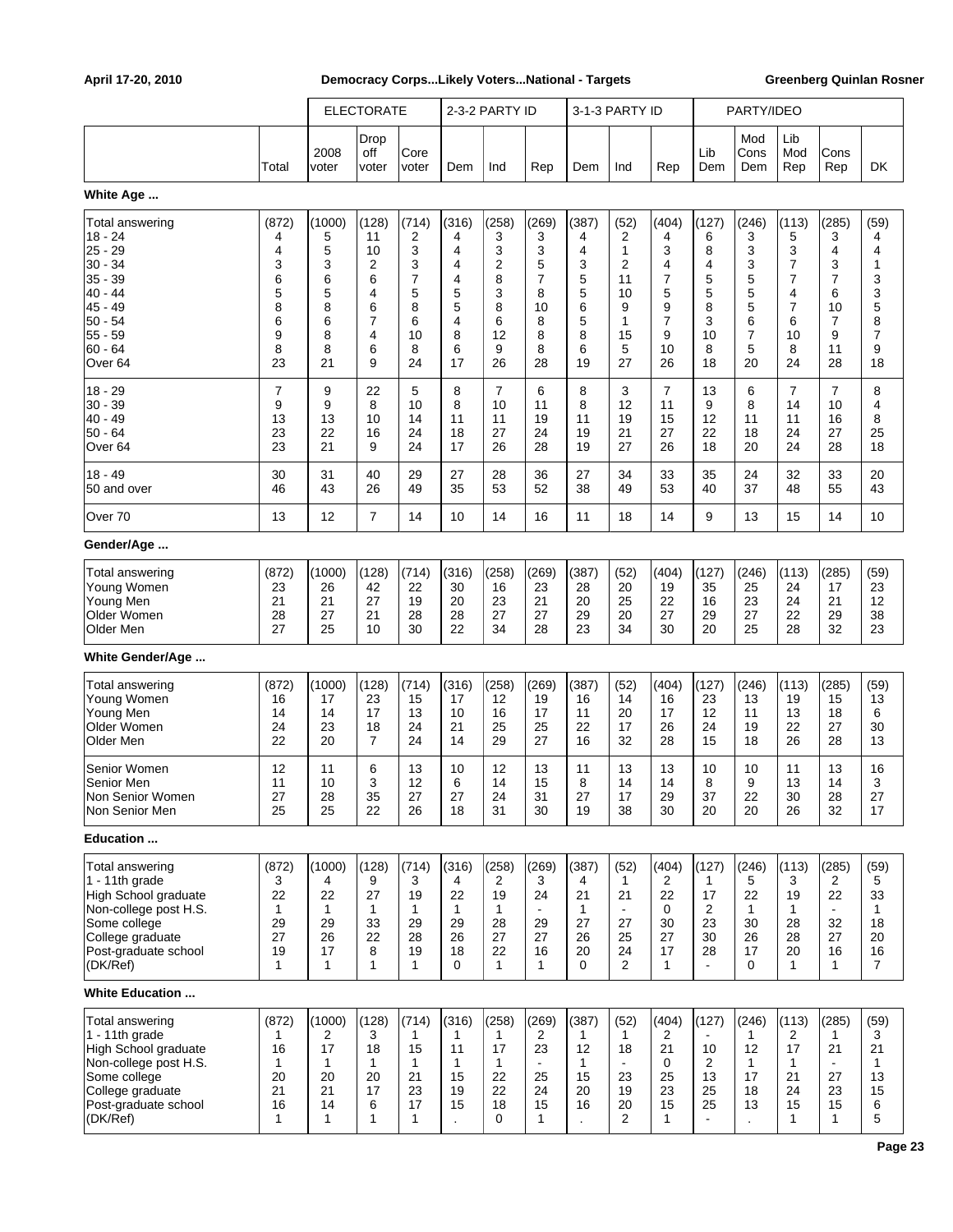April 17-20, 2010 — Democracy Corps...Likely Voters...National - Targets — Greenberg Quinlan Rosner

| | | ELECTORATE | | | 2-3-2 PARTY ID | | | 3-1-3 PARTY ID | | | PARTY/IDEO | | | | |
|---|---|---|---|---|---|---|---|---|---|---|---|---|---|---|---|
| | Total | 2008 voter | Drop off voter | Core voter | Dem | Ind | Rep | Dem | Ind | Rep | Lib Dem | Mod Cons Dem | Lib Mod Rep | Cons Rep | DK |
| **White Age ...** | | | | | | | | | | | | | | | |
| Total answering | (872) | (1000) | (128) | (714) | (316) | (258) | (269) | (387) | (52) | (404) | (127) | (246) | (113) | (285) | (59) |
| 18 - 24 | 4 | 5 | 11 | 2 | 4 | 3 | 3 | 4 | 2 | 4 | 6 | 3 | 5 | 3 | 4 |
| 25 - 29 | 4 | 5 | 10 | 3 | 4 | 3 | 3 | 4 | 1 | 3 | 8 | 3 | 3 | 4 | 4 |
| 30 - 34 | 3 | 3 | 2 | 3 | 4 | 2 | 5 | 3 | 2 | 4 | 4 | 3 | 7 | 3 | 1 |
| 35 - 39 | 6 | 6 | 6 | 7 | 4 | 8 | 7 | 5 | 11 | 7 | 5 | 5 | 7 | 7 | 3 |
| 40 - 44 | 5 | 5 | 4 | 5 | 5 | 3 | 8 | 5 | 10 | 5 | 5 | 5 | 4 | 6 | 3 |
| 45 - 49 | 8 | 8 | 6 | 8 | 5 | 8 | 10 | 6 | 9 | 9 | 8 | 5 | 7 | 10 | 5 |
| 50 - 54 | 6 | 6 | 7 | 6 | 4 | 6 | 8 | 5 | 1 | 7 | 3 | 6 | 6 | 7 | 8 |
| 55 - 59 | 9 | 8 | 4 | 10 | 8 | 12 | 8 | 8 | 15 | 9 | 10 | 7 | 10 | 9 | 7 |
| 60 - 64 | 8 | 8 | 6 | 8 | 6 | 9 | 8 | 6 | 5 | 10 | 8 | 5 | 8 | 11 | 9 |
| Over 64 | 23 | 21 | 9 | 24 | 17 | 26 | 28 | 19 | 27 | 26 | 18 | 20 | 24 | 28 | 18 |
| 18 - 29 | 7 | 9 | 22 | 5 | 8 | 7 | 6 | 8 | 3 | 7 | 13 | 6 | 7 | 7 | 8 |
| 30 - 39 | 9 | 9 | 8 | 10 | 8 | 10 | 11 | 8 | 12 | 11 | 9 | 8 | 14 | 10 | 4 |
| 40 - 49 | 13 | 13 | 10 | 14 | 11 | 11 | 19 | 11 | 19 | 15 | 12 | 11 | 11 | 16 | 8 |
| 50 - 64 | 23 | 22 | 16 | 24 | 18 | 27 | 24 | 19 | 21 | 27 | 22 | 18 | 24 | 27 | 25 |
| Over 64 | 23 | 21 | 9 | 24 | 17 | 26 | 28 | 19 | 27 | 26 | 18 | 20 | 24 | 28 | 18 |
| 18 - 49 | 30 | 31 | 40 | 29 | 27 | 28 | 36 | 27 | 34 | 33 | 35 | 24 | 32 | 33 | 20 |
| 50 and over | 46 | 43 | 26 | 49 | 35 | 53 | 52 | 38 | 49 | 53 | 40 | 37 | 48 | 55 | 43 |
| Over 70 | 13 | 12 | 7 | 14 | 10 | 14 | 16 | 11 | 18 | 14 | 9 | 13 | 15 | 14 | 10 |
| **Gender/Age ...** | | | | | | | | | | | | | | | |
| Total answering | (872) | (1000) | (128) | (714) | (316) | (258) | (269) | (387) | (52) | (404) | (127) | (246) | (113) | (285) | (59) |
| Young Women | 23 | 26 | 42 | 22 | 30 | 16 | 23 | 28 | 20 | 19 | 35 | 25 | 24 | 17 | 23 |
| Young Men | 21 | 21 | 27 | 19 | 20 | 23 | 21 | 20 | 25 | 22 | 16 | 23 | 24 | 21 | 12 |
| Older Women | 28 | 27 | 21 | 28 | 28 | 27 | 27 | 29 | 20 | 27 | 29 | 27 | 22 | 29 | 38 |
| Older Men | 27 | 25 | 10 | 30 | 22 | 34 | 28 | 23 | 34 | 30 | 20 | 25 | 28 | 32 | 23 |
| **White Gender/Age ...** | | | | | | | | | | | | | | | |
| Total answering | (872) | (1000) | (128) | (714) | (316) | (258) | (269) | (387) | (52) | (404) | (127) | (246) | (113) | (285) | (59) |
| Young Women | 16 | 17 | 23 | 15 | 17 | 12 | 19 | 16 | 14 | 16 | 23 | 13 | 19 | 15 | 13 |
| Young Men | 14 | 14 | 17 | 13 | 10 | 16 | 17 | 11 | 20 | 17 | 12 | 11 | 13 | 18 | 6 |
| Older Women | 24 | 23 | 18 | 24 | 21 | 25 | 25 | 22 | 17 | 26 | 24 | 19 | 22 | 27 | 30 |
| Older Men | 22 | 20 | 7 | 24 | 14 | 29 | 27 | 16 | 32 | 28 | 15 | 18 | 26 | 28 | 13 |
| Senior Women | 12 | 11 | 6 | 13 | 10 | 12 | 13 | 11 | 13 | 13 | 10 | 10 | 11 | 13 | 16 |
| Senior Men | 11 | 10 | 3 | 12 | 6 | 14 | 15 | 8 | 14 | 14 | 8 | 9 | 13 | 14 | 3 |
| Non Senior Women | 27 | 28 | 35 | 27 | 27 | 24 | 31 | 27 | 17 | 29 | 37 | 22 | 30 | 28 | 27 |
| Non Senior Men | 25 | 25 | 22 | 26 | 18 | 31 | 30 | 19 | 38 | 30 | 20 | 20 | 26 | 32 | 17 |
| **Education ...** | | | | | | | | | | | | | | | |
| Total answering | (872) | (1000) | (128) | (714) | (316) | (258) | (269) | (387) | (52) | (404) | (127) | (246) | (113) | (285) | (59) |
| 1 - 11th grade | 3 | 4 | 9 | 3 | 4 | 2 | 3 | 4 | 1 | 2 | 1 | 5 | 3 | 2 | 5 |
| High School graduate | 22 | 22 | 27 | 19 | 22 | 19 | 24 | 21 | 21 | 22 | 17 | 22 | 19 | 22 | 33 |
| Non-college post H.S. | 1 | 1 | 1 | 1 | 1 | 1 | - | 1 | - | 0 | 2 | 1 | 1 | - | 1 |
| Some college | 29 | 29 | 33 | 29 | 29 | 29 | 29 | 27 | 27 | 30 | 23 | 30 | 28 | 32 | 18 |
| College graduate | 27 | 26 | 22 | 28 | 26 | 28 | 27 | 26 | 25 | 27 | 30 | 26 | 28 | 27 | 20 |
| Post-graduate school | 19 | 17 | 8 | 19 | 18 | 22 | 16 | 20 | 24 | 17 | 28 | 17 | 20 | 16 | 16 |
| (DK/Ref) | 1 | 1 | 1 | 1 | 0 | 1 | 1 | 0 | 2 | 1 | - | 0 | 1 | 1 | 7 |
| **White Education ...** | | | | | | | | | | | | | | | |
| Total answering | (872) | (1000) | (128) | (714) | (316) | (258) | (269) | (387) | (52) | (404) | (127) | (246) | (113) | (285) | (59) |
| 1 - 11th grade | 1 | 2 | 3 | 1 | 1 | 1 | 2 | 1 | 1 | 2 | - | 1 | 2 | 1 | 3 |
| High School graduate | 16 | 17 | 18 | 15 | 11 | 17 | 23 | 12 | 18 | 21 | 10 | 12 | 17 | 21 | 21 |
| Non-college post H.S. | 1 | 1 | 1 | 1 | 1 | 1 | - | 1 | - | 0 | 2 | 1 | 1 | - | 1 |
| Some college | 20 | 20 | 20 | 21 | 15 | 22 | 25 | 15 | 23 | 25 | 13 | 17 | 21 | 27 | 13 |
| College graduate | 21 | 21 | 17 | 23 | 19 | 22 | 24 | 20 | 19 | 23 | 25 | 18 | 24 | 23 | 15 |
| Post-graduate school | 16 | 14 | 6 | 17 | 15 | 18 | 15 | 16 | 20 | 15 | 25 | 13 | 15 | 15 | 6 |
| (DK/Ref) | 1 | 1 | 1 | 1 | . | 0 | 1 | . | 2 | 1 | - | . | 1 | 1 | 5 |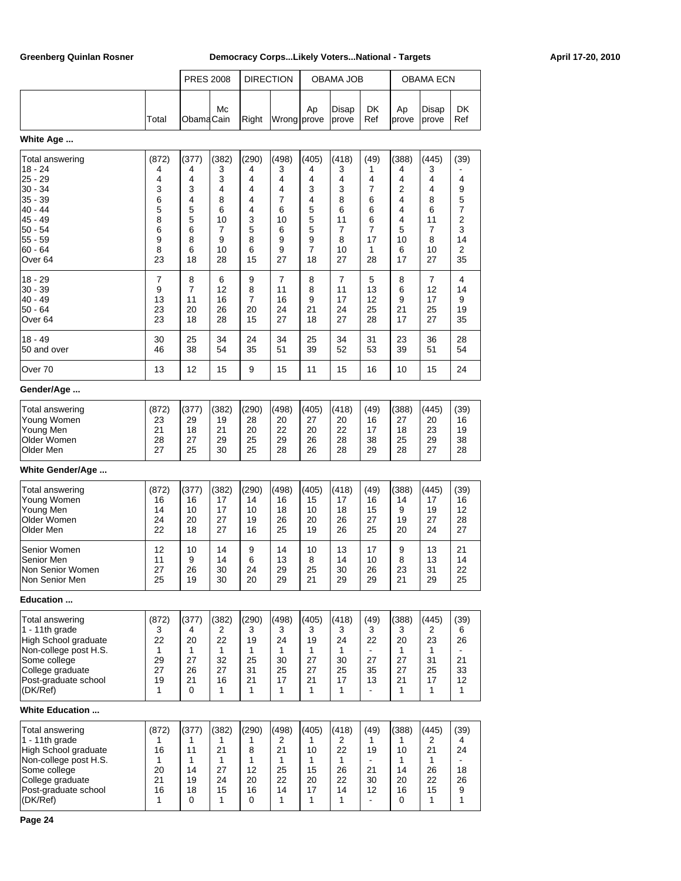| | Total | PRES 2008 Obama | PRES 2008 McCain | DIRECTION Right | DIRECTION Wrong | OBAMA JOB Approve | OBAMA JOB Disapprove | OBAMA JOB DK Ref | OBAMA ECN Approve | OBAMA ECN Disapprove | OBAMA ECN DK Ref |
|---|---|---|---|---|---|---|---|---|---|---|---|
| **White Age ...** | | | | | | | | | | | |
| Total answering | (872) | (377) | (382) | (290) | (498) | (405) | (418) | (49) | (388) | (445) | (39) |
| 18 - 24 | 4 | 4 | 3 | 4 | 3 | 4 | 3 | 1 | 4 | 3 | - |
| 25 - 29 | 4 | 4 | 3 | 4 | 4 | 4 | 4 | 4 | 4 | 4 | 4 |
| 30 - 34 | 3 | 3 | 4 | 4 | 4 | 3 | 3 | 7 | 2 | 4 | 9 |
| 35 - 39 | 6 | 4 | 8 | 4 | 7 | 4 | 8 | 6 | 4 | 8 | 5 |
| 40 - 44 | 5 | 5 | 6 | 4 | 6 | 5 | 6 | 6 | 4 | 6 | 7 |
| 45 - 49 | 8 | 5 | 10 | 3 | 10 | 5 | 11 | 6 | 4 | 11 | 2 |
| 50 - 54 | 6 | 6 | 7 | 5 | 6 | 5 | 7 | 7 | 5 | 7 | 3 |
| 55 - 59 | 9 | 8 | 9 | 8 | 9 | 9 | 8 | 17 | 10 | 8 | 14 |
| 60 - 64 | 8 | 6 | 10 | 6 | 9 | 7 | 10 | 1 | 6 | 10 | 2 |
| Over 64 | 23 | 18 | 28 | 15 | 27 | 18 | 27 | 28 | 17 | 27 | 35 |
| 18 - 29 | 7 | 8 | 6 | 9 | 7 | 8 | 7 | 5 | 8 | 7 | 4 |
| 30 - 39 | 9 | 7 | 12 | 8 | 11 | 8 | 11 | 13 | 6 | 12 | 14 |
| 40 - 49 | 13 | 11 | 16 | 7 | 16 | 9 | 17 | 12 | 9 | 17 | 9 |
| 50 - 64 | 23 | 20 | 26 | 20 | 24 | 21 | 24 | 25 | 21 | 25 | 19 |
| Over 64 | 23 | 18 | 28 | 15 | 27 | 18 | 27 | 28 | 17 | 27 | 35 |
| 18 - 49 | 30 | 25 | 34 | 24 | 34 | 25 | 34 | 31 | 23 | 36 | 28 |
| 50 and over | 46 | 38 | 54 | 35 | 51 | 39 | 52 | 53 | 39 | 51 | 54 |
| Over 70 | 13 | 12 | 15 | 9 | 15 | 11 | 15 | 16 | 10 | 15 | 24 |
| **Gender/Age ...** | | | | | | | | | | | |
| Total answering | (872) | (377) | (382) | (290) | (498) | (405) | (418) | (49) | (388) | (445) | (39) |
| Young Women | 23 | 29 | 19 | 28 | 20 | 27 | 20 | 16 | 27 | 20 | 16 |
| Young Men | 21 | 18 | 21 | 20 | 22 | 20 | 22 | 17 | 18 | 23 | 19 |
| Older Women | 28 | 27 | 29 | 25 | 29 | 26 | 28 | 38 | 25 | 29 | 38 |
| Older Men | 27 | 25 | 30 | 25 | 28 | 26 | 28 | 29 | 28 | 27 | 28 |
| **White Gender/Age ...** | | | | | | | | | | | |
| Total answering | (872) | (377) | (382) | (290) | (498) | (405) | (418) | (49) | (388) | (445) | (39) |
| Young Women | 16 | 16 | 17 | 14 | 16 | 15 | 17 | 16 | 14 | 17 | 16 |
| Young Men | 14 | 10 | 17 | 10 | 18 | 10 | 18 | 15 | 9 | 19 | 12 |
| Older Women | 24 | 20 | 27 | 19 | 26 | 20 | 26 | 27 | 19 | 27 | 28 |
| Older Men | 22 | 18 | 27 | 16 | 25 | 19 | 26 | 25 | 20 | 24 | 27 |
| Senior Women | 12 | 10 | 14 | 9 | 14 | 10 | 13 | 17 | 9 | 13 | 21 |
| Senior Men | 11 | 9 | 14 | 6 | 13 | 8 | 14 | 10 | 8 | 13 | 14 |
| Non Senior Women | 27 | 26 | 30 | 24 | 29 | 25 | 30 | 26 | 23 | 31 | 22 |
| Non Senior Men | 25 | 19 | 30 | 20 | 29 | 21 | 29 | 29 | 21 | 29 | 25 |
| **Education ...** | | | | | | | | | | | |
| Total answering | (872) | (377) | (382) | (290) | (498) | (405) | (418) | (49) | (388) | (445) | (39) |
| 1 - 11th grade | 3 | 4 | 2 | 3 | 3 | 3 | 3 | 3 | 3 | 2 | 6 |
| High School graduate | 22 | 20 | 22 | 19 | 24 | 19 | 24 | 22 | 20 | 23 | 26 |
| Non-college post H.S. | 1 | 1 | 1 | 1 | 1 | 1 | 1 | - | 1 | 1 | - |
| Some college | 29 | 27 | 32 | 25 | 30 | 27 | 30 | 27 | 27 | 31 | 21 |
| College graduate | 27 | 26 | 27 | 31 | 25 | 27 | 25 | 35 | 27 | 25 | 33 |
| Post-graduate school | 19 | 21 | 16 | 21 | 17 | 21 | 17 | 13 | 21 | 17 | 12 |
| (DK/Ref) | 1 | 0 | 1 | 1 | 1 | 1 | 1 | - | 1 | 1 | 1 |
| **White Education ...** | | | | | | | | | | | |
| Total answering | (872) | (377) | (382) | (290) | (498) | (405) | (418) | (49) | (388) | (445) | (39) |
| 1 - 11th grade | 1 | 1 | 1 | 1 | 2 | 1 | 2 | 1 | 1 | 2 | 4 |
| High School graduate | 16 | 11 | 21 | 8 | 21 | 10 | 22 | 19 | 10 | 21 | 24 |
| Non-college post H.S. | 1 | 1 | 1 | 1 | 1 | 1 | 1 | - | 1 | 1 | - |
| Some college | 20 | 14 | 27 | 12 | 25 | 15 | 26 | 21 | 14 | 26 | 18 |
| College graduate | 21 | 19 | 24 | 20 | 22 | 20 | 22 | 30 | 20 | 22 | 26 |
| Post-graduate school | 16 | 18 | 15 | 16 | 14 | 17 | 14 | 12 | 16 | 15 | 9 |
| (DK/Ref) | 1 | 0 | 1 | 0 | 1 | 1 | 1 | - | 0 | 1 | 1 |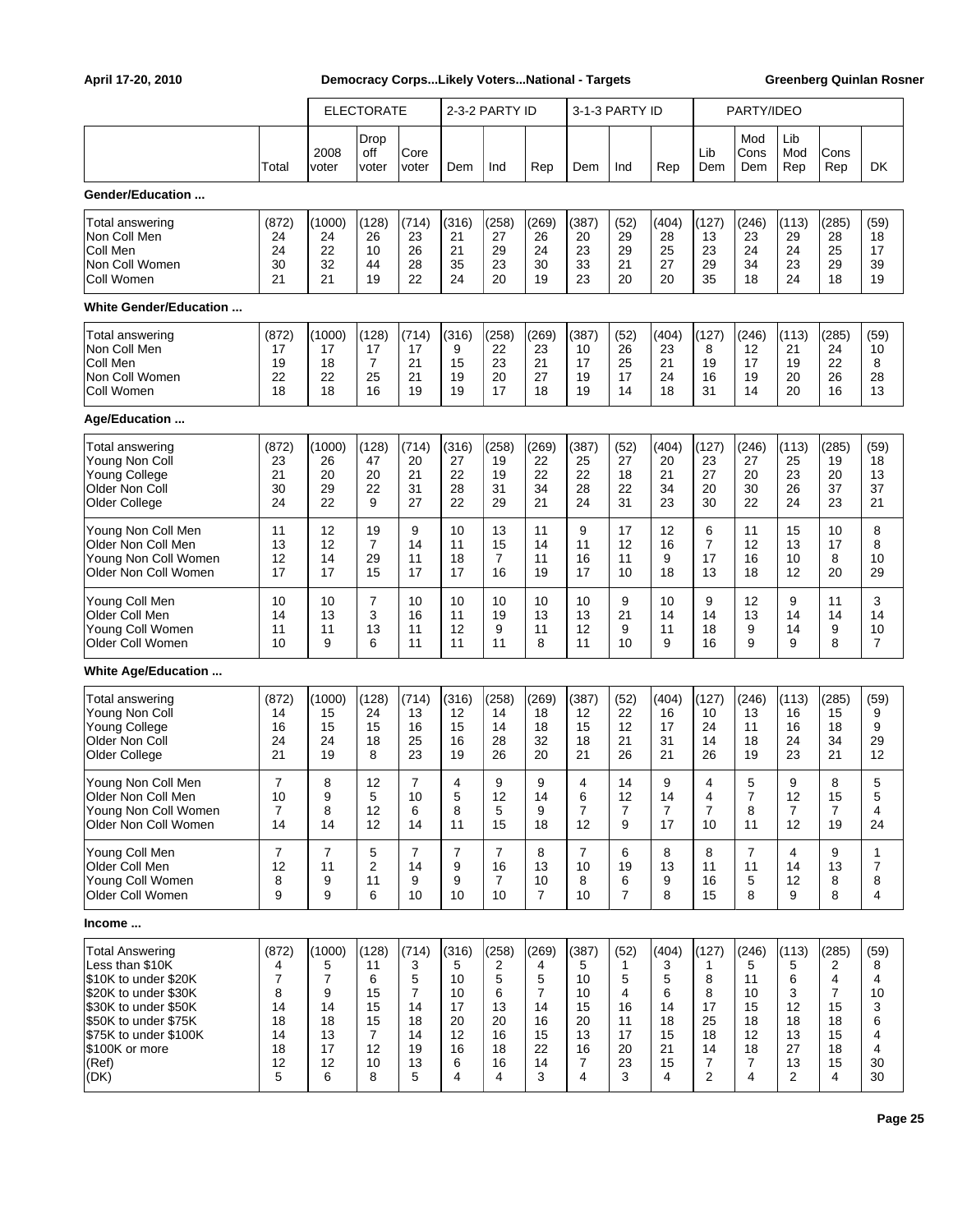April 17-20, 2010 — Democracy Corps...Likely Voters...National - Targets — Greenberg Quinlan Rosner

| | | ELECTORATE | | | 2-3-2 PARTY ID | | | 3-1-3 PARTY ID | | | PARTY/IDEO | | | | |
|---|---|---|---|---|---|---|---|---|---|---|---|---|---|---|---|
| | Total | 2008 voter | Drop off voter | Core voter | Dem | Ind | Rep | Dem | Ind | Rep | Lib Dem | Mod Cons Dem | Lib Mod Rep | Cons Rep | DK |
| **Gender/Education ...** | | | | | | | | | | | | | | | |
| Total answering | (872) | (1000) | (128) | (714) | (316) | (258) | (269) | (387) | (52) | (404) | (127) | (246) | (113) | (285) | (59) |
| Non Coll Men | 24 | 24 | 26 | 23 | 21 | 27 | 26 | 20 | 29 | 28 | 13 | 23 | 29 | 28 | 18 |
| Coll Men | 24 | 22 | 10 | 26 | 21 | 29 | 24 | 23 | 29 | 25 | 23 | 24 | 24 | 25 | 17 |
| Non Coll Women | 30 | 32 | 44 | 28 | 35 | 23 | 30 | 33 | 21 | 27 | 29 | 34 | 23 | 29 | 39 |
| Coll Women | 21 | 21 | 19 | 22 | 24 | 20 | 19 | 23 | 20 | 20 | 35 | 18 | 24 | 18 | 19 |
| **White Gender/Education ...** | | | | | | | | | | | | | | | |
| Total answering | (872) | (1000) | (128) | (714) | (316) | (258) | (269) | (387) | (52) | (404) | (127) | (246) | (113) | (285) | (59) |
| Non Coll Men | 17 | 17 | 17 | 17 | 9 | 22 | 23 | 10 | 26 | 23 | 8 | 12 | 21 | 24 | 10 |
| Coll Men | 19 | 18 | 7 | 21 | 15 | 23 | 21 | 17 | 25 | 21 | 19 | 17 | 19 | 22 | 8 |
| Non Coll Women | 22 | 22 | 25 | 21 | 19 | 20 | 27 | 19 | 17 | 24 | 16 | 19 | 20 | 26 | 28 |
| Coll Women | 18 | 18 | 16 | 19 | 19 | 17 | 18 | 19 | 14 | 18 | 31 | 14 | 20 | 16 | 13 |
| **Age/Education ...** | | | | | | | | | | | | | | | |
| Total answering | (872) | (1000) | (128) | (714) | (316) | (258) | (269) | (387) | (52) | (404) | (127) | (246) | (113) | (285) | (59) |
| Young Non Coll | 23 | 26 | 47 | 20 | 27 | 19 | 22 | 25 | 27 | 20 | 23 | 27 | 25 | 19 | 18 |
| Young College | 21 | 20 | 20 | 21 | 22 | 19 | 22 | 22 | 18 | 21 | 27 | 20 | 23 | 20 | 13 |
| Older Non Coll | 30 | 29 | 22 | 31 | 28 | 31 | 34 | 28 | 22 | 34 | 20 | 30 | 26 | 37 | 37 |
| Older College | 24 | 22 | 9 | 27 | 22 | 29 | 21 | 24 | 31 | 23 | 30 | 22 | 24 | 23 | 21 |
| Young Non Coll Men | 11 | 12 | 19 | 9 | 10 | 13 | 11 | 9 | 17 | 12 | 6 | 11 | 15 | 10 | 8 |
| Older Non Coll Men | 13 | 12 | 7 | 14 | 11 | 15 | 14 | 11 | 12 | 16 | 7 | 12 | 13 | 17 | 8 |
| Young Non Coll Women | 12 | 14 | 29 | 11 | 18 | 7 | 11 | 16 | 11 | 9 | 17 | 16 | 10 | 8 | 10 |
| Older Non Coll Women | 17 | 17 | 15 | 17 | 17 | 16 | 19 | 17 | 10 | 18 | 13 | 18 | 12 | 20 | 29 |
| Young Coll Men | 10 | 10 | 7 | 10 | 10 | 10 | 10 | 10 | 9 | 10 | 9 | 12 | 9 | 11 | 3 |
| Older Coll Men | 14 | 13 | 3 | 16 | 11 | 19 | 13 | 13 | 21 | 14 | 14 | 13 | 14 | 14 | 14 |
| Young Coll Women | 11 | 11 | 13 | 11 | 12 | 9 | 11 | 12 | 9 | 11 | 18 | 9 | 14 | 9 | 10 |
| Older Coll Women | 10 | 9 | 6 | 11 | 11 | 11 | 8 | 11 | 10 | 9 | 16 | 9 | 9 | 8 | 7 |
| **White Age/Education ...** | | | | | | | | | | | | | | | |
| Total answering | (872) | (1000) | (128) | (714) | (316) | (258) | (269) | (387) | (52) | (404) | (127) | (246) | (113) | (285) | (59) |
| Young Non Coll | 14 | 15 | 24 | 13 | 12 | 14 | 18 | 12 | 22 | 16 | 10 | 13 | 16 | 15 | 9 |
| Young College | 16 | 15 | 15 | 16 | 15 | 14 | 18 | 15 | 12 | 17 | 24 | 11 | 16 | 18 | 9 |
| Older Non Coll | 24 | 24 | 18 | 25 | 16 | 28 | 32 | 18 | 21 | 31 | 14 | 18 | 24 | 34 | 29 |
| Older College | 21 | 19 | 8 | 23 | 19 | 26 | 20 | 21 | 26 | 21 | 26 | 19 | 23 | 21 | 12 |
| Young Non Coll Men | 7 | 8 | 12 | 7 | 4 | 9 | 9 | 4 | 14 | 9 | 4 | 5 | 9 | 8 | 5 |
| Older Non Coll Men | 10 | 9 | 5 | 10 | 5 | 12 | 14 | 6 | 12 | 14 | 4 | 7 | 12 | 15 | 5 |
| Young Non Coll Women | 7 | 8 | 12 | 6 | 8 | 5 | 9 | 7 | 7 | 7 | 7 | 8 | 7 | 7 | 4 |
| Older Non Coll Women | 14 | 14 | 12 | 14 | 11 | 15 | 18 | 12 | 9 | 17 | 10 | 11 | 12 | 19 | 24 |
| Young Coll Men | 7 | 7 | 5 | 7 | 7 | 7 | 8 | 7 | 6 | 8 | 8 | 7 | 4 | 9 | 1 |
| Older Coll Men | 12 | 11 | 2 | 14 | 9 | 16 | 13 | 10 | 19 | 13 | 11 | 11 | 14 | 13 | 7 |
| Young Coll Women | 8 | 9 | 11 | 9 | 9 | 7 | 10 | 8 | 6 | 9 | 16 | 5 | 12 | 8 | 8 |
| Older Coll Women | 9 | 9 | 6 | 10 | 10 | 10 | 7 | 10 | 7 | 8 | 15 | 8 | 9 | 8 | 4 |
| **Income ...** | | | | | | | | | | | | | | | |
| Total Answering | (872) | (1000) | (128) | (714) | (316) | (258) | (269) | (387) | (52) | (404) | (127) | (246) | (113) | (285) | (59) |
| Less than $10K | 4 | 5 | 11 | 3 | 5 | 2 | 4 | 5 | 1 | 3 | 1 | 5 | 5 | 2 | 8 |
| $10K to under $20K | 7 | 7 | 6 | 5 | 10 | 5 | 5 | 10 | 5 | 5 | 8 | 11 | 6 | 4 | 4 |
| $20K to under $30K | 8 | 9 | 15 | 7 | 10 | 6 | 7 | 10 | 4 | 6 | 8 | 10 | 3 | 7 | 10 |
| $30K to under $50K | 14 | 14 | 15 | 14 | 17 | 13 | 14 | 15 | 16 | 14 | 17 | 15 | 12 | 15 | 3 |
| $50K to under $75K | 18 | 18 | 15 | 18 | 20 | 20 | 16 | 20 | 11 | 18 | 25 | 18 | 18 | 18 | 6 |
| $75K to under $100K | 14 | 13 | 7 | 14 | 12 | 16 | 15 | 13 | 17 | 15 | 18 | 12 | 13 | 15 | 4 |
| $100K or more | 18 | 17 | 12 | 19 | 16 | 18 | 22 | 16 | 20 | 21 | 14 | 18 | 27 | 18 | 4 |
| (Ref) | 12 | 12 | 10 | 13 | 6 | 16 | 14 | 7 | 23 | 15 | 7 | 7 | 13 | 15 | 30 |
| (DK) | 5 | 6 | 8 | 5 | 4 | 4 | 3 | 4 | 3 | 4 | 2 | 4 | 2 | 4 | 30 |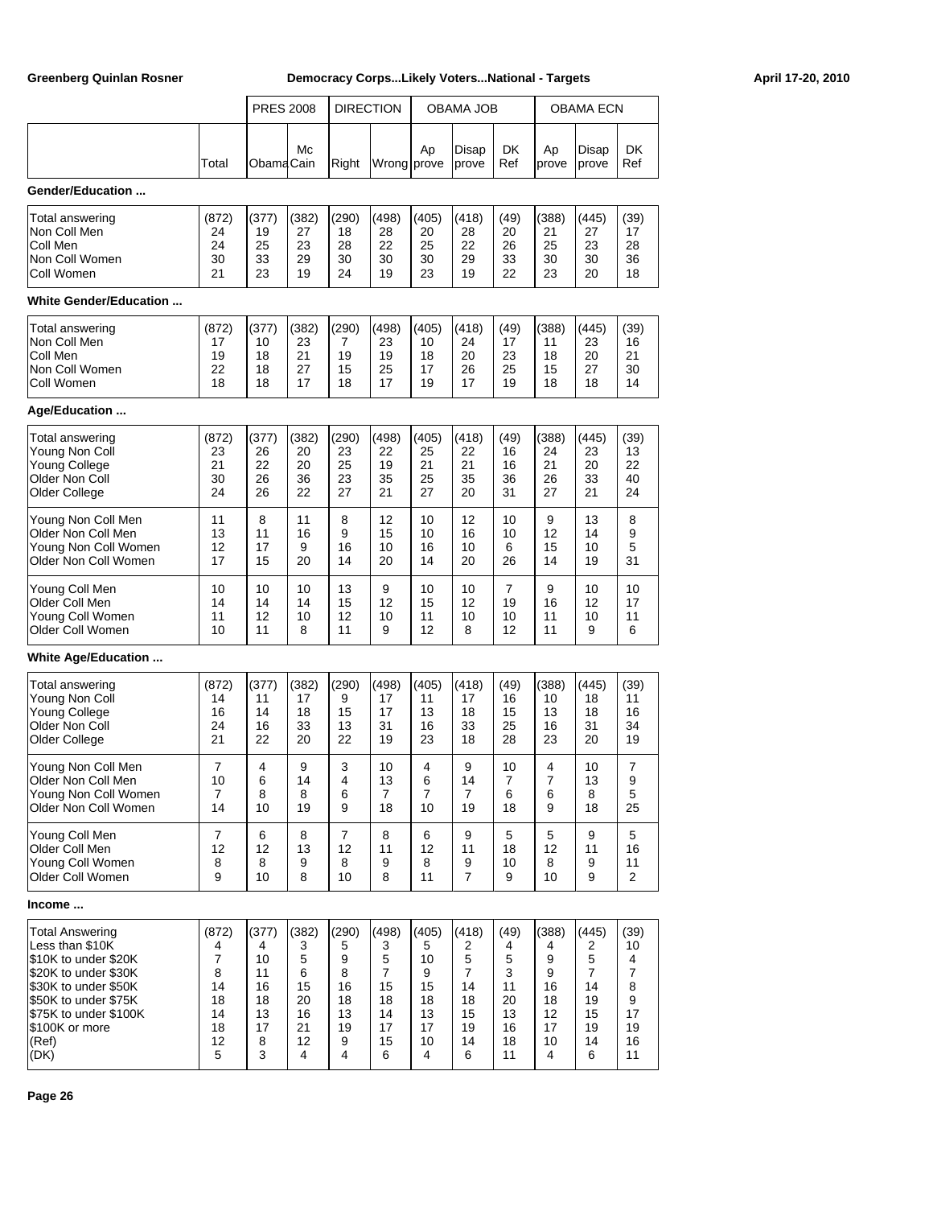| | Total | PRES 2008 Obama | PRES 2008 McCain | DIRECTION Right | DIRECTION Wrong | OBAMA JOB Approve | OBAMA JOB Disapprove | OBAMA JOB DK Ref | OBAMA ECN Approve | OBAMA ECN Disapprove | OBAMA ECN DK Ref |
|---|---|---|---|---|---|---|---|---|---|---|---|
| **Gender/Education ...** | | | | | | | | | | | |
| Total answering | (872) | (377) | (382) | (290) | (498) | (405) | (418) | (49) | (388) | (445) | (39) |
| Non Coll Men | 24 | 19 | 27 | 18 | 28 | 20 | 28 | 20 | 21 | 27 | 17 |
| Coll Men | 24 | 25 | 23 | 28 | 22 | 25 | 22 | 26 | 25 | 23 | 28 |
| Non Coll Women | 30 | 33 | 29 | 30 | 30 | 30 | 29 | 33 | 30 | 30 | 36 |
| Coll Women | 21 | 23 | 19 | 24 | 19 | 23 | 19 | 22 | 23 | 20 | 18 |
| **White Gender/Education ...** | | | | | | | | | | | |
| Total answering | (872) | (377) | (382) | (290) | (498) | (405) | (418) | (49) | (388) | (445) | (39) |
| Non Coll Men | 17 | 10 | 23 | 7 | 23 | 10 | 24 | 17 | 11 | 23 | 16 |
| Coll Men | 19 | 18 | 21 | 19 | 19 | 18 | 20 | 23 | 18 | 20 | 21 |
| Non Coll Women | 22 | 18 | 27 | 15 | 25 | 17 | 26 | 25 | 15 | 27 | 30 |
| Coll Women | 18 | 18 | 17 | 18 | 17 | 19 | 17 | 19 | 18 | 18 | 14 |
| **Age/Education ...** | | | | | | | | | | | |
| Total answering | (872) | (377) | (382) | (290) | (498) | (405) | (418) | (49) | (388) | (445) | (39) |
| Young Non Coll | 23 | 26 | 20 | 23 | 22 | 25 | 22 | 16 | 24 | 23 | 13 |
| Young College | 21 | 22 | 20 | 25 | 19 | 21 | 21 | 16 | 21 | 20 | 22 |
| Older Non Coll | 30 | 26 | 36 | 23 | 35 | 25 | 35 | 36 | 26 | 33 | 40 |
| Older College | 24 | 26 | 22 | 27 | 21 | 27 | 20 | 31 | 27 | 21 | 24 |
| Young Non Coll Men | 11 | 8 | 11 | 8 | 12 | 10 | 12 | 10 | 9 | 13 | 8 |
| Older Non Coll Men | 13 | 11 | 16 | 9 | 15 | 10 | 16 | 10 | 12 | 14 | 9 |
| Young Non Coll Women | 12 | 17 | 9 | 16 | 10 | 16 | 10 | 6 | 15 | 10 | 5 |
| Older Non Coll Women | 17 | 15 | 20 | 14 | 20 | 14 | 20 | 26 | 14 | 19 | 31 |
| Young Coll Men | 10 | 10 | 10 | 13 | 9 | 10 | 10 | 7 | 9 | 10 | 10 |
| Older Coll Men | 14 | 14 | 14 | 15 | 12 | 15 | 12 | 19 | 16 | 12 | 17 |
| Young Coll Women | 11 | 12 | 10 | 12 | 10 | 11 | 10 | 10 | 11 | 10 | 11 |
| Older Coll Women | 10 | 11 | 8 | 11 | 9 | 12 | 8 | 12 | 11 | 9 | 6 |
| **White Age/Education ...** | | | | | | | | | | | |
| Total answering | (872) | (377) | (382) | (290) | (498) | (405) | (418) | (49) | (388) | (445) | (39) |
| Young Non Coll | 14 | 11 | 17 | 9 | 17 | 11 | 17 | 16 | 10 | 18 | 11 |
| Young College | 16 | 14 | 18 | 15 | 17 | 13 | 18 | 15 | 13 | 18 | 16 |
| Older Non Coll | 24 | 16 | 33 | 13 | 31 | 16 | 33 | 25 | 16 | 31 | 34 |
| Older College | 21 | 22 | 20 | 22 | 19 | 23 | 18 | 28 | 23 | 20 | 19 |
| Young Non Coll Men | 7 | 4 | 9 | 3 | 10 | 4 | 9 | 10 | 4 | 10 | 7 |
| Older Non Coll Men | 10 | 6 | 14 | 4 | 13 | 6 | 14 | 7 | 7 | 13 | 9 |
| Young Non Coll Women | 7 | 8 | 8 | 6 | 7 | 7 | 7 | 6 | 6 | 8 | 5 |
| Older Non Coll Women | 14 | 10 | 19 | 9 | 18 | 10 | 19 | 18 | 9 | 18 | 25 |
| Young Coll Men | 7 | 6 | 8 | 7 | 8 | 6 | 9 | 5 | 5 | 9 | 5 |
| Older Coll Men | 12 | 12 | 13 | 12 | 11 | 12 | 11 | 18 | 12 | 11 | 16 |
| Young Coll Women | 8 | 8 | 9 | 8 | 9 | 8 | 9 | 10 | 8 | 9 | 11 |
| Older Coll Women | 9 | 10 | 8 | 10 | 8 | 11 | 7 | 9 | 10 | 9 | 2 |
| **Income ...** | | | | | | | | | | | |
| Total Answering | (872) | (377) | (382) | (290) | (498) | (405) | (418) | (49) | (388) | (445) | (39) |
| Less than $10K | 4 | 4 | 3 | 5 | 3 | 5 | 2 | 4 | 4 | 2 | 10 |
| $10K to under $20K | 7 | 10 | 5 | 9 | 5 | 10 | 5 | 5 | 9 | 5 | 4 |
| $20K to under $30K | 8 | 11 | 6 | 8 | 7 | 9 | 7 | 3 | 9 | 7 | 7 |
| $30K to under $50K | 14 | 16 | 15 | 16 | 15 | 15 | 14 | 11 | 16 | 14 | 8 |
| $50K to under $75K | 18 | 18 | 20 | 18 | 18 | 18 | 18 | 20 | 18 | 19 | 9 |
| $75K to under $100K | 14 | 13 | 16 | 13 | 14 | 13 | 15 | 13 | 12 | 15 | 17 |
| $100K or more | 18 | 17 | 21 | 19 | 17 | 17 | 19 | 16 | 17 | 19 | 19 |
| (Ref) | 12 | 8 | 12 | 9 | 15 | 10 | 14 | 18 | 10 | 14 | 16 |
| (DK) | 5 | 3 | 4 | 4 | 6 | 4 | 6 | 11 | 4 | 6 | 11 |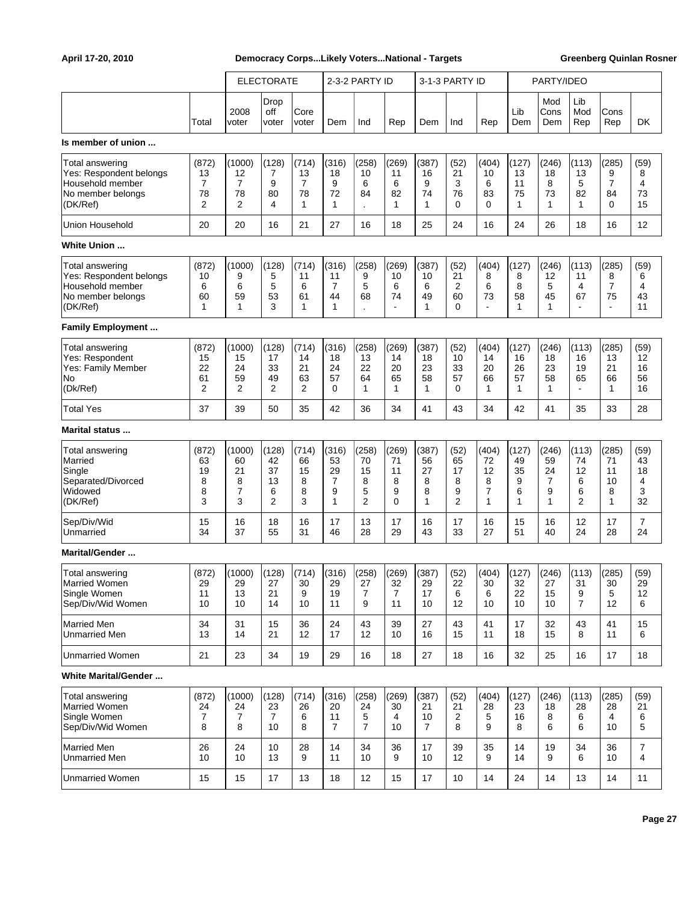April 17-20, 2010 | Democracy Corps...Likely Voters...National - Targets | Greenberg Quinlan Rosner

| | | ELECTORATE | | | 2-3-2 PARTY ID | | | 3-1-3 PARTY ID | | | PARTY/IDEO | | | | |
|---|---|---|---|---|---|---|---|---|---|---|---|---|---|---|---|
| | Total | 2008 voter | Drop off voter | Core voter | Dem | Ind | Rep | Dem | Ind | Rep | Lib Dem | Mod Cons Dem | Lib Mod Rep | Cons Rep | DK |
| **Is member of union ...** | | | | | | | | | | | | | | | |
| Total answering | (872) | (1000) | (128) | (714) | (316) | (258) | (269) | (387) | (52) | (404) | (127) | (246) | (113) | (285) | (59) |
| Yes: Respondent belongs | 13 | 12 | 7 | 13 | 18 | 10 | 11 | 16 | 21 | 10 | 13 | 18 | 13 | 9 | 8 |
| Household member | 7 | 7 | 9 | 7 | 9 | 6 | 6 | 9 | 3 | 6 | 11 | 8 | 5 | 7 | 4 |
| No member belongs | 78 | 78 | 80 | 78 | 72 | 84 | 82 | 74 | 76 | 83 | 75 | 73 | 82 | 84 | 73 |
| (DK/Ref) | 2 | 2 | 4 | 1 | 1 | . | 1 | 1 | 0 | 0 | 1 | 1 | 1 | 0 | 15 |
| Union Household | 20 | 20 | 16 | 21 | 27 | 16 | 18 | 25 | 24 | 16 | 24 | 26 | 18 | 16 | 12 |
| **White Union ...** | | | | | | | | | | | | | | | |
| Total answering | (872) | (1000) | (128) | (714) | (316) | (258) | (269) | (387) | (52) | (404) | (127) | (246) | (113) | (285) | (59) |
| Yes: Respondent belongs | 10 | 9 | 5 | 11 | 11 | 9 | 10 | 10 | 21 | 8 | 8 | 12 | 11 | 8 | 6 |
| Household member | 6 | 6 | 5 | 6 | 7 | 5 | 6 | 6 | 2 | 6 | 8 | 5 | 4 | 7 | 4 |
| No member belongs | 60 | 59 | 53 | 61 | 44 | 68 | 74 | 49 | 60 | 73 | 58 | 45 | 67 | 75 | 43 |
| (DK/Ref) | 1 | 1 | 3 | 1 | 1 | . | - | 1 | 0 | - | 1 | 1 | - | - | 11 |
| **Family Employment ...** | | | | | | | | | | | | | | | |
| Total answering | (872) | (1000) | (128) | (714) | (316) | (258) | (269) | (387) | (52) | (404) | (127) | (246) | (113) | (285) | (59) |
| Yes: Respondent | 15 | 15 | 17 | 14 | 18 | 13 | 14 | 18 | 10 | 14 | 16 | 18 | 16 | 13 | 12 |
| Yes: Family Member | 22 | 24 | 33 | 21 | 24 | 22 | 20 | 23 | 33 | 20 | 26 | 23 | 19 | 21 | 16 |
| No | 61 | 59 | 49 | 63 | 57 | 64 | 65 | 58 | 57 | 66 | 57 | 58 | 65 | 66 | 56 |
| (Dk/Ref) | 2 | 2 | 2 | 2 | 0 | 1 | 1 | 1 | 0 | 1 | 1 | 1 | - | 1 | 16 |
| Total Yes | 37 | 39 | 50 | 35 | 42 | 36 | 34 | 41 | 43 | 34 | 42 | 41 | 35 | 33 | 28 |
| **Marital status ...** | | | | | | | | | | | | | | | |
| Total answering | (872) | (1000) | (128) | (714) | (316) | (258) | (269) | (387) | (52) | (404) | (127) | (246) | (113) | (285) | (59) |
| Married | 63 | 60 | 42 | 66 | 53 | 70 | 71 | 56 | 65 | 72 | 49 | 59 | 74 | 71 | 43 |
| Single | 19 | 21 | 37 | 15 | 29 | 15 | 11 | 27 | 17 | 12 | 35 | 24 | 12 | 11 | 18 |
| Separated/Divorced | 8 | 8 | 13 | 8 | 7 | 8 | 8 | 8 | 8 | 8 | 9 | 7 | 6 | 10 | 4 |
| Widowed | 8 | 7 | 6 | 8 | 9 | 5 | 9 | 8 | 9 | 7 | 6 | 9 | 6 | 8 | 3 |
| (DK/Ref) | 3 | 3 | 2 | 3 | 1 | 2 | 0 | 1 | 2 | 1 | 1 | 1 | 2 | 1 | 32 |
| Sep/Div/Wid | 15 | 16 | 18 | 16 | 17 | 13 | 17 | 16 | 17 | 16 | 15 | 16 | 12 | 17 | 7 |
| Unmarried | 34 | 37 | 55 | 31 | 46 | 28 | 29 | 43 | 33 | 27 | 51 | 40 | 24 | 28 | 24 |
| **Marital/Gender ...** | | | | | | | | | | | | | | | |
| Total answering | (872) | (1000) | (128) | (714) | (316) | (258) | (269) | (387) | (52) | (404) | (127) | (246) | (113) | (285) | (59) |
| Married Women | 29 | 29 | 27 | 30 | 29 | 27 | 32 | 29 | 22 | 30 | 32 | 27 | 31 | 30 | 29 |
| Single Women | 11 | 13 | 21 | 9 | 19 | 7 | 7 | 17 | 6 | 6 | 22 | 15 | 9 | 5 | 12 |
| Sep/Div/Wid Women | 10 | 10 | 14 | 10 | 11 | 9 | 11 | 10 | 12 | 10 | 10 | 10 | 7 | 12 | 6 |
| Married Men | 34 | 31 | 15 | 36 | 24 | 43 | 39 | 27 | 43 | 41 | 17 | 32 | 43 | 41 | 15 |
| Unmarried Men | 13 | 14 | 21 | 12 | 17 | 12 | 10 | 16 | 15 | 11 | 18 | 15 | 8 | 11 | 6 |
| Unmarried Women | 21 | 23 | 34 | 19 | 29 | 16 | 18 | 27 | 18 | 16 | 32 | 25 | 16 | 17 | 18 |
| **White Marital/Gender ...** | | | | | | | | | | | | | | | |
| Total answering | (872) | (1000) | (128) | (714) | (316) | (258) | (269) | (387) | (52) | (404) | (127) | (246) | (113) | (285) | (59) |
| Married Women | 24 | 24 | 23 | 26 | 20 | 24 | 30 | 21 | 21 | 28 | 23 | 18 | 28 | 28 | 21 |
| Single Women | 7 | 7 | 7 | 6 | 11 | 5 | 4 | 10 | 2 | 5 | 16 | 8 | 6 | 4 | 6 |
| Sep/Div/Wid Women | 8 | 8 | 10 | 8 | 7 | 7 | 10 | 7 | 8 | 9 | 8 | 6 | 6 | 10 | 5 |
| Married Men | 26 | 24 | 10 | 28 | 14 | 34 | 36 | 17 | 39 | 35 | 14 | 19 | 34 | 36 | 7 |
| Unmarried Men | 10 | 10 | 13 | 9 | 11 | 10 | 9 | 10 | 12 | 9 | 14 | 9 | 6 | 10 | 4 |
| Unmarried Women | 15 | 15 | 17 | 13 | 18 | 12 | 15 | 17 | 10 | 14 | 24 | 14 | 13 | 14 | 11 |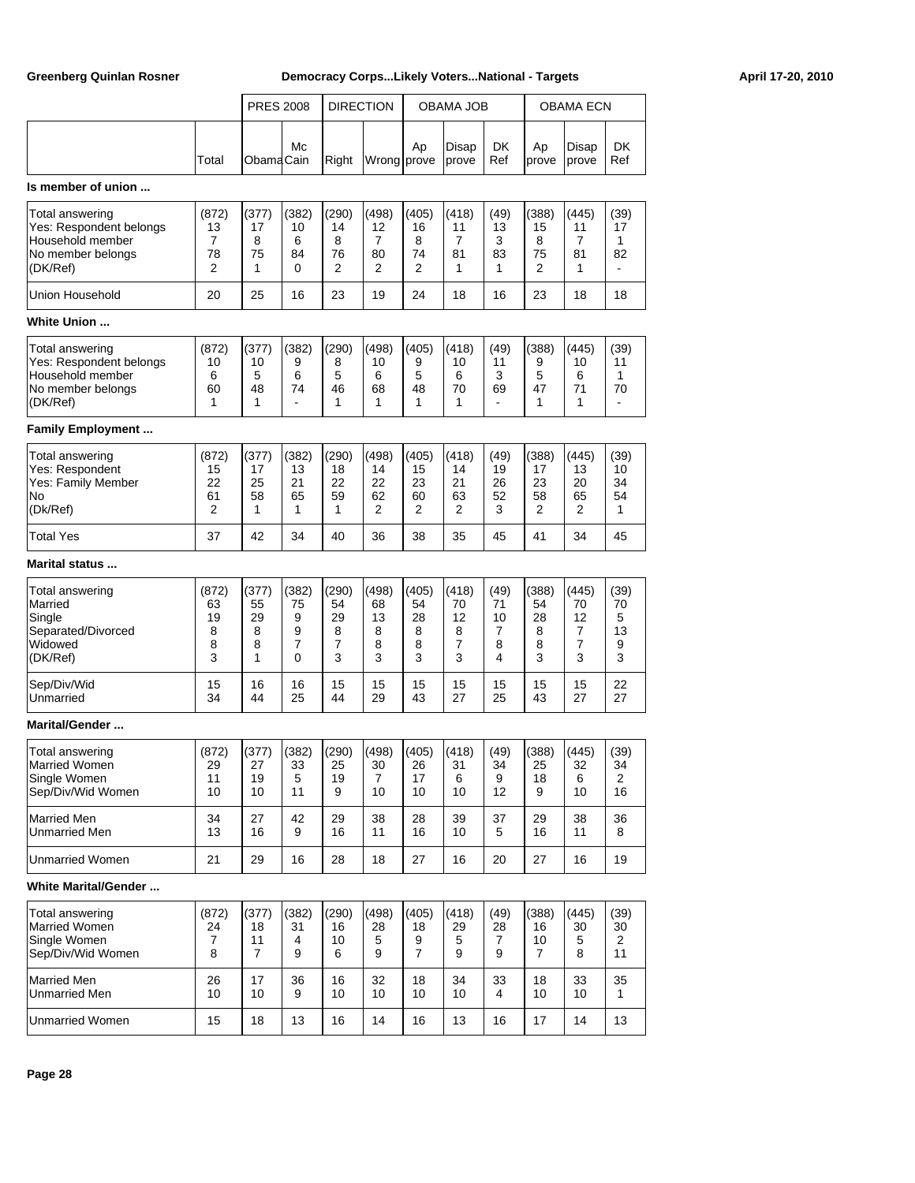| | Total | PRES 2008 Obama | McCain | DIRECTION Right | Wrong | OBAMA JOB Approve | Disapprove | DK Ref | OBAMA ECN Approve | Disapprove | DK Ref |
|---|---|---|---|---|---|---|---|---|---|---|---|
| **Is member of union ...** | | | | | | | | | | | |
| Total answering | (872) | (377) | (382) | (290) | (498) | (405) | (418) | (49) | (388) | (445) | (39) |
| Yes: Respondent belongs | 13 | 17 | 10 | 14 | 12 | 16 | 11 | 13 | 15 | 11 | 17 |
| Household member | 7 | 8 | 6 | 8 | 7 | 8 | 7 | 3 | 8 | 7 | 1 |
| No member belongs | 78 | 75 | 84 | 76 | 80 | 74 | 81 | 83 | 75 | 81 | 82 |
| (DK/Ref) | 2 | 1 | 0 | 2 | 2 | 2 | 1 | 1 | 2 | 1 | - |
| Union Household | 20 | 25 | 16 | 23 | 19 | 24 | 18 | 16 | 23 | 18 | 18 |
| **White Union ...** | | | | | | | | | | | |
| Total answering | (872) | (377) | (382) | (290) | (498) | (405) | (418) | (49) | (388) | (445) | (39) |
| Yes: Respondent belongs | 10 | 10 | 9 | 8 | 10 | 9 | 10 | 11 | 9 | 10 | 11 |
| Household member | 6 | 5 | 6 | 5 | 6 | 5 | 6 | 3 | 5 | 6 | 1 |
| No member belongs | 60 | 48 | 74 | 46 | 68 | 48 | 70 | 69 | 47 | 71 | 70 |
| (DK/Ref) | 1 | 1 | - | 1 | 1 | 1 | 1 | - | 1 | 1 | - |
| **Family Employment ...** | | | | | | | | | | | |
| Total answering | (872) | (377) | (382) | (290) | (498) | (405) | (418) | (49) | (388) | (445) | (39) |
| Yes: Respondent | 15 | 17 | 13 | 18 | 14 | 15 | 14 | 19 | 17 | 13 | 10 |
| Yes: Family Member | 22 | 25 | 21 | 22 | 22 | 23 | 21 | 26 | 23 | 20 | 34 |
| No | 61 | 58 | 65 | 59 | 62 | 60 | 63 | 52 | 58 | 65 | 54 |
| (Dk/Ref) | 2 | 1 | 1 | 1 | 2 | 2 | 2 | 3 | 2 | 2 | 1 |
| Total Yes | 37 | 42 | 34 | 40 | 36 | 38 | 35 | 45 | 41 | 34 | 45 |
| **Marital status ...** | | | | | | | | | | | |
| Total answering | (872) | (377) | (382) | (290) | (498) | (405) | (418) | (49) | (388) | (445) | (39) |
| Married | 63 | 55 | 75 | 54 | 68 | 54 | 70 | 71 | 54 | 70 | 70 |
| Single | 19 | 29 | 9 | 29 | 13 | 28 | 12 | 10 | 28 | 12 | 5 |
| Separated/Divorced | 8 | 8 | 9 | 8 | 8 | 8 | 8 | 7 | 8 | 7 | 13 |
| Widowed | 8 | 8 | 7 | 7 | 8 | 8 | 7 | 8 | 8 | 7 | 9 |
| (DK/Ref) | 3 | 1 | 0 | 3 | 3 | 3 | 3 | 4 | 3 | 3 | 3 |
| Sep/Div/Wid | 15 | 16 | 16 | 15 | 15 | 15 | 15 | 15 | 15 | 15 | 22 |
| Unmarried | 34 | 44 | 25 | 44 | 29 | 43 | 27 | 25 | 43 | 27 | 27 |
| **Marital/Gender ...** | | | | | | | | | | | |
| Total answering | (872) | (377) | (382) | (290) | (498) | (405) | (418) | (49) | (388) | (445) | (39) |
| Married Women | 29 | 27 | 33 | 25 | 30 | 26 | 31 | 34 | 25 | 32 | 34 |
| Single Women | 11 | 19 | 5 | 19 | 7 | 17 | 6 | 9 | 18 | 6 | 2 |
| Sep/Div/Wid Women | 10 | 10 | 11 | 9 | 10 | 10 | 10 | 12 | 9 | 10 | 16 |
| Married Men | 34 | 27 | 42 | 29 | 38 | 28 | 39 | 37 | 29 | 38 | 36 |
| Unmarried Men | 13 | 16 | 9 | 16 | 11 | 16 | 10 | 5 | 16 | 11 | 8 |
| Unmarried Women | 21 | 29 | 16 | 28 | 18 | 27 | 16 | 20 | 27 | 16 | 19 |
| **White Marital/Gender ...** | | | | | | | | | | | |
| Total answering | (872) | (377) | (382) | (290) | (498) | (405) | (418) | (49) | (388) | (445) | (39) |
| Married Women | 24 | 18 | 31 | 16 | 28 | 18 | 29 | 28 | 16 | 30 | 30 |
| Single Women | 7 | 11 | 4 | 10 | 5 | 9 | 5 | 7 | 10 | 5 | 2 |
| Sep/Div/Wid Women | 8 | 7 | 9 | 6 | 9 | 7 | 9 | 9 | 7 | 8 | 11 |
| Married Men | 26 | 17 | 36 | 16 | 32 | 18 | 34 | 33 | 18 | 33 | 35 |
| Unmarried Men | 10 | 10 | 9 | 10 | 10 | 10 | 10 | 4 | 10 | 10 | 1 |
| Unmarried Women | 15 | 18 | 13 | 16 | 14 | 16 | 13 | 16 | 17 | 14 | 13 |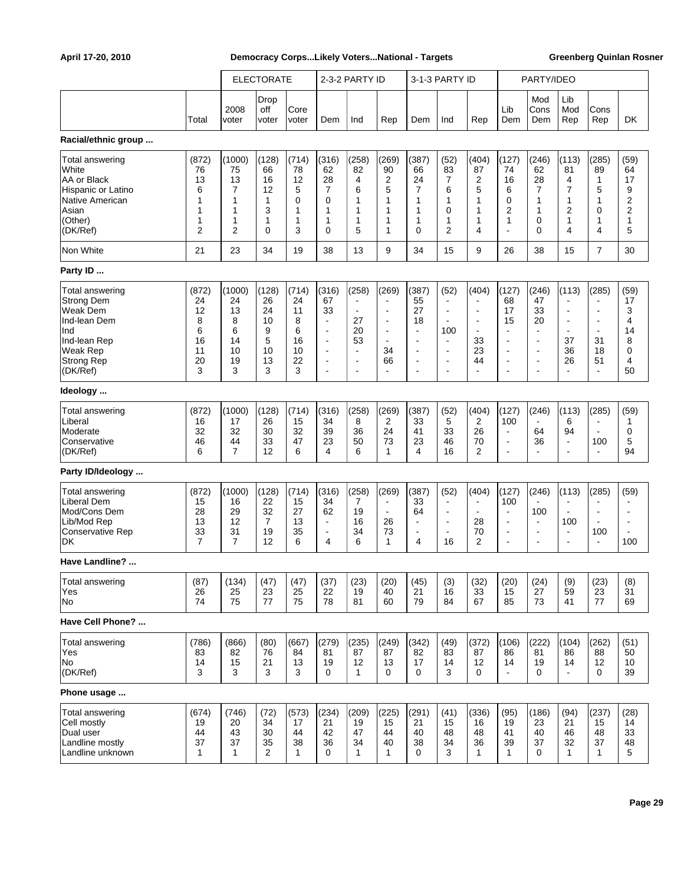| | | ELECTORATE | | | 2-3-2 PARTY ID | | | 3-1-3 PARTY ID | | | PARTY/IDEO | | | | |
|---|---|---|---|---|---|---|---|---|---|---|---|---|---|---|---|
| | Total | 2008 voter | Drop off voter | Core voter | Dem | Ind | Rep | Dem | Ind | Rep | Lib Dem | Mod Cons Dem | Lib Mod Rep | Cons Rep | DK |
| **Racial/ethnic group ...** | | | | | | | | | | | | | | | |
| Total answering | (872) | (1000) | (128) | (714) | (316) | (258) | (269) | (387) | (52) | (404) | (127) | (246) | (113) | (285) | (59) |
| White | 76 | 75 | 66 | 78 | 62 | 82 | 90 | 66 | 83 | 87 | 74 | 62 | 81 | 89 | 64 |
| AA or Black | 13 | 13 | 16 | 12 | 28 | 4 | 2 | 24 | 7 | 2 | 16 | 28 | 4 | 1 | 17 |
| Hispanic or Latino | 6 | 7 | 12 | 5 | 7 | 6 | 5 | 7 | 6 | 5 | 6 | 7 | 7 | 5 | 9 |
| Native American | 1 | 1 | 1 | 0 | 0 | 1 | 1 | 1 | 1 | 1 | 0 | 1 | 1 | 1 | 2 |
| Asian | 1 | 1 | 3 | 1 | 1 | 1 | 1 | 1 | 0 | 1 | 2 | 1 | 2 | 0 | 2 |
| (Other) | 1 | 1 | 1 | 1 | 1 | 1 | 1 | 1 | 1 | 1 | 1 | 0 | 1 | 1 | 1 |
| (DK/Ref) | 2 | 2 | 0 | 3 | 0 | 5 | 1 | 0 | 2 | 4 | - | 0 | 4 | 4 | 5 |
| Non White | 21 | 23 | 34 | 19 | 38 | 13 | 9 | 34 | 15 | 9 | 26 | 38 | 15 | 7 | 30 |
| **Party ID ...** | | | | | | | | | | | | | | | |
| Total answering | (872) | (1000) | (128) | (714) | (316) | (258) | (269) | (387) | (52) | (404) | (127) | (246) | (113) | (285) | (59) |
| Strong Dem | 24 | 24 | 26 | 24 | 67 | - | - | 55 | - | - | 68 | 47 | - | - | 17 |
| Weak Dem | 12 | 13 | 24 | 11 | 33 | - | - | 27 | - | - | 17 | 33 | - | - | 3 |
| Ind-lean Dem | 8 | 8 | 10 | 8 | - | 27 | - | 18 | - | - | 15 | 20 | - | - | 4 |
| Ind | 6 | 6 | 9 | 6 | - | 20 | - | - | 100 | - | - | - | - | - | 14 |
| Ind-lean Rep | 16 | 14 | 5 | 16 | - | 53 | - | - | - | 33 | - | - | 37 | 31 | 8 |
| Weak Rep | 11 | 10 | 10 | 10 | - | - | 34 | - | - | 23 | - | - | 36 | 18 | 0 |
| Strong Rep | 20 | 19 | 13 | 22 | - | - | 66 | - | - | 44 | - | - | 26 | 51 | 4 |
| (DK/Ref) | 3 | 3 | 3 | 3 | - | - | - | - | - | - | - | - | - | - | 50 |
| **Ideology ...** | | | | | | | | | | | | | | | |
| Total answering | (872) | (1000) | (128) | (714) | (316) | (258) | (269) | (387) | (52) | (404) | (127) | (246) | (113) | (285) | (59) |
| Liberal | 16 | 17 | 26 | 15 | 34 | 8 | 2 | 33 | 5 | 2 | 100 | - | 6 | - | 1 |
| Moderate | 32 | 32 | 30 | 32 | 39 | 36 | 24 | 41 | 33 | 26 | - | 64 | 94 | - | 0 |
| Conservative | 46 | 44 | 33 | 47 | 23 | 50 | 73 | 23 | 46 | 70 | - | 36 | - | 100 | 5 |
| (DK/Ref) | 6 | 7 | 12 | 6 | 4 | 6 | 1 | 4 | 16 | 2 | - | - | - | - | 94 |
| **Party ID/Ideology ...** | | | | | | | | | | | | | | | |
| Total answering | (872) | (1000) | (128) | (714) | (316) | (258) | (269) | (387) | (52) | (404) | (127) | (246) | (113) | (285) | (59) |
| Liberal Dem | 15 | 16 | 22 | 15 | 34 | 7 | - | 33 | - | - | 100 | - | - | - | - |
| Mod/Cons Dem | 28 | 29 | 32 | 27 | 62 | 19 | - | 64 | - | - | - | 100 | - | - | - |
| Lib/Mod Rep | 13 | 12 | 7 | 13 | - | 16 | 26 | - | - | 28 | - | - | 100 | - | - |
| Conservative Rep | 33 | 31 | 19 | 35 | - | 34 | 73 | - | - | 70 | - | - | - | 100 | - |
| DK | 7 | 7 | 12 | 6 | 4 | 6 | 1 | 4 | 16 | 2 | - | - | - | - | 100 |
| **Have Landline? ...** | | | | | | | | | | | | | | | |
| Total answering | (87) | (134) | (47) | (47) | (37) | (23) | (20) | (45) | (3) | (32) | (20) | (24) | (9) | (23) | (8) |
| Yes | 26 | 25 | 23 | 25 | 22 | 19 | 40 | 21 | 16 | 33 | 15 | 27 | 59 | 23 | 31 |
| No | 74 | 75 | 77 | 75 | 78 | 81 | 60 | 79 | 84 | 67 | 85 | 73 | 41 | 77 | 69 |
| **Have Cell Phone? ...** | | | | | | | | | | | | | | | |
| Total answering | (786) | (866) | (80) | (667) | (279) | (235) | (249) | (342) | (49) | (372) | (106) | (222) | (104) | (262) | (51) |
| Yes | 83 | 82 | 76 | 84 | 81 | 87 | 87 | 82 | 83 | 87 | 86 | 81 | 86 | 88 | 50 |
| No | 14 | 15 | 21 | 13 | 19 | 12 | 13 | 17 | 14 | 12 | 14 | 19 | 14 | 12 | 10 |
| (DK/Ref) | 3 | 3 | 3 | 3 | 0 | 1 | 0 | 0 | 3 | 0 | - | 0 | - | 0 | 39 |
| **Phone usage ...** | | | | | | | | | | | | | | | |
| Total answering | (674) | (746) | (72) | (573) | (234) | (209) | (225) | (291) | (41) | (336) | (95) | (186) | (94) | (237) | (28) |
| Cell mostly | 19 | 20 | 34 | 17 | 21 | 19 | 15 | 21 | 15 | 16 | 19 | 23 | 21 | 15 | 14 |
| Dual user | 44 | 43 | 30 | 44 | 42 | 47 | 44 | 40 | 48 | 48 | 41 | 40 | 46 | 48 | 33 |
| Landline mostly | 37 | 37 | 35 | 38 | 36 | 34 | 40 | 38 | 34 | 36 | 39 | 37 | 32 | 37 | 48 |
| Landline unknown | 1 | 1 | 2 | 1 | 0 | 1 | 1 | 0 | 3 | 1 | 1 | 0 | 1 | 1 | 5 |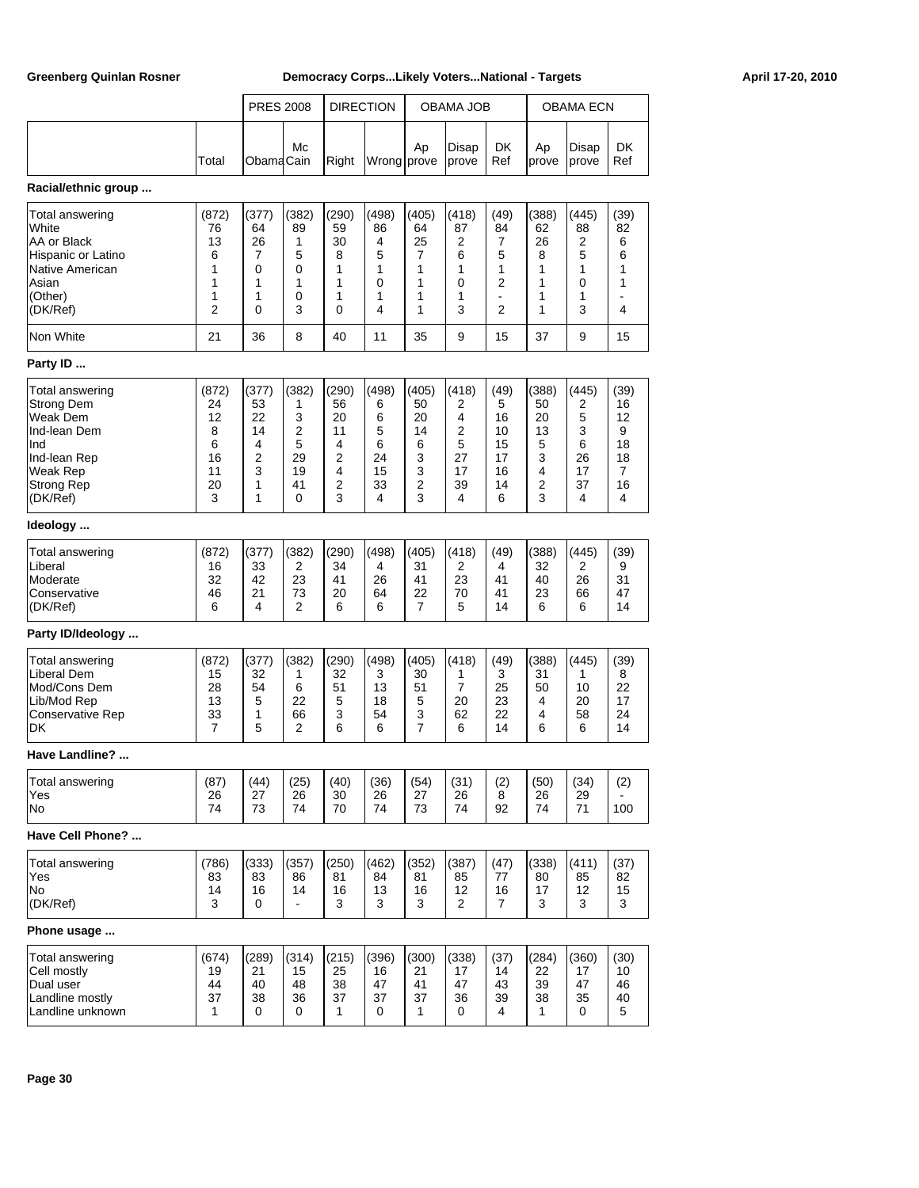| | Total | PRES 2008 Obama | PRES 2008 McCain | DIRECTION Right | DIRECTION Wrong | OBAMA JOB Approve | OBAMA JOB Disapprove | OBAMA JOB DK Ref | OBAMA ECN Approve | OBAMA ECN Disapprove | OBAMA ECN DK Ref |
|---|---|---|---|---|---|---|---|---|---|---|---|
| **Racial/ethnic group ...** | | | | | | | | | | | |
| Total answering | (872) | (377) | (382) | (290) | (498) | (405) | (418) | (49) | (388) | (445) | (39) |
| White | 76 | 64 | 89 | 59 | 86 | 64 | 87 | 84 | 62 | 88 | 82 |
| AA or Black | 13 | 26 | 1 | 30 | 4 | 25 | 2 | 7 | 26 | 2 | 6 |
| Hispanic or Latino | 6 | 7 | 5 | 8 | 5 | 7 | 6 | 5 | 8 | 5 | 6 |
| Native American | 1 | 0 | 0 | 1 | 1 | 1 | 1 | 1 | 1 | 1 | 1 |
| Asian | 1 | 1 | 1 | 1 | 0 | 1 | 0 | 2 | 1 | 0 | 1 |
| (Other) | 1 | 1 | 0 | 1 | 1 | 1 | 1 | - | 1 | 1 | - |
| (DK/Ref) | 2 | 0 | 3 | 0 | 4 | 1 | 3 | 2 | 1 | 3 | 4 |
| Non White | 21 | 36 | 8 | 40 | 11 | 35 | 9 | 15 | 37 | 9 | 15 |
| **Party ID ...** | | | | | | | | | | | |
| Total answering | (872) | (377) | (382) | (290) | (498) | (405) | (418) | (49) | (388) | (445) | (39) |
| Strong Dem | 24 | 53 | 1 | 56 | 6 | 50 | 2 | 5 | 50 | 2 | 16 |
| Weak Dem | 12 | 22 | 3 | 20 | 6 | 20 | 4 | 16 | 20 | 5 | 12 |
| Ind-lean Dem | 8 | 14 | 2 | 11 | 5 | 14 | 2 | 10 | 13 | 3 | 9 |
| Ind | 6 | 4 | 5 | 4 | 6 | 6 | 5 | 15 | 5 | 6 | 18 |
| Ind-lean Rep | 16 | 2 | 29 | 2 | 24 | 3 | 27 | 17 | 3 | 26 | 18 |
| Weak Rep | 11 | 3 | 19 | 4 | 15 | 3 | 17 | 16 | 4 | 17 | 7 |
| Strong Rep | 20 | 1 | 41 | 2 | 33 | 2 | 39 | 14 | 2 | 37 | 16 |
| (DK/Ref) | 3 | 1 | 0 | 3 | 4 | 3 | 4 | 6 | 3 | 4 | 4 |
| **Ideology ...** | | | | | | | | | | | |
| Total answering | (872) | (377) | (382) | (290) | (498) | (405) | (418) | (49) | (388) | (445) | (39) |
| Liberal | 16 | 33 | 2 | 34 | 4 | 31 | 2 | 4 | 32 | 2 | 9 |
| Moderate | 32 | 42 | 23 | 41 | 26 | 41 | 23 | 41 | 40 | 26 | 31 |
| Conservative | 46 | 21 | 73 | 20 | 64 | 22 | 70 | 41 | 23 | 66 | 47 |
| (DK/Ref) | 6 | 4 | 2 | 6 | 6 | 7 | 5 | 14 | 6 | 6 | 14 |
| **Party ID/Ideology ...** | | | | | | | | | | | |
| Total answering | (872) | (377) | (382) | (290) | (498) | (405) | (418) | (49) | (388) | (445) | (39) |
| Liberal Dem | 15 | 32 | 1 | 32 | 3 | 30 | 1 | 3 | 31 | 1 | 8 |
| Mod/Cons Dem | 28 | 54 | 6 | 51 | 13 | 51 | 7 | 25 | 50 | 10 | 22 |
| Lib/Mod Rep | 13 | 5 | 22 | 5 | 18 | 5 | 20 | 23 | 4 | 20 | 17 |
| Conservative Rep | 33 | 1 | 66 | 3 | 54 | 3 | 62 | 22 | 4 | 58 | 24 |
| DK | 7 | 5 | 2 | 6 | 6 | 7 | 6 | 14 | 6 | 6 | 14 |
| **Have Landline? ...** | | | | | | | | | | | |
| Total answering | (87) | (44) | (25) | (40) | (36) | (54) | (31) | (2) | (50) | (34) | (2) |
| Yes | 26 | 27 | 26 | 30 | 26 | 27 | 26 | 8 | 26 | 29 | - |
| No | 74 | 73 | 74 | 70 | 74 | 73 | 74 | 92 | 74 | 71 | 100 |
| **Have Cell Phone? ...** | | | | | | | | | | | |
| Total answering | (786) | (333) | (357) | (250) | (462) | (352) | (387) | (47) | (338) | (411) | (37) |
| Yes | 83 | 83 | 86 | 81 | 84 | 81 | 85 | 77 | 80 | 85 | 82 |
| No | 14 | 16 | 14 | 16 | 13 | 16 | 12 | 16 | 17 | 12 | 15 |
| (DK/Ref) | 3 | 0 | - | 3 | 3 | 3 | 2 | 7 | 3 | 3 | 3 |
| **Phone usage ...** | | | | | | | | | | | |
| Total answering | (674) | (289) | (314) | (215) | (396) | (300) | (338) | (37) | (284) | (360) | (30) |
| Cell mostly | 19 | 21 | 15 | 25 | 16 | 21 | 17 | 14 | 22 | 17 | 10 |
| Dual user | 44 | 40 | 48 | 38 | 47 | 41 | 47 | 43 | 39 | 47 | 46 |
| Landline mostly | 37 | 38 | 36 | 37 | 37 | 37 | 36 | 39 | 38 | 35 | 40 |
| Landline unknown | 1 | 0 | 0 | 1 | 0 | 1 | 0 | 4 | 1 | 0 | 5 |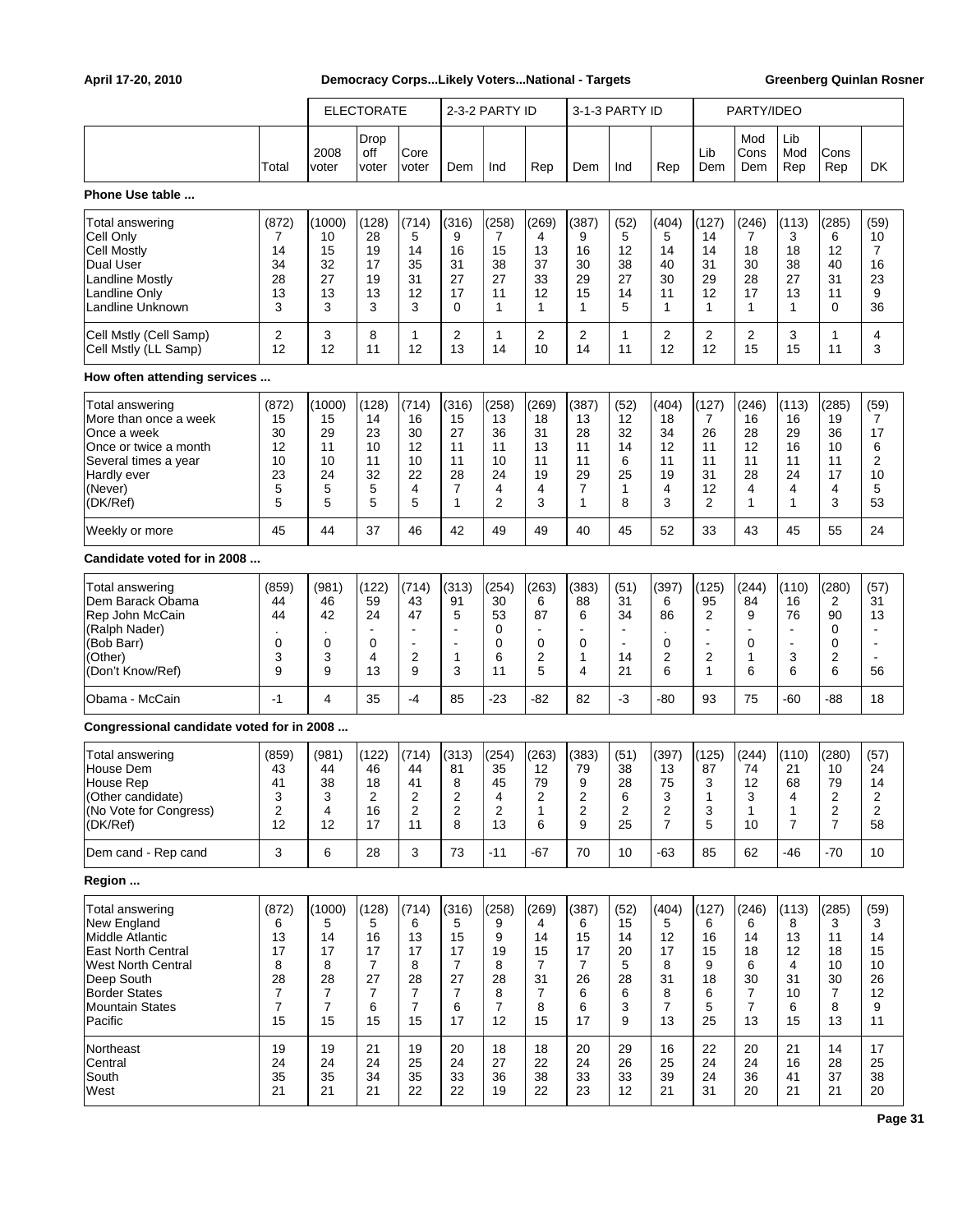|  | Total | ELECTORATE |  |  | 2-3-2 PARTY ID |  |  | 3-1-3 PARTY ID |  |  | PARTY/IDEO |  |  |  |  |
|---|---|---|---|---|---|---|---|---|---|---|---|---|---|---|---|
|  |  | 2008 voter | Drop off voter | Core voter | Dem | Ind | Rep | Dem | Ind | Rep | Lib Dem | Mod Cons Dem | Lib Mod Rep | Cons Rep | DK |
| **Phone Use table ...** |  |  |  |  |  |  |  |  |  |  |  |  |  |  |  |
| Total answering | (872) | (1000) | (128) | (714) | (316) | (258) | (269) | (387) | (52) | (404) | (127) | (246) | (113) | (285) | (59) |
| Cell Only | 7 | 10 | 28 | 5 | 9 | 7 | 4 | 9 | 5 | 5 | 14 | 7 | 3 | 6 | 10 |
| Cell Mostly | 14 | 15 | 19 | 14 | 16 | 15 | 13 | 16 | 12 | 14 | 14 | 18 | 18 | 12 | 7 |
| Dual User | 34 | 32 | 17 | 35 | 31 | 38 | 37 | 30 | 38 | 40 | 31 | 30 | 38 | 40 | 16 |
| Landline Mostly | 28 | 27 | 19 | 31 | 27 | 27 | 33 | 29 | 27 | 30 | 29 | 28 | 27 | 31 | 23 |
| Landline Only | 13 | 13 | 13 | 12 | 17 | 11 | 12 | 15 | 14 | 11 | 12 | 17 | 13 | 11 | 9 |
| Landline Unknown | 3 | 3 | 3 | 3 | 0 | 1 | 1 | 1 | 5 | 1 | 1 | 1 | 1 | 0 | 36 |
| Cell Mstly (Cell Samp) | 2 | 3 | 8 | 1 | 2 | 1 | 2 | 2 | 1 | 2 | 2 | 2 | 3 | 1 | 4 |
| Cell Mstly (LL Samp) | 12 | 12 | 11 | 12 | 13 | 14 | 10 | 14 | 11 | 12 | 12 | 15 | 15 | 11 | 3 |
| **How often attending services ...** |  |  |  |  |  |  |  |  |  |  |  |  |  |  |  |
| Total answering | (872) | (1000) | (128) | (714) | (316) | (258) | (269) | (387) | (52) | (404) | (127) | (246) | (113) | (285) | (59) |
| More than once a week | 15 | 15 | 14 | 16 | 15 | 13 | 18 | 13 | 12 | 18 | 7 | 16 | 16 | 19 | 7 |
| Once a week | 30 | 29 | 23 | 30 | 27 | 36 | 31 | 28 | 32 | 34 | 26 | 28 | 29 | 36 | 17 |
| Once or twice a month | 12 | 11 | 10 | 12 | 11 | 11 | 13 | 11 | 14 | 12 | 11 | 12 | 16 | 10 | 6 |
| Several times a year | 10 | 10 | 11 | 10 | 11 | 10 | 11 | 11 | 6 | 11 | 11 | 11 | 11 | 11 | 2 |
| Hardly ever | 23 | 24 | 32 | 22 | 28 | 24 | 19 | 29 | 25 | 19 | 31 | 28 | 24 | 17 | 10 |
| (Never) | 5 | 5 | 5 | 4 | 7 | 4 | 4 | 7 | 1 | 4 | 12 | 4 | 4 | 4 | 5 |
| (DK/Ref) | 5 | 5 | 5 | 5 | 1 | 2 | 3 | 1 | 8 | 3 | 2 | 1 | 1 | 3 | 53 |
| Weekly or more | 45 | 44 | 37 | 46 | 42 | 49 | 49 | 40 | 45 | 52 | 33 | 43 | 45 | 55 | 24 |
| **Candidate voted for in 2008 ...** |  |  |  |  |  |  |  |  |  |  |  |  |  |  |  |
| Total answering | (859) | (981) | (122) | (714) | (313) | (254) | (263) | (383) | (51) | (397) | (125) | (244) | (110) | (280) | (57) |
| Dem Barack Obama | 44 | 46 | 59 | 43 | 91 | 30 | 6 | 88 | 31 | 6 | 95 | 84 | 16 | 2 | 31 |
| Rep John McCain | 44 | 42 | 24 | 47 | 5 | 53 | 87 | 6 | 34 | 86 | 2 | 9 | 76 | 90 | 13 |
| (Ralph Nader) | . | . | - | - | - | 0 | - | - | - | . | - | - | - | 0 | - |
| (Bob Barr) | 0 | 0 | 0 | - | - | 0 | 0 | 0 | - | 0 | - | 0 | - | 0 | - |
| (Other) | 3 | 3 | 4 | 2 | 1 | 6 | 2 | 1 | 14 | 2 | 2 | 1 | 3 | 2 | - |
| (Don't Know/Ref) | 9 | 9 | 13 | 9 | 3 | 11 | 5 | 4 | 21 | 6 | 1 | 6 | 6 | 6 | 56 |
| Obama - McCain | -1 | 4 | 35 | -4 | 85 | -23 | -82 | 82 | -3 | -80 | 93 | 75 | -60 | -88 | 18 |
| **Congressional candidate voted for in 2008 ...** |  |  |  |  |  |  |  |  |  |  |  |  |  |  |  |
| Total answering | (859) | (981) | (122) | (714) | (313) | (254) | (263) | (383) | (51) | (397) | (125) | (244) | (110) | (280) | (57) |
| House Dem | 43 | 44 | 46 | 44 | 81 | 35 | 12 | 79 | 38 | 13 | 87 | 74 | 21 | 10 | 24 |
| House Rep | 41 | 38 | 18 | 41 | 8 | 45 | 79 | 9 | 28 | 75 | 3 | 12 | 68 | 79 | 14 |
| (Other candidate) | 3 | 3 | 2 | 2 | 2 | 4 | 2 | 2 | 6 | 3 | 1 | 3 | 4 | 2 | 2 |
| (No Vote for Congress) | 2 | 4 | 16 | 2 | 2 | 2 | 1 | 2 | 2 | 2 | 3 | 1 | 1 | 2 | 2 |
| (DK/Ref) | 12 | 12 | 17 | 11 | 8 | 13 | 6 | 9 | 25 | 7 | 5 | 10 | 7 | 7 | 58 |
| Dem cand - Rep cand | 3 | 6 | 28 | 3 | 73 | -11 | -67 | 70 | 10 | -63 | 85 | 62 | -46 | -70 | 10 |
| **Region ...** |  |  |  |  |  |  |  |  |  |  |  |  |  |  |  |
| Total answering | (872) | (1000) | (128) | (714) | (316) | (258) | (269) | (387) | (52) | (404) | (127) | (246) | (113) | (285) | (59) |
| New England | 6 | 5 | 5 | 6 | 5 | 9 | 4 | 6 | 15 | 5 | 6 | 6 | 8 | 3 | 3 |
| Middle Atlantic | 13 | 14 | 16 | 13 | 15 | 9 | 14 | 15 | 14 | 12 | 16 | 14 | 13 | 11 | 14 |
| East North Central | 17 | 17 | 17 | 17 | 17 | 19 | 15 | 17 | 20 | 17 | 15 | 18 | 12 | 18 | 15 |
| West North Central | 8 | 8 | 7 | 8 | 7 | 8 | 7 | 7 | 5 | 8 | 9 | 6 | 4 | 10 | 10 |
| Deep South | 28 | 28 | 27 | 28 | 27 | 28 | 31 | 26 | 28 | 31 | 18 | 30 | 31 | 30 | 26 |
| Border States | 7 | 7 | 7 | 7 | 7 | 8 | 7 | 6 | 6 | 8 | 6 | 7 | 10 | 7 | 12 |
| Mountain States | 7 | 7 | 6 | 7 | 6 | 7 | 8 | 6 | 3 | 7 | 5 | 7 | 6 | 8 | 9 |
| Pacific | 15 | 15 | 15 | 15 | 17 | 12 | 15 | 17 | 9 | 13 | 25 | 13 | 15 | 13 | 11 |
| Northeast | 19 | 19 | 21 | 19 | 20 | 18 | 18 | 20 | 29 | 16 | 22 | 20 | 21 | 14 | 17 |
| Central | 24 | 24 | 24 | 25 | 24 | 27 | 22 | 24 | 26 | 25 | 24 | 24 | 16 | 28 | 25 |
| South | 35 | 35 | 34 | 35 | 33 | 36 | 38 | 33 | 33 | 39 | 24 | 36 | 41 | 37 | 38 |
| West | 21 | 21 | 21 | 22 | 22 | 19 | 22 | 23 | 12 | 21 | 31 | 20 | 21 | 21 | 20 |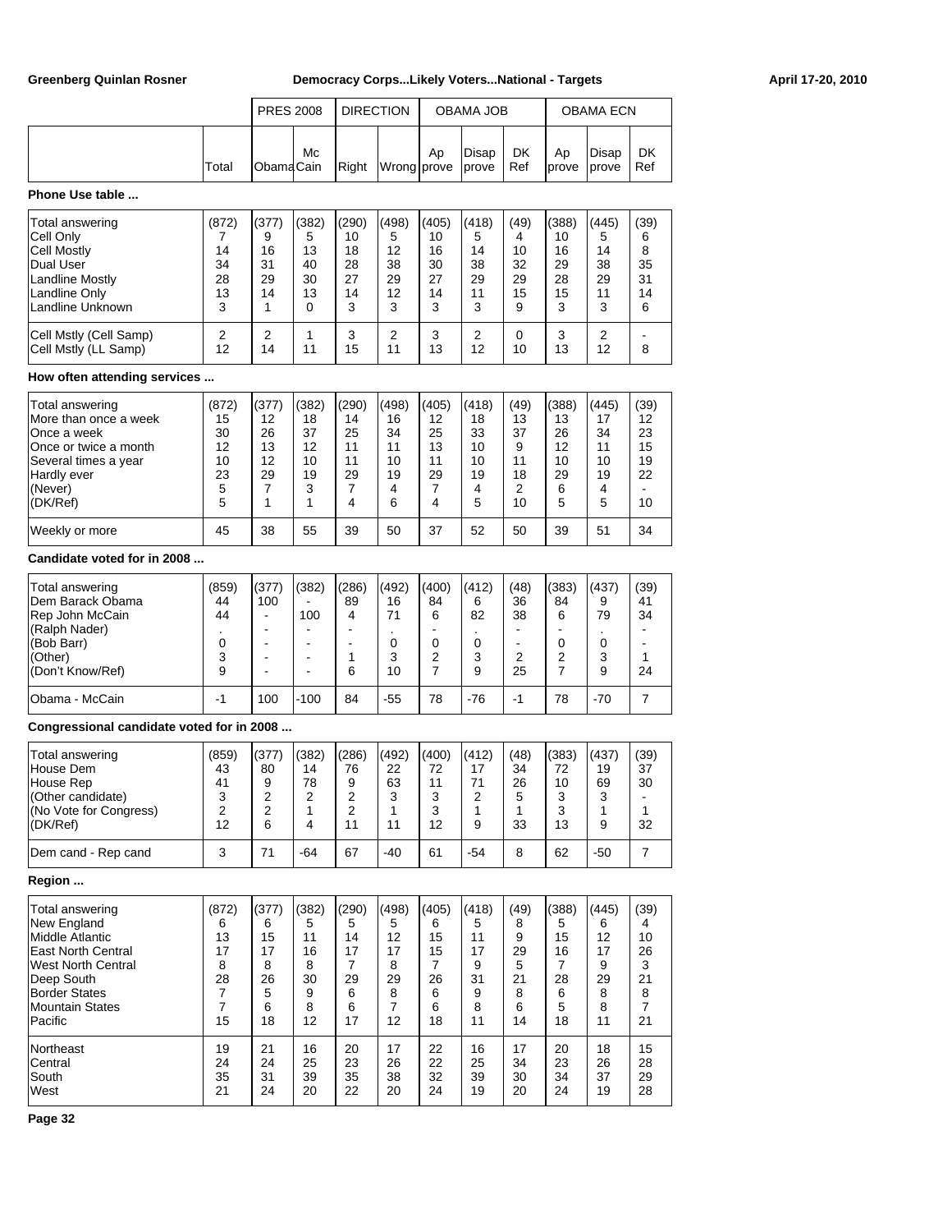| | Total | PRES 2008 Obama | McCain | DIRECTION Right | Wrong | OBAMA JOB Approve | Disapprove | DK Ref | OBAMA ECN Approve | Disapprove | DK Ref |
|---|---|---|---|---|---|---|---|---|---|---|---|
| **Phone Use table ...** | | | | | | | | | | | |
| Total answering | (872) | (377) | (382) | (290) | (498) | (405) | (418) | (49) | (388) | (445) | (39) |
| Cell Only | 7 | 9 | 5 | 10 | 5 | 10 | 5 | 4 | 10 | 5 | 6 |
| Cell Mostly | 14 | 16 | 13 | 18 | 12 | 16 | 14 | 10 | 16 | 14 | 8 |
| Dual User | 34 | 31 | 40 | 28 | 38 | 30 | 38 | 32 | 29 | 38 | 35 |
| Landline Mostly | 28 | 29 | 30 | 27 | 29 | 27 | 29 | 29 | 28 | 29 | 31 |
| Landline Only | 13 | 14 | 13 | 14 | 12 | 14 | 11 | 15 | 15 | 11 | 14 |
| Landline Unknown | 3 | 1 | 0 | 3 | 3 | 3 | 3 | 9 | 3 | 3 | 6 |
| Cell Mstly (Cell Samp) | 2 | 2 | 1 | 3 | 2 | 3 | 2 | 0 | 3 | 2 | - |
| Cell Mstly (LL Samp) | 12 | 14 | 11 | 15 | 11 | 13 | 12 | 10 | 13 | 12 | 8 |
| **How often attending services ...** | | | | | | | | | | | |
| Total answering | (872) | (377) | (382) | (290) | (498) | (405) | (418) | (49) | (388) | (445) | (39) |
| More than once a week | 15 | 12 | 18 | 14 | 16 | 12 | 18 | 13 | 13 | 17 | 12 |
| Once a week | 30 | 26 | 37 | 25 | 34 | 25 | 33 | 37 | 26 | 34 | 23 |
| Once or twice a month | 12 | 13 | 12 | 11 | 11 | 13 | 10 | 9 | 12 | 11 | 15 |
| Several times a year | 10 | 12 | 10 | 11 | 10 | 11 | 10 | 11 | 10 | 10 | 19 |
| Hardly ever | 23 | 29 | 19 | 29 | 19 | 29 | 19 | 18 | 29 | 19 | 22 |
| (Never) | 5 | 7 | 3 | 7 | 4 | 7 | 4 | 2 | 6 | 4 | - |
| (DK/Ref) | 5 | 1 | 1 | 4 | 6 | 4 | 5 | 10 | 5 | 5 | 10 |
| Weekly or more | 45 | 38 | 55 | 39 | 50 | 37 | 52 | 50 | 39 | 51 | 34 |
| **Candidate voted for in 2008 ...** | | | | | | | | | | | |
| Total answering | (859) | (377) | (382) | (286) | (492) | (400) | (412) | (48) | (383) | (437) | (39) |
| Dem Barack Obama | 44 | 100 | - | 89 | 16 | 84 | 6 | 36 | 84 | 9 | 41 |
| Rep John McCain | 44 | - | 100 | 4 | 71 | 6 | 82 | 38 | 6 | 79 | 34 |
| (Ralph Nader) | . | - | - | - | . | - | . | - | - | . | - |
| (Bob Barr) | 0 | - | - | - | 0 | 0 | 0 | - | 0 | 0 | - |
| (Other) | 3 | - | - | 1 | 3 | 2 | 3 | 2 | 2 | 3 | 1 |
| (Don't Know/Ref) | 9 | - | - | 6 | 10 | 7 | 9 | 25 | 7 | 9 | 24 |
| Obama - McCain | -1 | 100 | -100 | 84 | -55 | 78 | -76 | -1 | 78 | -70 | 7 |
| **Congressional candidate voted for in 2008 ...** | | | | | | | | | | | |
| Total answering | (859) | (377) | (382) | (286) | (492) | (400) | (412) | (48) | (383) | (437) | (39) |
| House Dem | 43 | 80 | 14 | 76 | 22 | 72 | 17 | 34 | 72 | 19 | 37 |
| House Rep | 41 | 9 | 78 | 9 | 63 | 11 | 71 | 26 | 10 | 69 | 30 |
| (Other candidate) | 3 | 2 | 2 | 2 | 3 | 3 | 2 | 5 | 3 | 3 | - |
| (No Vote for Congress) | 2 | 2 | 1 | 2 | 1 | 3 | 1 | 1 | 3 | 1 | 1 |
| (DK/Ref) | 12 | 6 | 4 | 11 | 11 | 12 | 9 | 33 | 13 | 9 | 32 |
| Dem cand - Rep cand | 3 | 71 | -64 | 67 | -40 | 61 | -54 | 8 | 62 | -50 | 7 |
| **Region ...** | | | | | | | | | | | |
| Total answering | (872) | (377) | (382) | (290) | (498) | (405) | (418) | (49) | (388) | (445) | (39) |
| New England | 6 | 6 | 5 | 5 | 5 | 6 | 5 | 8 | 5 | 6 | 4 |
| Middle Atlantic | 13 | 15 | 11 | 14 | 12 | 15 | 11 | 9 | 15 | 12 | 10 |
| East North Central | 17 | 17 | 16 | 17 | 17 | 15 | 17 | 29 | 16 | 17 | 26 |
| West North Central | 8 | 8 | 8 | 7 | 8 | 7 | 9 | 5 | 7 | 9 | 3 |
| Deep South | 28 | 26 | 30 | 29 | 29 | 26 | 31 | 21 | 28 | 29 | 21 |
| Border States | 7 | 5 | 9 | 6 | 8 | 6 | 9 | 8 | 6 | 8 | 8 |
| Mountain States | 7 | 6 | 8 | 6 | 7 | 6 | 8 | 6 | 5 | 8 | 7 |
| Pacific | 15 | 18 | 12 | 17 | 12 | 18 | 11 | 14 | 18 | 11 | 21 |
| Northeast | 19 | 21 | 16 | 20 | 17 | 22 | 16 | 17 | 20 | 18 | 15 |
| Central | 24 | 24 | 25 | 23 | 26 | 22 | 25 | 34 | 23 | 26 | 28 |
| South | 35 | 31 | 39 | 35 | 38 | 32 | 39 | 30 | 34 | 37 | 29 |
| West | 21 | 24 | 20 | 22 | 20 | 24 | 19 | 20 | 24 | 19 | 28 |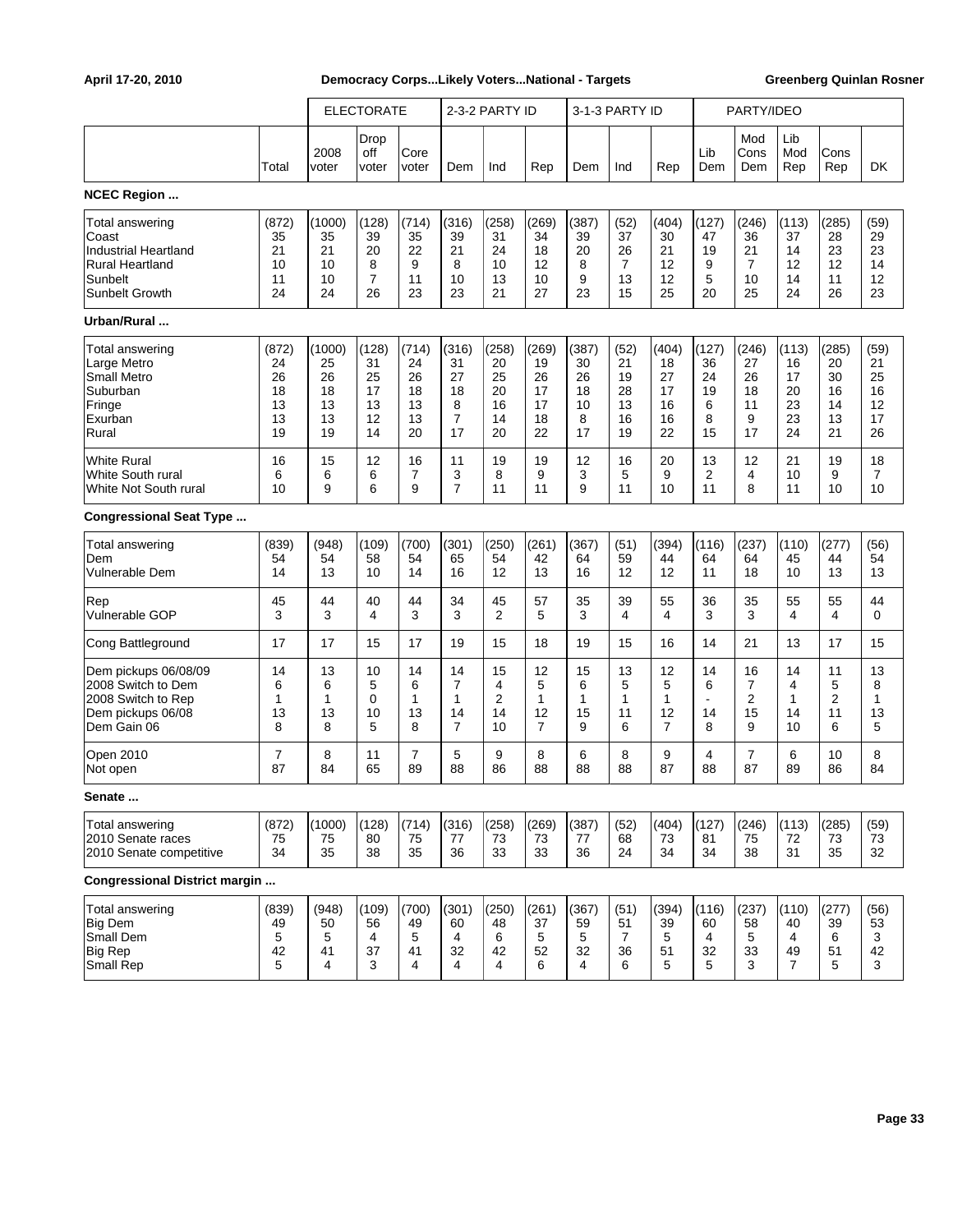**April 17-20, 2010** — **Democracy Corps...Likely Voters...National - Targets** — **Greenberg Quinlan Rosner**

| | | ELECTORATE | | | 2-3-2 PARTY ID | | | 3-1-3 PARTY ID | | | PARTY/IDEO | | | | |
|---|---|---|---|---|---|---|---|---|---|---|---|---|---|---|---|
| | Total | 2008 voter | Drop off voter | Core voter | Dem | Ind | Rep | Dem | Ind | Rep | Lib Dem | Mod Cons Dem | Lib Mod Rep | Cons Rep | DK |
| **NCEC Region ...** | | | | | | | | | | | | | | | |
| Total answering | (872) | (1000) | (128) | (714) | (316) | (258) | (269) | (387) | (52) | (404) | (127) | (246) | (113) | (285) | (59) |
| Coast | 35 | 35 | 39 | 35 | 39 | 31 | 34 | 39 | 37 | 30 | 47 | 36 | 37 | 28 | 29 |
| Industrial Heartland | 21 | 21 | 20 | 22 | 21 | 24 | 18 | 20 | 26 | 21 | 19 | 21 | 14 | 23 | 23 |
| Rural Heartland | 10 | 10 | 8 | 9 | 8 | 10 | 12 | 8 | 7 | 12 | 9 | 7 | 12 | 12 | 14 |
| Sunbelt | 11 | 10 | 7 | 11 | 10 | 13 | 10 | 9 | 13 | 12 | 5 | 10 | 14 | 11 | 12 |
| Sunbelt Growth | 24 | 24 | 26 | 23 | 23 | 21 | 27 | 23 | 15 | 25 | 20 | 25 | 24 | 26 | 23 |
| **Urban/Rural ...** | | | | | | | | | | | | | | | |
| Total answering | (872) | (1000) | (128) | (714) | (316) | (258) | (269) | (387) | (52) | (404) | (127) | (246) | (113) | (285) | (59) |
| Large Metro | 24 | 25 | 31 | 24 | 31 | 20 | 19 | 30 | 21 | 18 | 36 | 27 | 16 | 20 | 21 |
| Small Metro | 26 | 26 | 25 | 26 | 27 | 25 | 26 | 26 | 19 | 27 | 24 | 26 | 17 | 30 | 25 |
| Suburban | 18 | 18 | 17 | 18 | 18 | 20 | 17 | 18 | 28 | 17 | 19 | 18 | 20 | 16 | 16 |
| Fringe | 13 | 13 | 13 | 13 | 8 | 16 | 17 | 10 | 13 | 16 | 6 | 11 | 23 | 14 | 12 |
| Exurban | 13 | 13 | 12 | 13 | 7 | 14 | 18 | 8 | 16 | 16 | 8 | 9 | 23 | 13 | 17 |
| Rural | 19 | 19 | 14 | 20 | 17 | 20 | 22 | 17 | 19 | 22 | 15 | 17 | 24 | 21 | 26 |
| White Rural | 16 | 15 | 12 | 16 | 11 | 19 | 19 | 12 | 16 | 20 | 13 | 12 | 21 | 19 | 18 |
| White South rural | 6 | 6 | 6 | 7 | 3 | 8 | 9 | 3 | 5 | 9 | 2 | 4 | 10 | 9 | 7 |
| White Not South rural | 10 | 9 | 6 | 9 | 7 | 11 | 11 | 9 | 11 | 10 | 11 | 8 | 11 | 10 | 10 |
| **Congressional Seat Type ...** | | | | | | | | | | | | | | | |
| Total answering | (839) | (948) | (109) | (700) | (301) | (250) | (261) | (367) | (51) | (394) | (116) | (237) | (110) | (277) | (56) |
| Dem | 54 | 54 | 58 | 54 | 65 | 54 | 42 | 64 | 59 | 44 | 64 | 64 | 45 | 44 | 54 |
| Vulnerable Dem | 14 | 13 | 10 | 14 | 16 | 12 | 13 | 16 | 12 | 12 | 11 | 18 | 10 | 13 | 13 |
| Rep | 45 | 44 | 40 | 44 | 34 | 45 | 57 | 35 | 39 | 55 | 36 | 35 | 55 | 55 | 44 |
| Vulnerable GOP | 3 | 3 | 4 | 3 | 3 | 2 | 5 | 3 | 4 | 4 | 3 | 3 | 4 | 4 | 0 |
| Cong Battleground | 17 | 17 | 15 | 17 | 19 | 15 | 18 | 19 | 15 | 16 | 14 | 21 | 13 | 17 | 15 |
| Dem pickups 06/08/09 | 14 | 13 | 10 | 14 | 14 | 15 | 12 | 15 | 13 | 12 | 14 | 16 | 14 | 11 | 13 |
| 2008 Switch to Dem | 6 | 6 | 5 | 6 | 7 | 4 | 5 | 6 | 5 | 5 | 6 | 7 | 4 | 5 | 8 |
| 2008 Switch to Rep | 1 | 1 | 0 | 1 | 1 | 2 | 1 | 1 | 1 | 1 | - | 2 | 1 | 2 | 1 |
| Dem pickups 06/08 | 13 | 13 | 10 | 13 | 14 | 14 | 12 | 15 | 11 | 12 | 14 | 15 | 14 | 11 | 13 |
| Dem Gain 06 | 8 | 8 | 5 | 8 | 7 | 10 | 7 | 9 | 6 | 7 | 8 | 9 | 10 | 6 | 5 |
| Open 2010 | 7 | 8 | 11 | 7 | 5 | 9 | 8 | 6 | 8 | 9 | 4 | 7 | 6 | 10 | 8 |
| Not open | 87 | 84 | 65 | 89 | 88 | 86 | 88 | 88 | 88 | 87 | 88 | 87 | 89 | 86 | 84 |
| **Senate ...** | | | | | | | | | | | | | | | |
| Total answering | (872) | (1000) | (128) | (714) | (316) | (258) | (269) | (387) | (52) | (404) | (127) | (246) | (113) | (285) | (59) |
| 2010 Senate races | 75 | 75 | 80 | 75 | 77 | 73 | 73 | 77 | 68 | 73 | 81 | 75 | 72 | 73 | 73 |
| 2010 Senate competitive | 34 | 35 | 38 | 35 | 36 | 33 | 33 | 36 | 24 | 34 | 34 | 38 | 31 | 35 | 32 |
| **Congressional District margin ...** | | | | | | | | | | | | | | | |
| Total answering | (839) | (948) | (109) | (700) | (301) | (250) | (261) | (367) | (51) | (394) | (116) | (237) | (110) | (277) | (56) |
| Big Dem | 49 | 50 | 56 | 49 | 60 | 48 | 37 | 59 | 51 | 39 | 60 | 58 | 40 | 39 | 53 |
| Small Dem | 5 | 5 | 4 | 5 | 4 | 6 | 5 | 5 | 7 | 5 | 4 | 5 | 4 | 6 | 3 |
| Big Rep | 42 | 41 | 37 | 41 | 32 | 42 | 52 | 32 | 36 | 51 | 32 | 33 | 49 | 51 | 42 |
| Small Rep | 5 | 4 | 3 | 4 | 4 | 4 | 6 | 4 | 6 | 5 | 5 | 3 | 7 | 5 | 3 |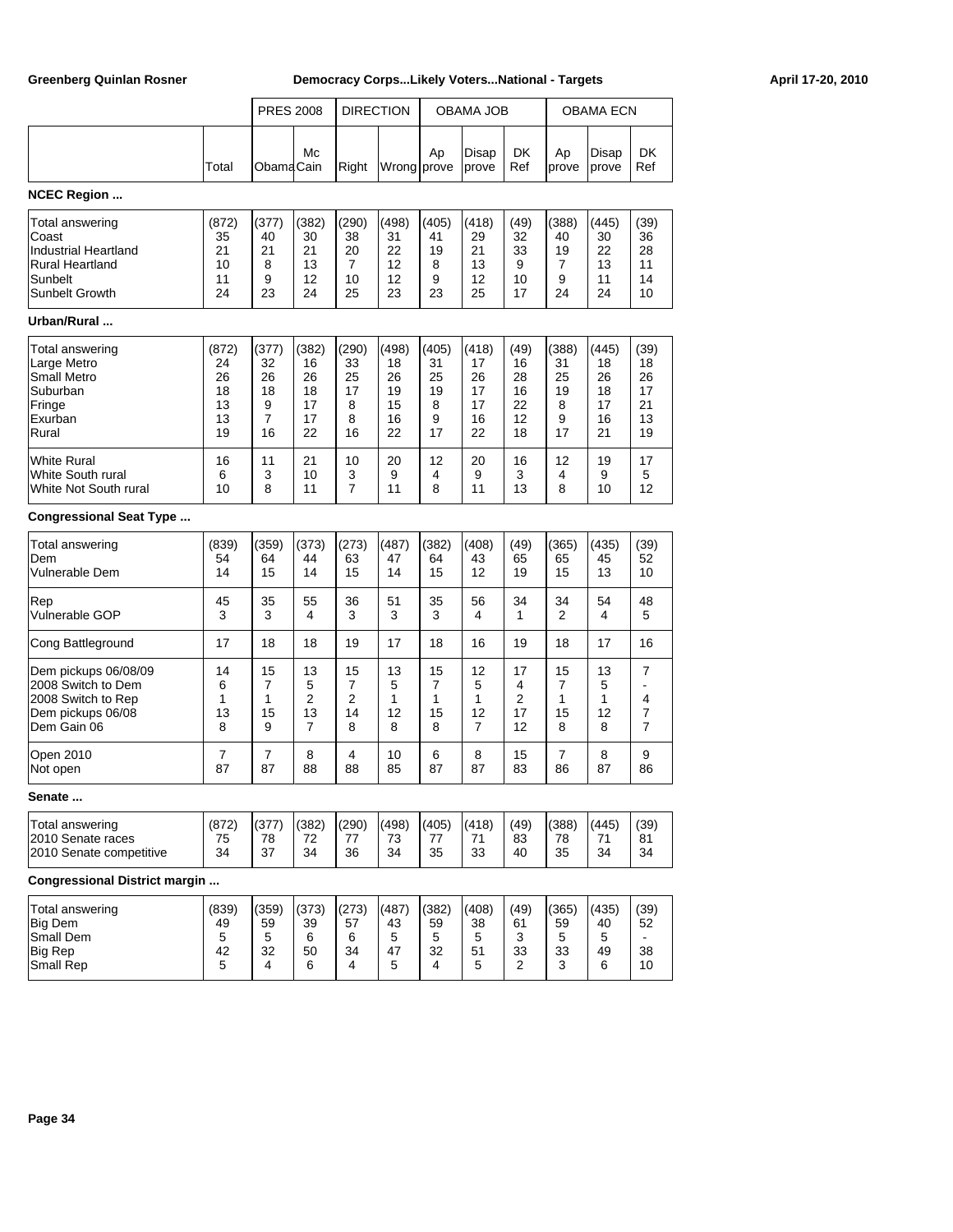| | Total | PRES 2008 Obama | PRES 2008 Mc Cain | DIRECTION Right | DIRECTION Wrong | OBAMA JOB Ap prove | OBAMA JOB Disap prove | OBAMA JOB DK Ref | OBAMA ECN Ap prove | OBAMA ECN Disap prove | OBAMA ECN DK Ref |
|---|---|---|---|---|---|---|---|---|---|---|---|
| **NCEC Region ...** | | | | | | | | | | | |
| Total answering | (872) | (377) | (382) | (290) | (498) | (405) | (418) | (49) | (388) | (445) | (39) |
| Coast | 35 | 40 | 30 | 38 | 31 | 41 | 29 | 32 | 40 | 30 | 36 |
| Industrial Heartland | 21 | 21 | 21 | 20 | 22 | 19 | 21 | 33 | 19 | 22 | 28 |
| Rural Heartland | 10 | 8 | 13 | 7 | 12 | 8 | 13 | 9 | 7 | 13 | 11 |
| Sunbelt | 11 | 9 | 12 | 10 | 12 | 9 | 12 | 10 | 9 | 11 | 14 |
| Sunbelt Growth | 24 | 23 | 24 | 25 | 23 | 23 | 25 | 17 | 24 | 24 | 10 |
| **Urban/Rural ...** | | | | | | | | | | | |
| Total answering | (872) | (377) | (382) | (290) | (498) | (405) | (418) | (49) | (388) | (445) | (39) |
| Large Metro | 24 | 32 | 16 | 33 | 18 | 31 | 17 | 16 | 31 | 18 | 18 |
| Small Metro | 26 | 26 | 26 | 25 | 26 | 25 | 26 | 28 | 25 | 26 | 26 |
| Suburban | 18 | 18 | 18 | 17 | 19 | 19 | 17 | 16 | 19 | 18 | 17 |
| Fringe | 13 | 9 | 17 | 8 | 15 | 8 | 17 | 22 | 8 | 17 | 21 |
| Exurban | 13 | 7 | 17 | 8 | 16 | 9 | 16 | 12 | 9 | 16 | 13 |
| Rural | 19 | 16 | 22 | 16 | 22 | 17 | 22 | 18 | 17 | 21 | 19 |
| White Rural | 16 | 11 | 21 | 10 | 20 | 12 | 20 | 16 | 12 | 19 | 17 |
| White South rural | 6 | 3 | 10 | 3 | 9 | 4 | 9 | 3 | 4 | 9 | 5 |
| White Not South rural | 10 | 8 | 11 | 7 | 11 | 8 | 11 | 13 | 8 | 10 | 12 |
| **Congressional Seat Type ...** | | | | | | | | | | | |
| Total answering | (839) | (359) | (373) | (273) | (487) | (382) | (408) | (49) | (365) | (435) | (39) |
| Dem | 54 | 64 | 44 | 63 | 47 | 64 | 43 | 65 | 65 | 45 | 52 |
| Vulnerable Dem | 14 | 15 | 14 | 15 | 14 | 15 | 12 | 19 | 15 | 13 | 10 |
| Rep | 45 | 35 | 55 | 36 | 51 | 35 | 56 | 34 | 34 | 54 | 48 |
| Vulnerable GOP | 3 | 3 | 4 | 3 | 3 | 3 | 4 | 1 | 2 | 4 | 5 |
| Cong Battleground | 17 | 18 | 18 | 19 | 17 | 18 | 16 | 19 | 18 | 17 | 16 |
| Dem pickups 06/08/09 | 14 | 15 | 13 | 15 | 13 | 15 | 12 | 17 | 15 | 13 | 7 |
| 2008 Switch to Dem | 6 | 7 | 5 | 7 | 5 | 7 | 5 | 4 | 7 | 5 | - |
| 2008 Switch to Rep | 1 | 1 | 2 | 2 | 1 | 1 | 1 | 2 | 1 | 1 | 4 |
| Dem pickups 06/08 | 13 | 15 | 13 | 14 | 12 | 15 | 12 | 17 | 15 | 12 | 7 |
| Dem Gain 06 | 8 | 9 | 7 | 8 | 8 | 8 | 7 | 12 | 8 | 8 | 7 |
| Open 2010 | 7 | 7 | 8 | 4 | 10 | 6 | 8 | 15 | 7 | 8 | 9 |
| Not open | 87 | 87 | 88 | 88 | 85 | 87 | 87 | 83 | 86 | 87 | 86 |
| **Senate ...** | | | | | | | | | | | |
| Total answering | (872) | (377) | (382) | (290) | (498) | (405) | (418) | (49) | (388) | (445) | (39) |
| 2010 Senate races | 75 | 78 | 72 | 77 | 73 | 77 | 71 | 83 | 78 | 71 | 81 |
| 2010 Senate competitive | 34 | 37 | 34 | 36 | 34 | 35 | 33 | 40 | 35 | 34 | 34 |
| **Congressional District margin ...** | | | | | | | | | | | |
| Total answering | (839) | (359) | (373) | (273) | (487) | (382) | (408) | (49) | (365) | (435) | (39) |
| Big Dem | 49 | 59 | 39 | 57 | 43 | 59 | 38 | 61 | 59 | 40 | 52 |
| Small Dem | 5 | 5 | 6 | 6 | 5 | 5 | 5 | 3 | 5 | 5 | - |
| Big Rep | 42 | 32 | 50 | 34 | 47 | 32 | 51 | 33 | 33 | 49 | 38 |
| Small Rep | 5 | 4 | 6 | 4 | 5 | 4 | 5 | 2 | 3 | 6 | 10 |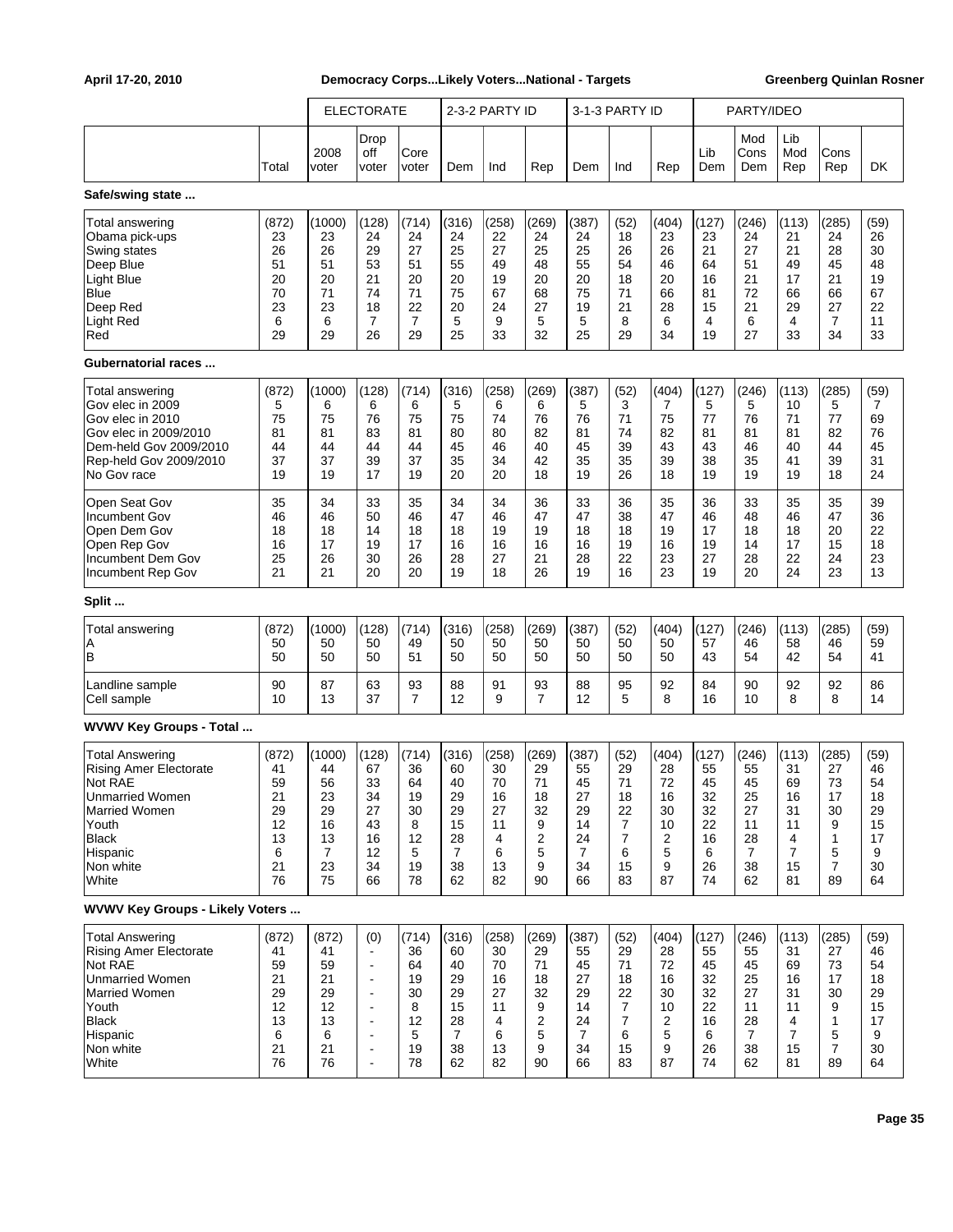| | Total | ELECTORATE 2008 voter | Drop off voter | Core voter | 2-3-2 PARTY ID Dem | Ind | Rep | 3-1-3 PARTY ID Dem | Ind | Rep | PARTY/IDEO Lib Dem | Mod Cons Dem | Lib Mod Rep | Cons Rep | DK |
|---|---|---|---|---|---|---|---|---|---|---|---|---|---|---|---|
| **Safe/swing state ...** | | | | | | | | | | | | | | | |
| Total answering | (872) | (1000) | (128) | (714) | (316) | (258) | (269) | (387) | (52) | (404) | (127) | (246) | (113) | (285) | (59) |
| Obama pick-ups | 23 | 23 | 24 | 24 | 24 | 22 | 24 | 24 | 18 | 23 | 23 | 24 | 21 | 24 | 26 |
| Swing states | 26 | 26 | 29 | 27 | 25 | 27 | 25 | 25 | 26 | 26 | 21 | 27 | 21 | 28 | 30 |
| Deep Blue | 51 | 51 | 53 | 51 | 55 | 49 | 48 | 55 | 54 | 46 | 64 | 51 | 49 | 45 | 48 |
| Light Blue | 20 | 20 | 21 | 20 | 20 | 19 | 20 | 20 | 18 | 20 | 16 | 21 | 17 | 21 | 19 |
| Blue | 70 | 71 | 74 | 71 | 75 | 67 | 68 | 75 | 71 | 66 | 81 | 72 | 66 | 66 | 67 |
| Deep Red | 23 | 23 | 18 | 22 | 20 | 24 | 27 | 19 | 21 | 28 | 15 | 21 | 29 | 27 | 22 |
| Light Red | 6 | 6 | 7 | 7 | 5 | 9 | 5 | 5 | 8 | 6 | 4 | 6 | 4 | 7 | 11 |
| Red | 29 | 29 | 26 | 29 | 25 | 33 | 32 | 25 | 29 | 34 | 19 | 27 | 33 | 34 | 33 |
| **Gubernatorial races ...** | | | | | | | | | | | | | | | |
| Total answering | (872) | (1000) | (128) | (714) | (316) | (258) | (269) | (387) | (52) | (404) | (127) | (246) | (113) | (285) | (59) |
| Gov elec in 2009 | 5 | 6 | 6 | 6 | 5 | 6 | 6 | 5 | 3 | 7 | 5 | 5 | 10 | 5 | 7 |
| Gov elec in 2010 | 75 | 75 | 76 | 75 | 75 | 74 | 76 | 76 | 71 | 75 | 77 | 76 | 71 | 77 | 69 |
| Gov elec in 2009/2010 | 81 | 81 | 83 | 81 | 80 | 80 | 82 | 81 | 74 | 82 | 81 | 81 | 81 | 82 | 76 |
| Dem-held Gov 2009/2010 | 44 | 44 | 44 | 44 | 45 | 46 | 40 | 45 | 39 | 43 | 43 | 46 | 40 | 44 | 45 |
| Rep-held Gov 2009/2010 | 37 | 37 | 39 | 37 | 35 | 34 | 42 | 35 | 35 | 39 | 38 | 35 | 41 | 39 | 31 |
| No Gov race | 19 | 19 | 17 | 19 | 20 | 20 | 18 | 19 | 26 | 18 | 19 | 19 | 19 | 18 | 24 |
| Open Seat Gov | 35 | 34 | 33 | 35 | 34 | 34 | 36 | 33 | 36 | 35 | 36 | 33 | 35 | 35 | 39 |
| Incumbent Gov | 46 | 46 | 50 | 46 | 47 | 46 | 47 | 47 | 38 | 47 | 46 | 48 | 46 | 47 | 36 |
| Open Dem Gov | 18 | 18 | 14 | 18 | 18 | 19 | 19 | 18 | 18 | 19 | 17 | 18 | 18 | 20 | 22 |
| Open Rep Gov | 16 | 17 | 19 | 17 | 16 | 16 | 16 | 16 | 19 | 16 | 19 | 14 | 17 | 15 | 18 |
| Incumbent Dem Gov | 25 | 26 | 30 | 26 | 28 | 27 | 21 | 28 | 22 | 23 | 27 | 28 | 22 | 24 | 23 |
| Incumbent Rep Gov | 21 | 21 | 20 | 20 | 19 | 18 | 26 | 19 | 16 | 23 | 19 | 20 | 24 | 23 | 13 |
| **Split ...** | | | | | | | | | | | | | | | |
| Total answering | (872) | (1000) | (128) | (714) | (316) | (258) | (269) | (387) | (52) | (404) | (127) | (246) | (113) | (285) | (59) |
| A | 50 | 50 | 50 | 49 | 50 | 50 | 50 | 50 | 50 | 50 | 57 | 46 | 58 | 46 | 59 |
| B | 50 | 50 | 50 | 51 | 50 | 50 | 50 | 50 | 50 | 50 | 43 | 54 | 42 | 54 | 41 |
| Landline sample | 90 | 87 | 63 | 93 | 88 | 91 | 93 | 88 | 95 | 92 | 84 | 90 | 92 | 92 | 86 |
| Cell sample | 10 | 13 | 37 | 7 | 12 | 9 | 7 | 12 | 5 | 8 | 16 | 10 | 8 | 8 | 14 |
| **WVWV Key Groups - Total ...** | | | | | | | | | | | | | | | |
| Total Answering | (872) | (1000) | (128) | (714) | (316) | (258) | (269) | (387) | (52) | (404) | (127) | (246) | (113) | (285) | (59) |
| Rising Amer Electorate | 41 | 44 | 67 | 36 | 60 | 30 | 29 | 55 | 29 | 28 | 55 | 55 | 31 | 27 | 46 |
| Not RAE | 59 | 56 | 33 | 64 | 40 | 70 | 71 | 45 | 71 | 72 | 45 | 45 | 69 | 73 | 54 |
| Unmarried Women | 21 | 23 | 34 | 19 | 29 | 16 | 18 | 27 | 18 | 16 | 32 | 25 | 16 | 17 | 18 |
| Married Women | 29 | 29 | 27 | 30 | 29 | 27 | 32 | 29 | 22 | 30 | 32 | 27 | 31 | 30 | 29 |
| Youth | 12 | 16 | 43 | 8 | 15 | 11 | 9 | 14 | 7 | 10 | 22 | 11 | 11 | 9 | 15 |
| Black | 13 | 13 | 16 | 12 | 28 | 4 | 2 | 24 | 7 | 2 | 16 | 28 | 4 | 1 | 17 |
| Hispanic | 6 | 7 | 12 | 5 | 7 | 6 | 5 | 7 | 6 | 5 | 6 | 7 | 7 | 5 | 9 |
| Non white | 21 | 23 | 34 | 19 | 38 | 13 | 9 | 34 | 15 | 9 | 26 | 38 | 15 | 7 | 30 |
| White | 76 | 75 | 66 | 78 | 62 | 82 | 90 | 66 | 83 | 87 | 74 | 62 | 81 | 89 | 64 |
| **WVWV Key Groups - Likely Voters ...** | | | | | | | | | | | | | | | |
| Total Answering | (872) | (872) | (0) | (714) | (316) | (258) | (269) | (387) | (52) | (404) | (127) | (246) | (113) | (285) | (59) |
| Rising Amer Electorate | 41 | 41 | - | 36 | 60 | 30 | 29 | 55 | 29 | 28 | 55 | 55 | 31 | 27 | 46 |
| Not RAE | 59 | 59 | - | 64 | 40 | 70 | 71 | 45 | 71 | 72 | 45 | 45 | 69 | 73 | 54 |
| Unmarried Women | 21 | 21 | - | 19 | 29 | 16 | 18 | 27 | 18 | 16 | 32 | 25 | 16 | 17 | 18 |
| Married Women | 29 | 29 | - | 30 | 29 | 27 | 32 | 29 | 22 | 30 | 32 | 27 | 31 | 30 | 29 |
| Youth | 12 | 12 | - | 8 | 15 | 11 | 9 | 14 | 7 | 10 | 22 | 11 | 11 | 9 | 15 |
| Black | 13 | 13 | - | 12 | 28 | 4 | 2 | 24 | 7 | 2 | 16 | 28 | 4 | 1 | 17 |
| Hispanic | 6 | 6 | - | 5 | 7 | 6 | 5 | 7 | 6 | 5 | 6 | 7 | 7 | 5 | 9 |
| Non white | 21 | 21 | - | 19 | 38 | 13 | 9 | 34 | 15 | 9 | 26 | 38 | 15 | 7 | 30 |
| White | 76 | 76 | - | 78 | 62 | 82 | 90 | 66 | 83 | 87 | 74 | 62 | 81 | 89 | 64 |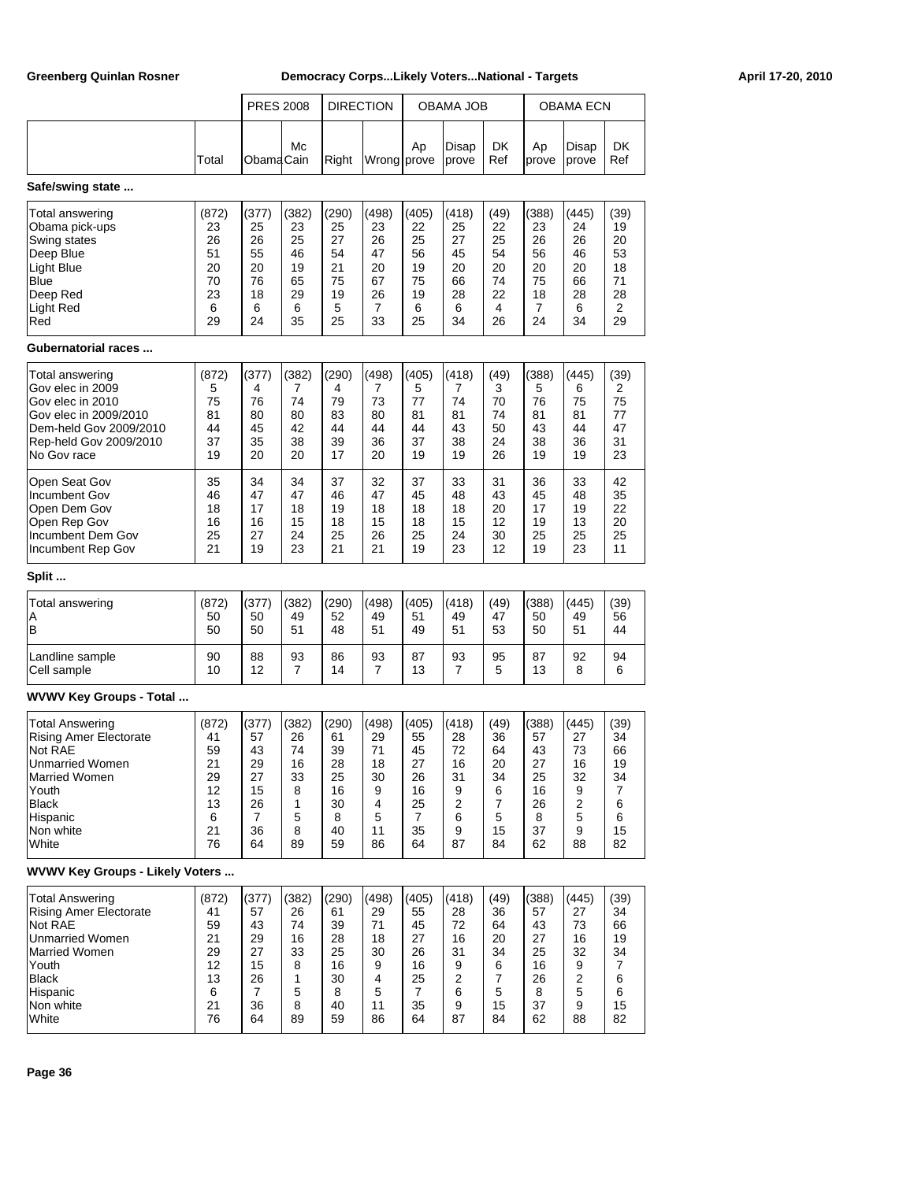| | Total | PRES 2008 Obama | PRES 2008 McCain | DIRECTION Right | DIRECTION Wrong | OBAMA JOB Approve | OBAMA JOB Disapprove | OBAMA JOB DK Ref | OBAMA ECN Approve | OBAMA ECN Disapprove | OBAMA ECN DK Ref |
|---|---|---|---|---|---|---|---|---|---|---|---|
| **Safe/swing state ...** | | | | | | | | | | | |
| Total answering | (872) | (377) | (382) | (290) | (498) | (405) | (418) | (49) | (388) | (445) | (39) |
| Obama pick-ups | 23 | 25 | 23 | 25 | 23 | 22 | 25 | 22 | 23 | 24 | 19 |
| Swing states | 26 | 26 | 25 | 27 | 26 | 25 | 27 | 25 | 26 | 26 | 20 |
| Deep Blue | 51 | 55 | 46 | 54 | 47 | 56 | 45 | 54 | 56 | 46 | 53 |
| Light Blue | 20 | 20 | 19 | 21 | 20 | 19 | 20 | 20 | 20 | 20 | 18 |
| Blue | 70 | 76 | 65 | 75 | 67 | 75 | 66 | 74 | 75 | 66 | 71 |
| Deep Red | 23 | 18 | 29 | 19 | 26 | 19 | 28 | 22 | 18 | 28 | 28 |
| Light Red | 6 | 6 | 6 | 5 | 7 | 6 | 6 | 4 | 7 | 6 | 2 |
| Red | 29 | 24 | 35 | 25 | 33 | 25 | 34 | 26 | 24 | 34 | 29 |
| **Gubernatorial races ...** | | | | | | | | | | | |
| Total answering | (872) | (377) | (382) | (290) | (498) | (405) | (418) | (49) | (388) | (445) | (39) |
| Gov elec in 2009 | 5 | 4 | 7 | 4 | 7 | 5 | 7 | 3 | 5 | 6 | 2 |
| Gov elec in 2010 | 75 | 76 | 74 | 79 | 73 | 77 | 74 | 70 | 76 | 75 | 75 |
| Gov elec in 2009/2010 | 81 | 80 | 80 | 83 | 80 | 81 | 81 | 74 | 81 | 81 | 77 |
| Dem-held Gov 2009/2010 | 44 | 45 | 42 | 44 | 44 | 44 | 43 | 50 | 43 | 44 | 47 |
| Rep-held Gov 2009/2010 | 37 | 35 | 38 | 39 | 36 | 37 | 38 | 24 | 38 | 36 | 31 |
| No Gov race | 19 | 20 | 20 | 17 | 20 | 19 | 19 | 26 | 19 | 19 | 23 |
| Open Seat Gov | 35 | 34 | 34 | 37 | 32 | 37 | 33 | 31 | 36 | 33 | 42 |
| Incumbent Gov | 46 | 47 | 47 | 46 | 47 | 45 | 48 | 43 | 45 | 48 | 35 |
| Open Dem Gov | 18 | 17 | 18 | 19 | 18 | 18 | 18 | 20 | 17 | 19 | 22 |
| Open Rep Gov | 16 | 16 | 15 | 18 | 15 | 18 | 15 | 12 | 19 | 13 | 20 |
| Incumbent Dem Gov | 25 | 27 | 24 | 25 | 26 | 25 | 24 | 30 | 25 | 25 | 25 |
| Incumbent Rep Gov | 21 | 19 | 23 | 21 | 21 | 19 | 23 | 12 | 19 | 23 | 11 |
| **Split ...** | | | | | | | | | | | |
| Total answering | (872) | (377) | (382) | (290) | (498) | (405) | (418) | (49) | (388) | (445) | (39) |
| A | 50 | 50 | 49 | 52 | 49 | 51 | 49 | 47 | 50 | 49 | 56 |
| B | 50 | 50 | 51 | 48 | 51 | 49 | 51 | 53 | 50 | 51 | 44 |
| Landline sample | 90 | 88 | 93 | 86 | 93 | 87 | 93 | 95 | 87 | 92 | 94 |
| Cell sample | 10 | 12 | 7 | 14 | 7 | 13 | 7 | 5 | 13 | 8 | 6 |
| **WVWV Key Groups - Total ...** | | | | | | | | | | | |
| Total Answering | (872) | (377) | (382) | (290) | (498) | (405) | (418) | (49) | (388) | (445) | (39) |
| Rising Amer Electorate | 41 | 57 | 26 | 61 | 29 | 55 | 28 | 36 | 57 | 27 | 34 |
| Not RAE | 59 | 43 | 74 | 39 | 71 | 45 | 72 | 64 | 43 | 73 | 66 |
| Unmarried Women | 21 | 29 | 16 | 28 | 18 | 27 | 16 | 20 | 27 | 16 | 19 |
| Married Women | 29 | 27 | 33 | 25 | 30 | 26 | 31 | 34 | 25 | 32 | 34 |
| Youth | 12 | 15 | 8 | 16 | 9 | 16 | 9 | 6 | 16 | 9 | 7 |
| Black | 13 | 26 | 1 | 30 | 4 | 25 | 2 | 7 | 26 | 2 | 6 |
| Hispanic | 6 | 7 | 5 | 8 | 5 | 7 | 6 | 5 | 8 | 5 | 6 |
| Non white | 21 | 36 | 8 | 40 | 11 | 35 | 9 | 15 | 37 | 9 | 15 |
| White | 76 | 64 | 89 | 59 | 86 | 64 | 87 | 84 | 62 | 88 | 82 |
| **WVWV Key Groups - Likely Voters ...** | | | | | | | | | | | |
| Total Answering | (872) | (377) | (382) | (290) | (498) | (405) | (418) | (49) | (388) | (445) | (39) |
| Rising Amer Electorate | 41 | 57 | 26 | 61 | 29 | 55 | 28 | 36 | 57 | 27 | 34 |
| Not RAE | 59 | 43 | 74 | 39 | 71 | 45 | 72 | 64 | 43 | 73 | 66 |
| Unmarried Women | 21 | 29 | 16 | 28 | 18 | 27 | 16 | 20 | 27 | 16 | 19 |
| Married Women | 29 | 27 | 33 | 25 | 30 | 26 | 31 | 34 | 25 | 32 | 34 |
| Youth | 12 | 15 | 8 | 16 | 9 | 16 | 9 | 6 | 16 | 9 | 7 |
| Black | 13 | 26 | 1 | 30 | 4 | 25 | 2 | 7 | 26 | 2 | 6 |
| Hispanic | 6 | 7 | 5 | 8 | 5 | 7 | 6 | 5 | 8 | 5 | 6 |
| Non white | 21 | 36 | 8 | 40 | 11 | 35 | 9 | 15 | 37 | 9 | 15 |
| White | 76 | 64 | 89 | 59 | 86 | 64 | 87 | 84 | 62 | 88 | 82 |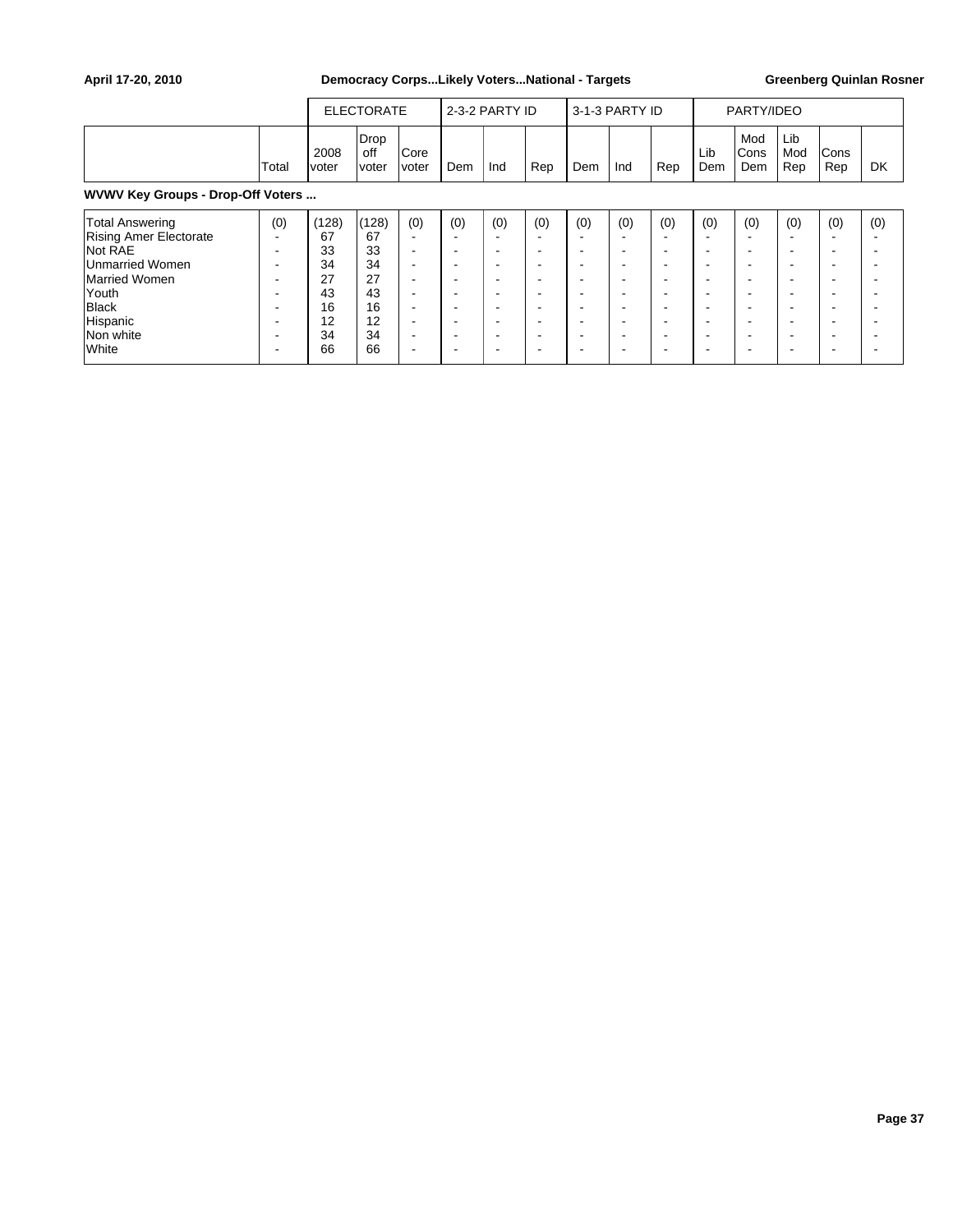| | Total | ELECTORATE | | | 2-3-2 PARTY ID | | | 3-1-3 PARTY ID | | | PARTY/IDEO | | | | |
|---|---|---|---|---|---|---|---|---|---|---|---|---|---|---|---|
| | | 2008 voter | Drop off voter | Core voter | Dem | Ind | Rep | Dem | Ind | Rep | Lib Dem | Mod Cons Dem | Lib Mod Rep | Cons Rep | DK |
| **WVWV Key Groups - Drop-Off Voters ...** | | | | | | | | | | | | | | | |
| Total Answering | (0) | (128) | (128) | (0) | (0) | (0) | (0) | (0) | (0) | (0) | (0) | (0) | (0) | (0) | (0) |
| Rising Amer Electorate | - | 67 | 67 | - | - | - | - | - | - | - | - | - | - | - | - |
| Not RAE | - | 33 | 33 | - | - | - | - | - | - | - | - | - | - | - | - |
| Unmarried Women | - | 34 | 34 | - | - | - | - | - | - | - | - | - | - | - | - |
| Married Women | - | 27 | 27 | - | - | - | - | - | - | - | - | - | - | - | - |
| Youth | - | 43 | 43 | - | - | - | - | - | - | - | - | - | - | - | - |
| Black | - | 16 | 16 | - | - | - | - | - | - | - | - | - | - | - | - |
| Hispanic | - | 12 | 12 | - | - | - | - | - | - | - | - | - | - | - | - |
| Non white | - | 34 | 34 | - | - | - | - | - | - | - | - | - | - | - | - |
| White | - | 66 | 66 | - | - | - | - | - | - | - | - | - | - | - | - |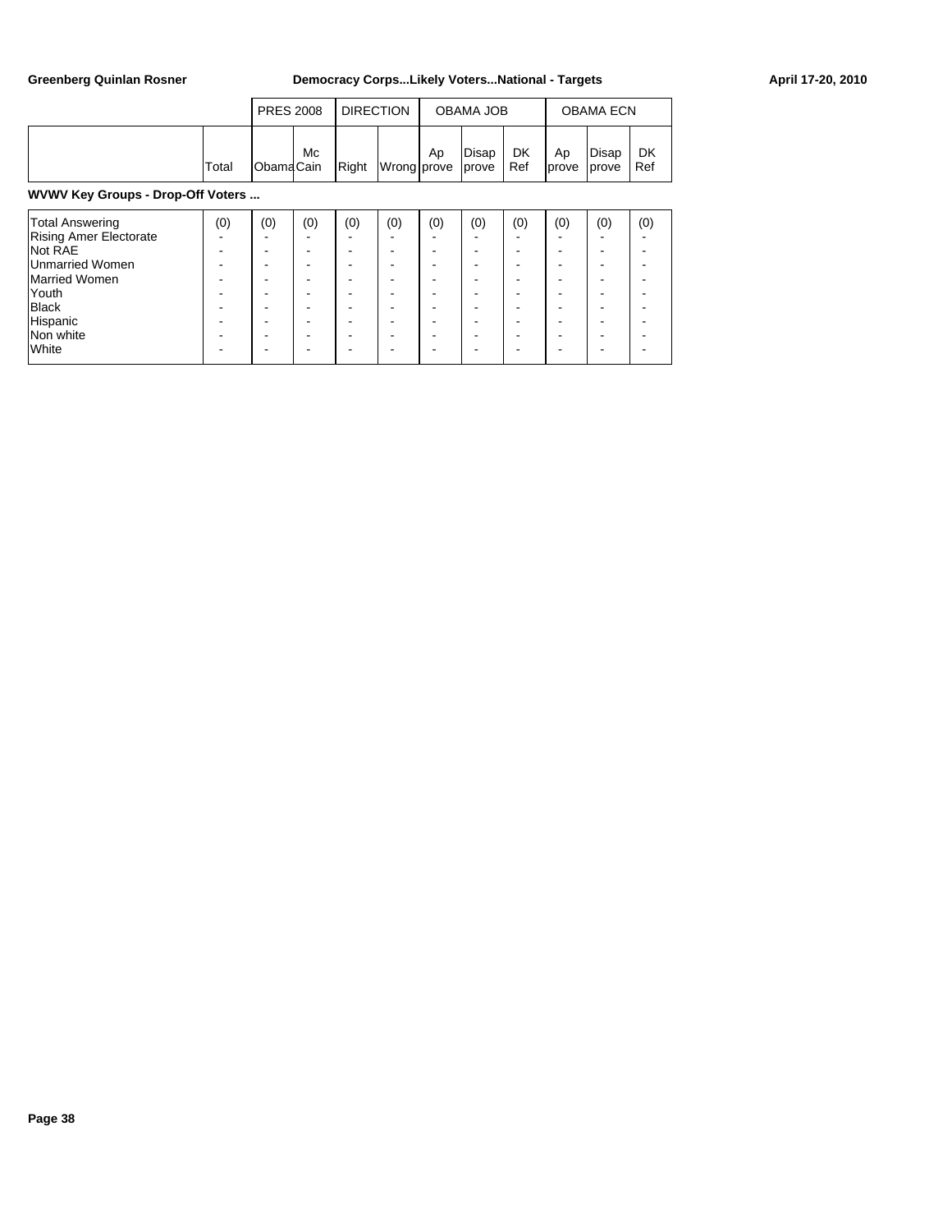Greenberg Quinlan Rosner — Democracy Corps...Likely Voters...National - Targets — April 17-20, 2010

| | | PRES 2008 | | DIRECTION | | OBAMA JOB | | | OBAMA ECN | | |
|---|---|---|---|---|---|---|---|---|---|---|---|
| | Total | Obama | Mc Cain | Right | Wrong | Ap prove | Disap prove | DK Ref | Ap prove | Disap prove | DK Ref |

**WVWV Key Groups - Drop-Off Voters ...**

| | Total | Obama | Mc Cain | Right | Wrong | Ap prove | Disap prove | DK Ref | Ap prove | Disap prove | DK Ref |
|---|---|---|---|---|---|---|---|---|---|---|---|
| Total Answering | (0) | (0) | (0) | (0) | (0) | (0) | (0) | (0) | (0) | (0) | (0) |
| Rising Amer Electorate | - | - | - | - | - | - | - | - | - | - | - |
| Not RAE | - | - | - | - | - | - | - | - | - | - | - |
| Unmarried Women | - | - | - | - | - | - | - | - | - | - | - |
| Married Women | - | - | - | - | - | - | - | - | - | - | - |
| Youth | - | - | - | - | - | - | - | - | - | - | - |
| Black | - | - | - | - | - | - | - | - | - | - | - |
| Hispanic | - | - | - | - | - | - | - | - | - | - | - |
| Non white | - | - | - | - | - | - | - | - | - | - | - |
| White | - | - | - | - | - | - | - | - | - | - | - |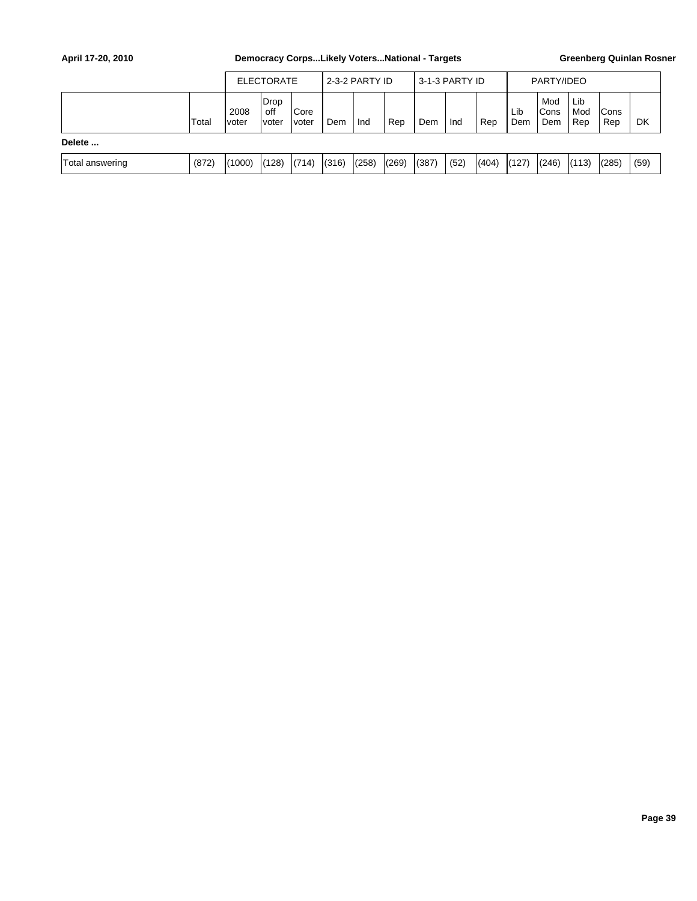| | Total | ELECTORATE | | | 2-3-2 PARTY ID | | | 3-1-3 PARTY ID | | | PARTY/IDEO | | | | |
|---|---|---|---|---|---|---|---|---|---|---|---|---|---|---|---|
| | | 2008 voter | Drop off voter | Core voter | Dem | Ind | Rep | Dem | Ind | Rep | Lib Dem | Mod Cons Dem | Lib Mod Rep | Cons Rep | DK |
| **Delete ...** | | | | | | | | | | | | | | | |
| Total answering | (872) | (1000) | (128) | (714) | (316) | (258) | (269) | (387) | (52) | (404) | (127) | (246) | (113) | (285) | (59) |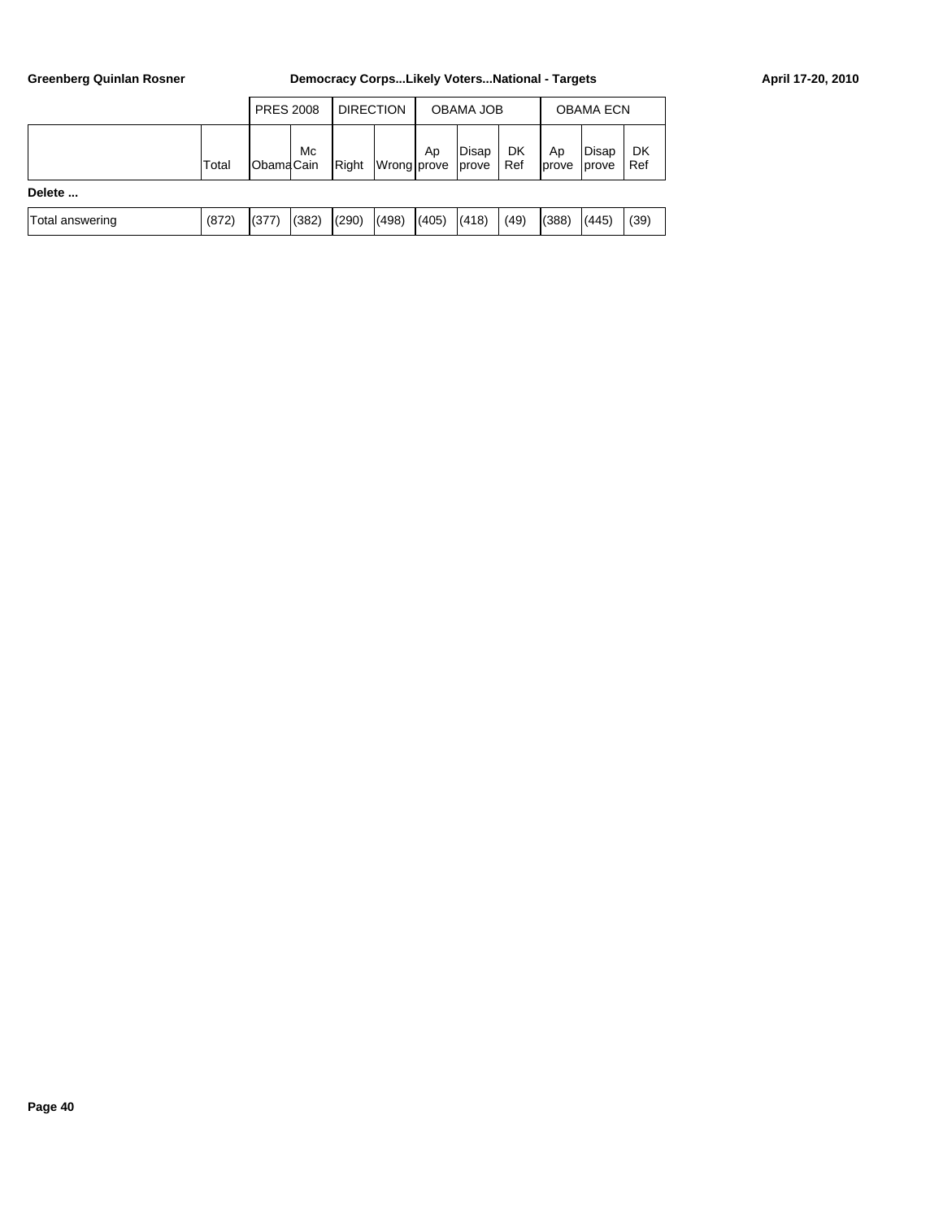| | Total | PRES 2008 | | DIRECTION | | OBAMA JOB | | | OBAMA ECN | | |
|---|---|---|---|---|---|---|---|---|---|---|---|
| | | Obama | Mc Cain | Right | Wrong | Ap prove | Disap prove | DK Ref | Ap prove | Disap prove | DK Ref |
| **Delete ...** | | | | | | | | | | | |
| Total answering | (872) | (377) | (382) | (290) | (498) | (405) | (418) | (49) | (388) | (445) | (39) |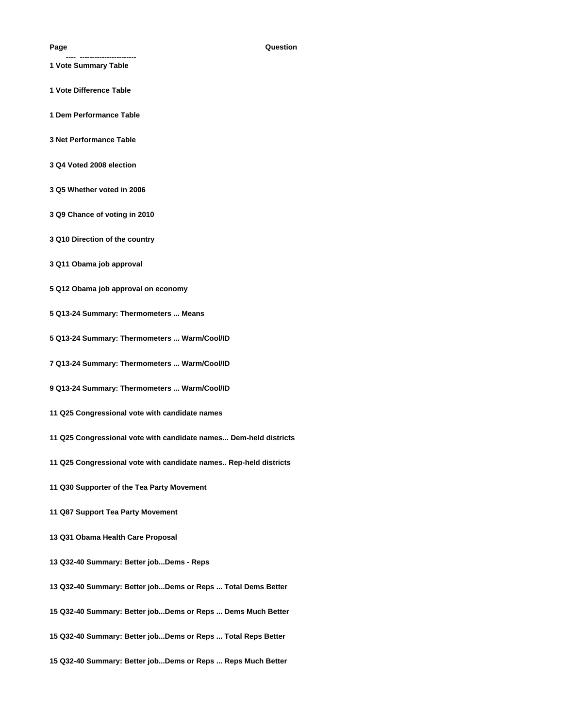| Page | Question |
| ---- | ----------------------- |
| 1 | Vote Summary Table |
| 1 | Vote Difference Table |
| 1 | Dem Performance Table |
| 3 | Net Performance Table |
| 3 | Q4 Voted 2008 election |
| 3 | Q5 Whether voted in 2006 |
| 3 | Q9 Chance of voting in 2010 |
| 3 | Q10 Direction of the country |
| 3 | Q11 Obama job approval |
| 5 | Q12 Obama job approval on economy |
| 5 | Q13-24 Summary: Thermometers ... Means |
| 5 | Q13-24 Summary: Thermometers ... Warm/Cool/ID |
| 7 | Q13-24 Summary: Thermometers ... Warm/Cool/ID |
| 9 | Q13-24 Summary: Thermometers ... Warm/Cool/ID |
| 11 | Q25 Congressional vote with candidate names |
| 11 | Q25 Congressional vote with candidate names... Dem-held districts |
| 11 | Q25 Congressional vote with candidate names.. Rep-held districts |
| 11 | Q30 Supporter of the Tea Party Movement |
| 11 | Q87 Support Tea Party Movement |
| 13 | Q31 Obama Health Care Proposal |
| 13 | Q32-40 Summary: Better job...Dems - Reps |
| 13 | Q32-40 Summary: Better job...Dems or Reps ... Total Dems Better |
| 15 | Q32-40 Summary: Better job...Dems or Reps ... Dems Much Better |
| 15 | Q32-40 Summary: Better job...Dems or Reps ... Total Reps Better |
| 15 | Q32-40 Summary: Better job...Dems or Reps ... Reps Much Better |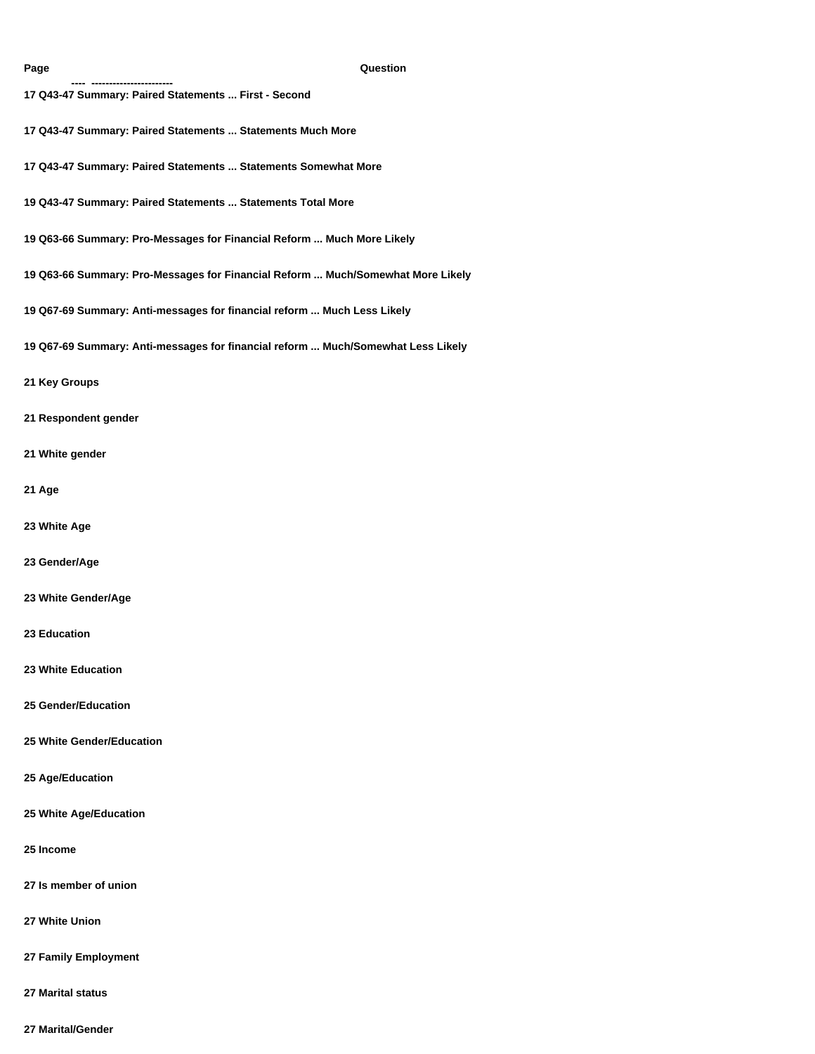| Page | Question |
|---|---|
| 17 | Q43-47 Summary: Paired Statements ... First - Second |
| 17 | Q43-47 Summary: Paired Statements ... Statements Much More |
| 17 | Q43-47 Summary: Paired Statements ... Statements Somewhat More |
| 19 | Q43-47 Summary: Paired Statements ... Statements Total More |
| 19 | Q63-66 Summary: Pro-Messages for Financial Reform ... Much More Likely |
| 19 | Q63-66 Summary: Pro-Messages for Financial Reform ... Much/Somewhat More Likely |
| 19 | Q67-69 Summary: Anti-messages for financial reform ... Much Less Likely |
| 19 | Q67-69 Summary: Anti-messages for financial reform ... Much/Somewhat Less Likely |
| 21 | Key Groups |
| 21 | Respondent gender |
| 21 | White gender |
| 21 | Age |
| 23 | White Age |
| 23 | Gender/Age |
| 23 | White Gender/Age |
| 23 | Education |
| 23 | White Education |
| 25 | Gender/Education |
| 25 | White Gender/Education |
| 25 | Age/Education |
| 25 | White Age/Education |
| 25 | Income |
| 27 | Is member of union |
| 27 | White Union |
| 27 | Family Employment |
| 27 | Marital status |
| 27 | Marital/Gender |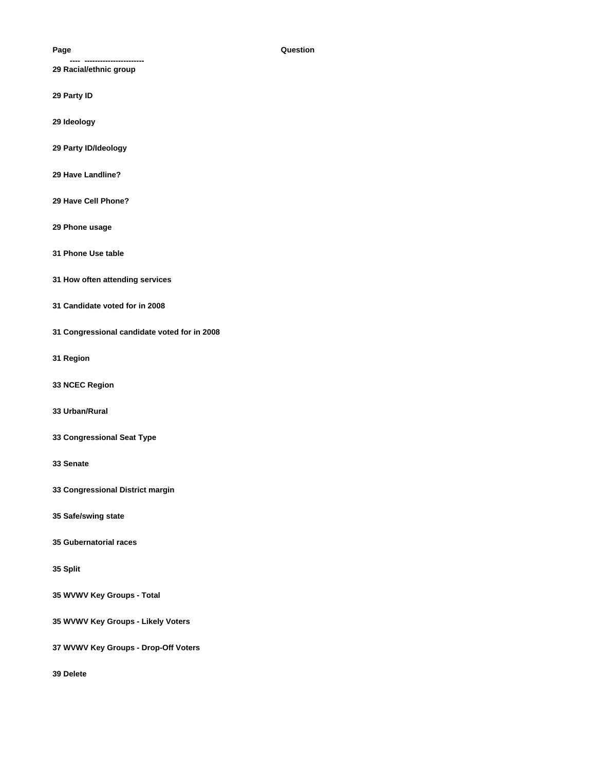| Page | Question |
| --- | --- |
| 29 | Racial/ethnic group |
| 29 | Party ID |
| 29 | Ideology |
| 29 | Party ID/Ideology |
| 29 | Have Landline? |
| 29 | Have Cell Phone? |
| 29 | Phone usage |
| 31 | Phone Use table |
| 31 | How often attending services |
| 31 | Candidate voted for in 2008 |
| 31 | Congressional candidate voted for in 2008 |
| 31 | Region |
| 33 | NCEC Region |
| 33 | Urban/Rural |
| 33 | Congressional Seat Type |
| 33 | Senate |
| 33 | Congressional District margin |
| 35 | Safe/swing state |
| 35 | Gubernatorial races |
| 35 | Split |
| 35 | WVWV Key Groups - Total |
| 35 | WVWV Key Groups - Likely Voters |
| 37 | WVWV Key Groups - Drop-Off Voters |
| 39 | Delete |